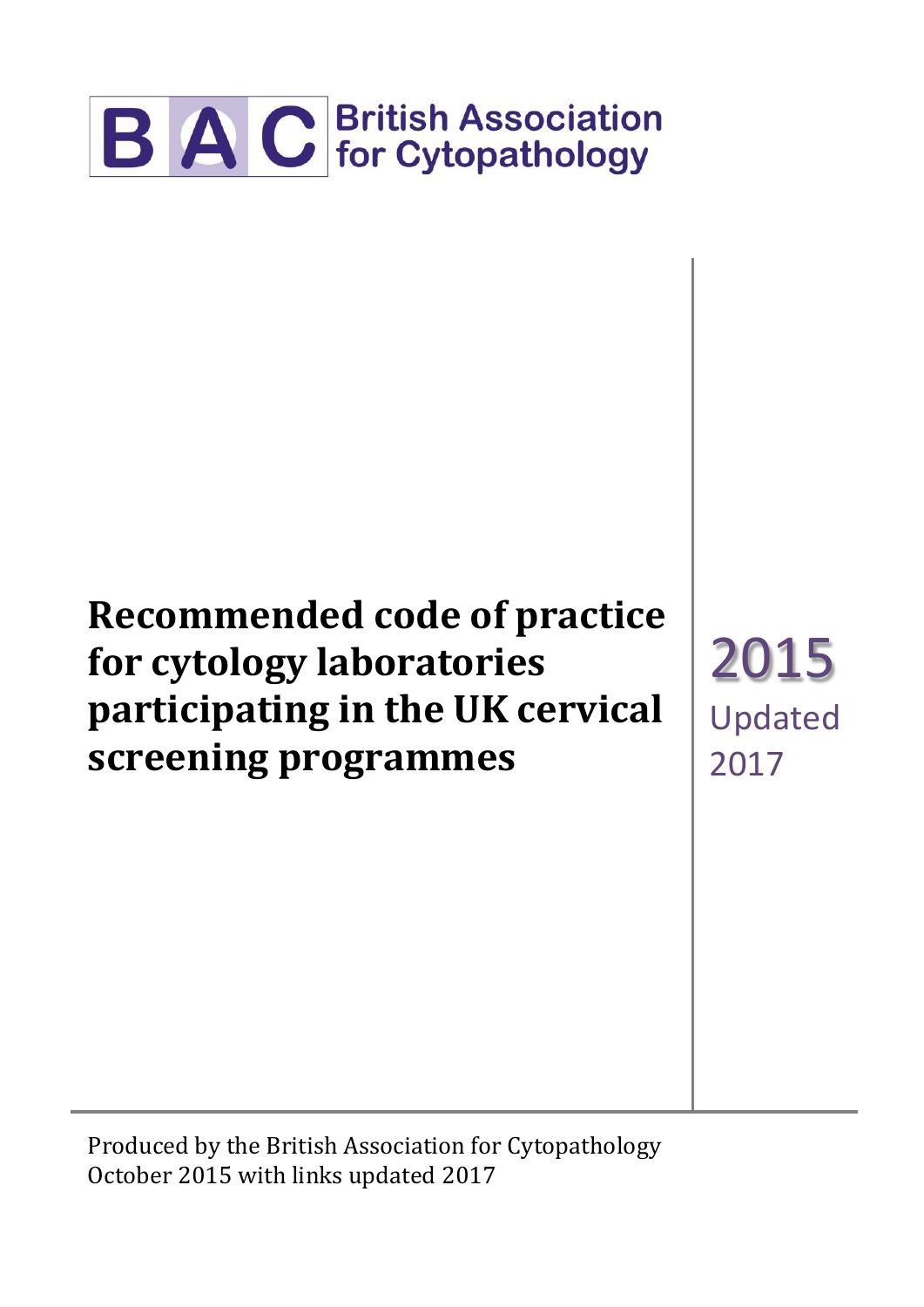BAC British Association for Cytopathology

# Recommended code of practice for cytology laboratories participating in the UK cervical screening programmes

2015
Updated
2017

Produced by the British Association for Cytopathology
October 2015 with links updated 2017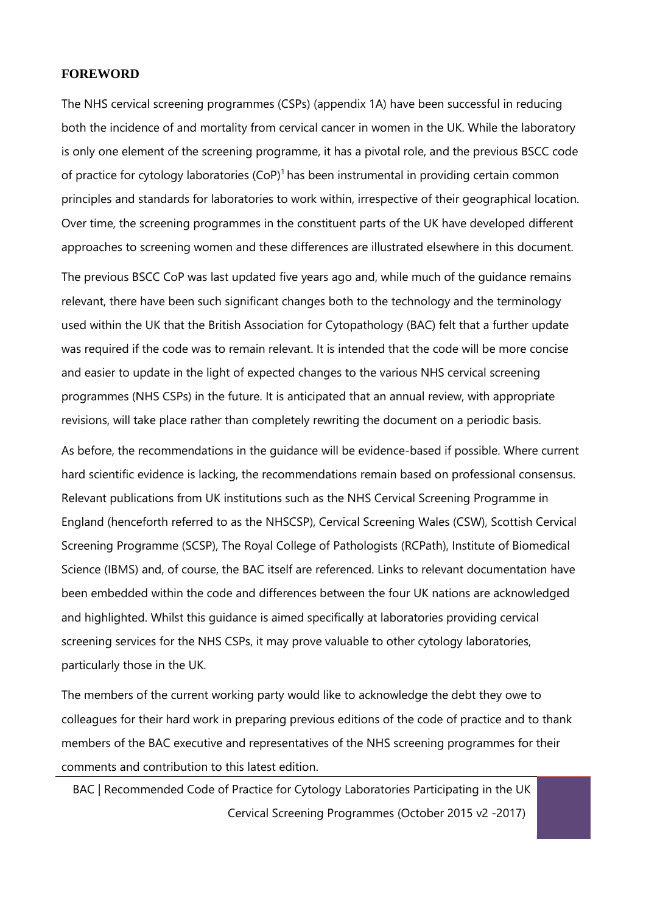## FOREWORD

The NHS cervical screening programmes (CSPs) (appendix 1A) have been successful in reducing both the incidence of and mortality from cervical cancer in women in the UK. While the laboratory is only one element of the screening programme, it has a pivotal role, and the previous BSCC code of practice for cytology laboratories (CoP)[1] has been instrumental in providing certain common principles and standards for laboratories to work within, irrespective of their geographical location. Over time, the screening programmes in the constituent parts of the UK have developed different approaches to screening women and these differences are illustrated elsewhere in this document.

The previous BSCC CoP was last updated five years ago and, while much of the guidance remains relevant, there have been such significant changes both to the technology and the terminology used within the UK that the British Association for Cytopathology (BAC) felt that a further update was required if the code was to remain relevant. It is intended that the code will be more concise and easier to update in the light of expected changes to the various NHS cervical screening programmes (NHS CSPs) in the future. It is anticipated that an annual review, with appropriate revisions, will take place rather than completely rewriting the document on a periodic basis.

As before, the recommendations in the guidance will be evidence-based if possible. Where current hard scientific evidence is lacking, the recommendations remain based on professional consensus. Relevant publications from UK institutions such as the NHS Cervical Screening Programme in England (henceforth referred to as the NHSCSP), Cervical Screening Wales (CSW), Scottish Cervical Screening Programme (SCSP), The Royal College of Pathologists (RCPath), Institute of Biomedical Science (IBMS) and, of course, the BAC itself are referenced. Links to relevant documentation have been embedded within the code and differences between the four UK nations are acknowledged and highlighted. Whilst this guidance is aimed specifically at laboratories providing cervical screening services for the NHS CSPs, it may prove valuable to other cytology laboratories, particularly those in the UK.

The members of the current working party would like to acknowledge the debt they owe to colleagues for their hard work in preparing previous editions of the code of practice and to thank members of the BAC executive and representatives of the NHS screening programmes for their comments and contribution to this latest edition.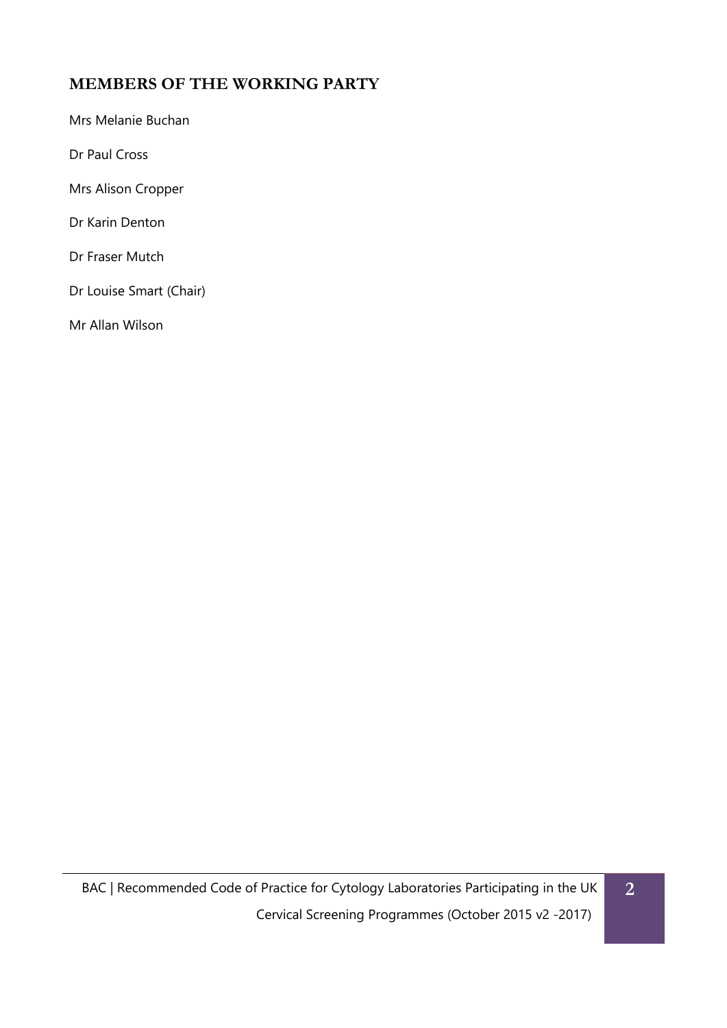## MEMBERS OF THE WORKING PARTY

Mrs Melanie Buchan

Dr Paul Cross

Mrs Alison Cropper

Dr Karin Denton

Dr Fraser Mutch

Dr Louise Smart (Chair)

Mr Allan Wilson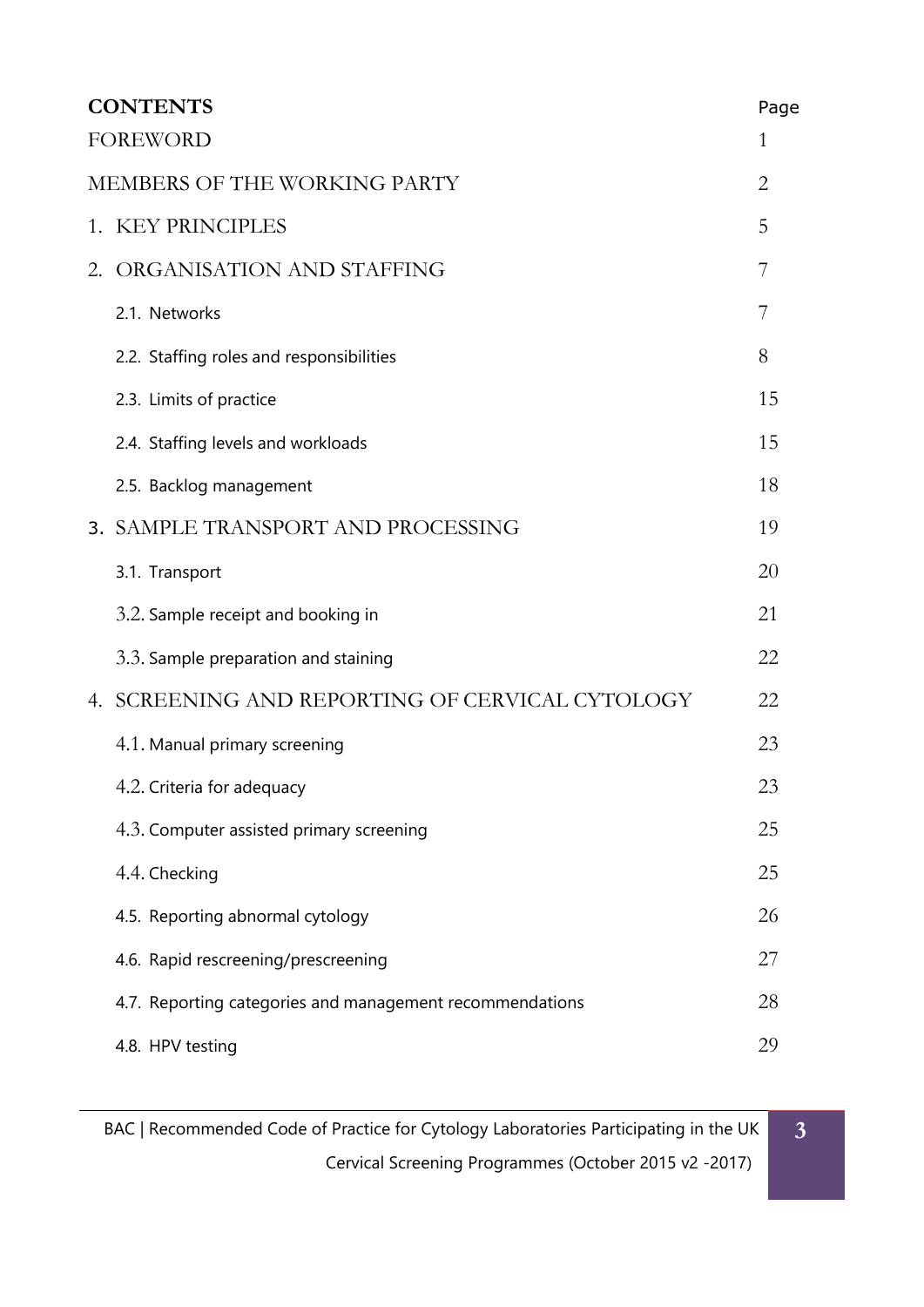## CONTENTS

| | Page |
|---|---|
| FOREWORD | 1 |
| MEMBERS OF THE WORKING PARTY | 2 |
| 1. KEY PRINCIPLES | 5 |
| 2. ORGANISATION AND STAFFING | 7 |
| 2.1. Networks | 7 |
| 2.2. Staffing roles and responsibilities | 8 |
| 2.3. Limits of practice | 15 |
| 2.4. Staffing levels and workloads | 15 |
| 2.5. Backlog management | 18 |
| 3. SAMPLE TRANSPORT AND PROCESSING | 19 |
| 3.1. Transport | 20 |
| 3.2. Sample receipt and booking in | 21 |
| 3.3. Sample preparation and staining | 22 |
| 4. SCREENING AND REPORTING OF CERVICAL CYTOLOGY | 22 |
| 4.1. Manual primary screening | 23 |
| 4.2. Criteria for adequacy | 23 |
| 4.3. Computer assisted primary screening | 25 |
| 4.4. Checking | 25 |
| 4.5. Reporting abnormal cytology | 26 |
| 4.6. Rapid rescreening/prescreening | 27 |
| 4.7. Reporting categories and management recommendations | 28 |
| 4.8. HPV testing | 29 |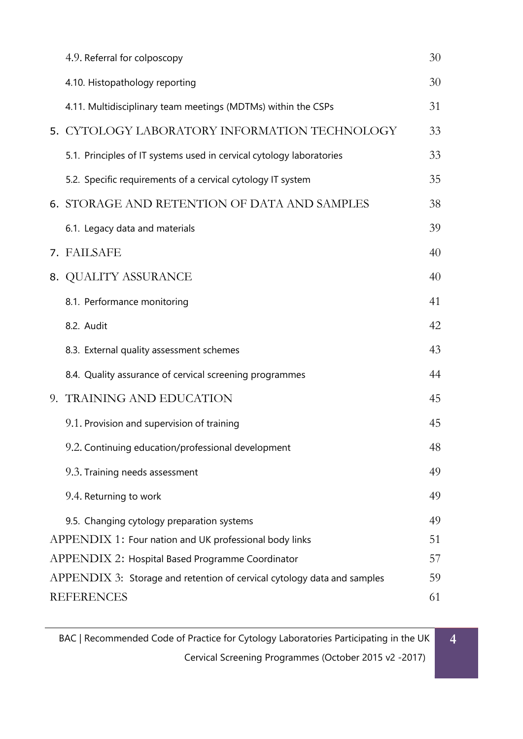| | |
|---|---|
| 4.9. Referral for colposcopy | 30 |
| 4.10. Histopathology reporting | 30 |
| 4.11. Multidisciplinary team meetings (MDTMs) within the CSPs | 31 |
| 5. CYTOLOGY LABORATORY INFORMATION TECHNOLOGY | 33 |
| 5.1. Principles of IT systems used in cervical cytology laboratories | 33 |
| 5.2. Specific requirements of a cervical cytology IT system | 35 |
| 6. STORAGE AND RETENTION OF DATA AND SAMPLES | 38 |
| 6.1. Legacy data and materials | 39 |
| 7. FAILSAFE | 40 |
| 8. QUALITY ASSURANCE | 40 |
| 8.1. Performance monitoring | 41 |
| 8.2. Audit | 42 |
| 8.3. External quality assessment schemes | 43 |
| 8.4. Quality assurance of cervical screening programmes | 44 |
| 9. TRAINING AND EDUCATION | 45 |
| 9.1. Provision and supervision of training | 45 |
| 9.2. Continuing education/professional development | 48 |
| 9.3. Training needs assessment | 49 |
| 9.4. Returning to work | 49 |
| 9.5. Changing cytology preparation systems | 49 |
| APPENDIX 1: Four nation and UK professional body links | 51 |
| APPENDIX 2: Hospital Based Programme Coordinator | 57 |
| APPENDIX 3: Storage and retention of cervical cytology data and samples | 59 |
| REFERENCES | 61 |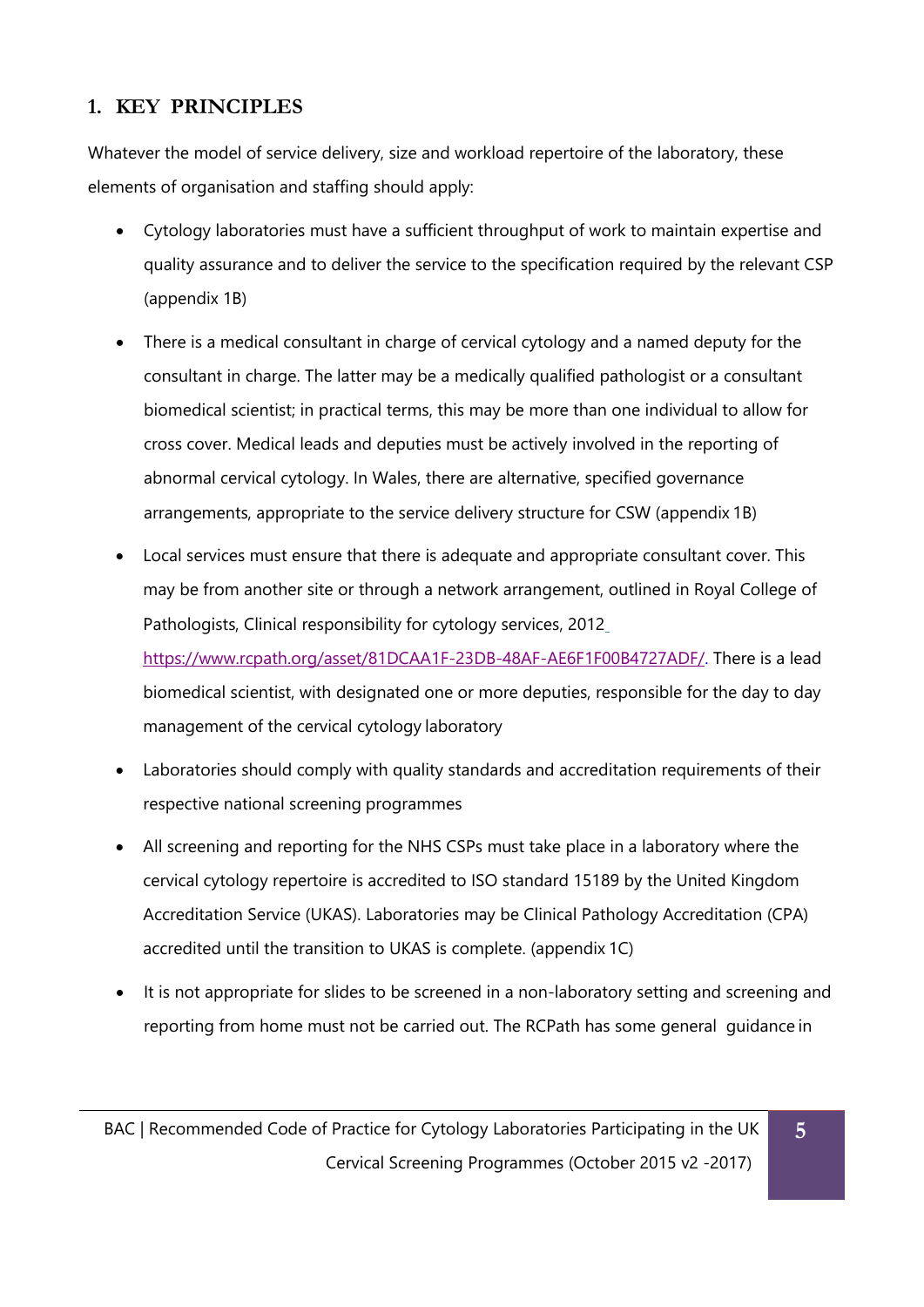## 1. KEY PRINCIPLES

Whatever the model of service delivery, size and workload repertoire of the laboratory, these elements of organisation and staffing should apply:

- Cytology laboratories must have a sufficient throughput of work to maintain expertise and quality assurance and to deliver the service to the specification required by the relevant CSP (appendix 1B)
- There is a medical consultant in charge of cervical cytology and a named deputy for the consultant in charge. The latter may be a medically qualified pathologist or a consultant biomedical scientist; in practical terms, this may be more than one individual to allow for cross cover. Medical leads and deputies must be actively involved in the reporting of abnormal cervical cytology. In Wales, there are alternative, specified governance arrangements, appropriate to the service delivery structure for CSW (appendix 1B)
- Local services must ensure that there is adequate and appropriate consultant cover. This may be from another site or through a network arrangement, outlined in Royal College of Pathologists, Clinical responsibility for cytology services, 2012 https://www.rcpath.org/asset/81DCAA1F-23DB-48AF-AE6F1F00B4727ADF/. There is a lead biomedical scientist, with designated one or more deputies, responsible for the day to day management of the cervical cytology laboratory
- Laboratories should comply with quality standards and accreditation requirements of their respective national screening programmes
- All screening and reporting for the NHS CSPs must take place in a laboratory where the cervical cytology repertoire is accredited to ISO standard 15189 by the United Kingdom Accreditation Service (UKAS). Laboratories may be Clinical Pathology Accreditation (CPA) accredited until the transition to UKAS is complete. (appendix 1C)
- It is not appropriate for slides to be screened in a non-laboratory setting and screening and reporting from home must not be carried out. The RCPath has some general guidance in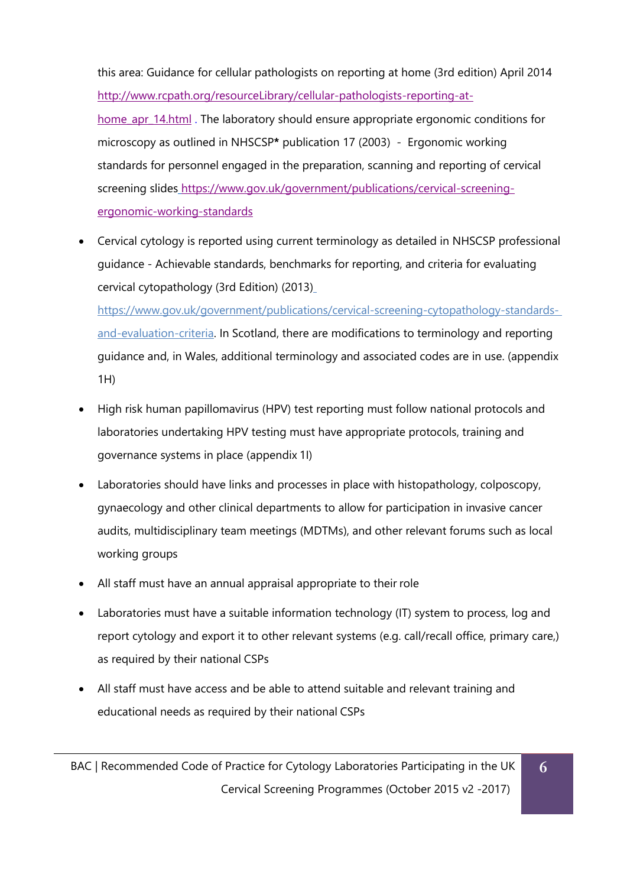this area: Guidance for cellular pathologists on reporting at home (3rd edition) April 2014 http://www.rcpath.org/resourceLibrary/cellular-pathologists-reporting-at-home_apr_14.html . The laboratory should ensure appropriate ergonomic conditions for microscopy as outlined in NHSCSP**\*** publication 17 (2003) - Ergonomic working standards for personnel engaged in the preparation, scanning and reporting of cervical screening slides https://www.gov.uk/government/publications/cervical-screening-ergonomic-working-standards

- Cervical cytology is reported using current terminology as detailed in NHSCSP professional guidance - Achievable standards, benchmarks for reporting, and criteria for evaluating cervical cytopathology (3rd Edition) (2013) https://www.gov.uk/government/publications/cervical-screening-cytopathology-standards-and-evaluation-criteria. In Scotland, there are modifications to terminology and reporting guidance and, in Wales, additional terminology and associated codes are in use. (appendix 1H)
- High risk human papillomavirus (HPV) test reporting must follow national protocols and laboratories undertaking HPV testing must have appropriate protocols, training and governance systems in place (appendix 1I)
- Laboratories should have links and processes in place with histopathology, colposcopy, gynaecology and other clinical departments to allow for participation in invasive cancer audits, multidisciplinary team meetings (MDTMs), and other relevant forums such as local working groups
- All staff must have an annual appraisal appropriate to their role
- Laboratories must have a suitable information technology (IT) system to process, log and report cytology and export it to other relevant systems (e.g. call/recall office, primary care,) as required by their national CSPs
- All staff must have access and be able to attend suitable and relevant training and educational needs as required by their national CSPs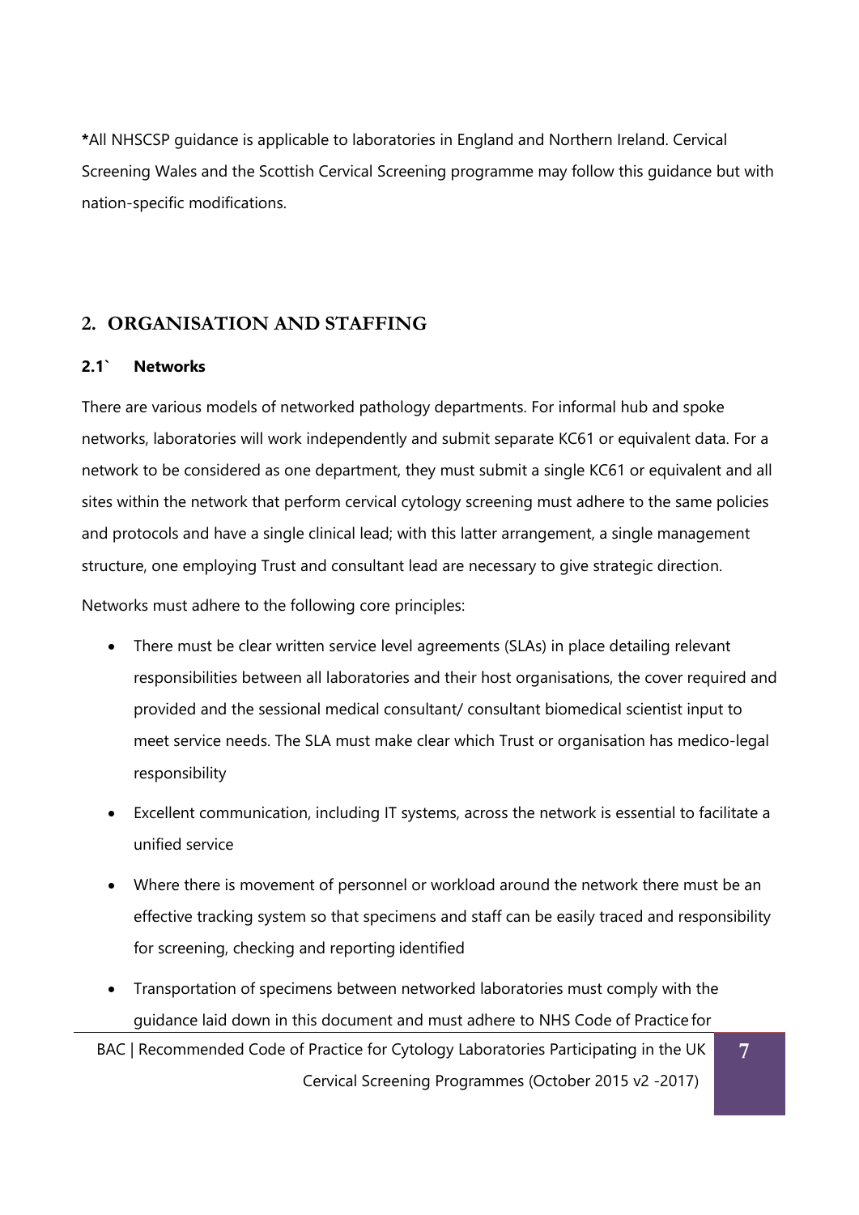*All NHSCSP guidance is applicable to laboratories in England and Northern Ireland. Cervical Screening Wales and the Scottish Cervical Screening programme may follow this guidance but with nation-specific modifications.

## 2. ORGANISATION AND STAFFING

### 2.1` Networks

There are various models of networked pathology departments. For informal hub and spoke networks, laboratories will work independently and submit separate KC61 or equivalent data. For a network to be considered as one department, they must submit a single KC61 or equivalent and all sites within the network that perform cervical cytology screening must adhere to the same policies and protocols and have a single clinical lead; with this latter arrangement, a single management structure, one employing Trust and consultant lead are necessary to give strategic direction.

Networks must adhere to the following core principles:

- There must be clear written service level agreements (SLAs) in place detailing relevant responsibilities between all laboratories and their host organisations, the cover required and provided and the sessional medical consultant/ consultant biomedical scientist input to meet service needs. The SLA must make clear which Trust or organisation has medico-legal responsibility
- Excellent communication, including IT systems, across the network is essential to facilitate a unified service
- Where there is movement of personnel or workload around the network there must be an effective tracking system so that specimens and staff can be easily traced and responsibility for screening, checking and reporting identified
- Transportation of specimens between networked laboratories must comply with the guidance laid down in this document and must adhere to NHS Code of Practice for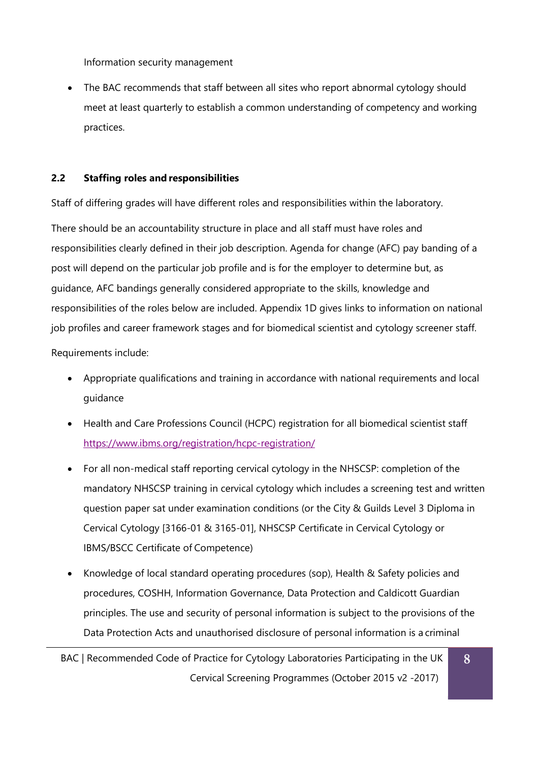Information security management

- The BAC recommends that staff between all sites who report abnormal cytology should meet at least quarterly to establish a common understanding of competency and working practices.

## 2.2 Staffing roles and responsibilities

Staff of differing grades will have different roles and responsibilities within the laboratory.

There should be an accountability structure in place and all staff must have roles and responsibilities clearly defined in their job description. Agenda for change (AFC) pay banding of a post will depend on the particular job profile and is for the employer to determine but, as guidance, AFC bandings generally considered appropriate to the skills, knowledge and responsibilities of the roles below are included. Appendix 1D gives links to information on national job profiles and career framework stages and for biomedical scientist and cytology screener staff.

Requirements include:

- Appropriate qualifications and training in accordance with national requirements and local guidance
- Health and Care Professions Council (HCPC) registration for all biomedical scientist staff https://www.ibms.org/registration/hcpc-registration/
- For all non-medical staff reporting cervical cytology in the NHSCSP: completion of the mandatory NHSCSP training in cervical cytology which includes a screening test and written question paper sat under examination conditions (or the City & Guilds Level 3 Diploma in Cervical Cytology [3166-01 & 3165-01], NHSCSP Certificate in Cervical Cytology or IBMS/BSCC Certificate of Competence)
- Knowledge of local standard operating procedures (sop), Health & Safety policies and procedures, COSHH, Information Governance, Data Protection and Caldicott Guardian principles. The use and security of personal information is subject to the provisions of the Data Protection Acts and unauthorised disclosure of personal information is a criminal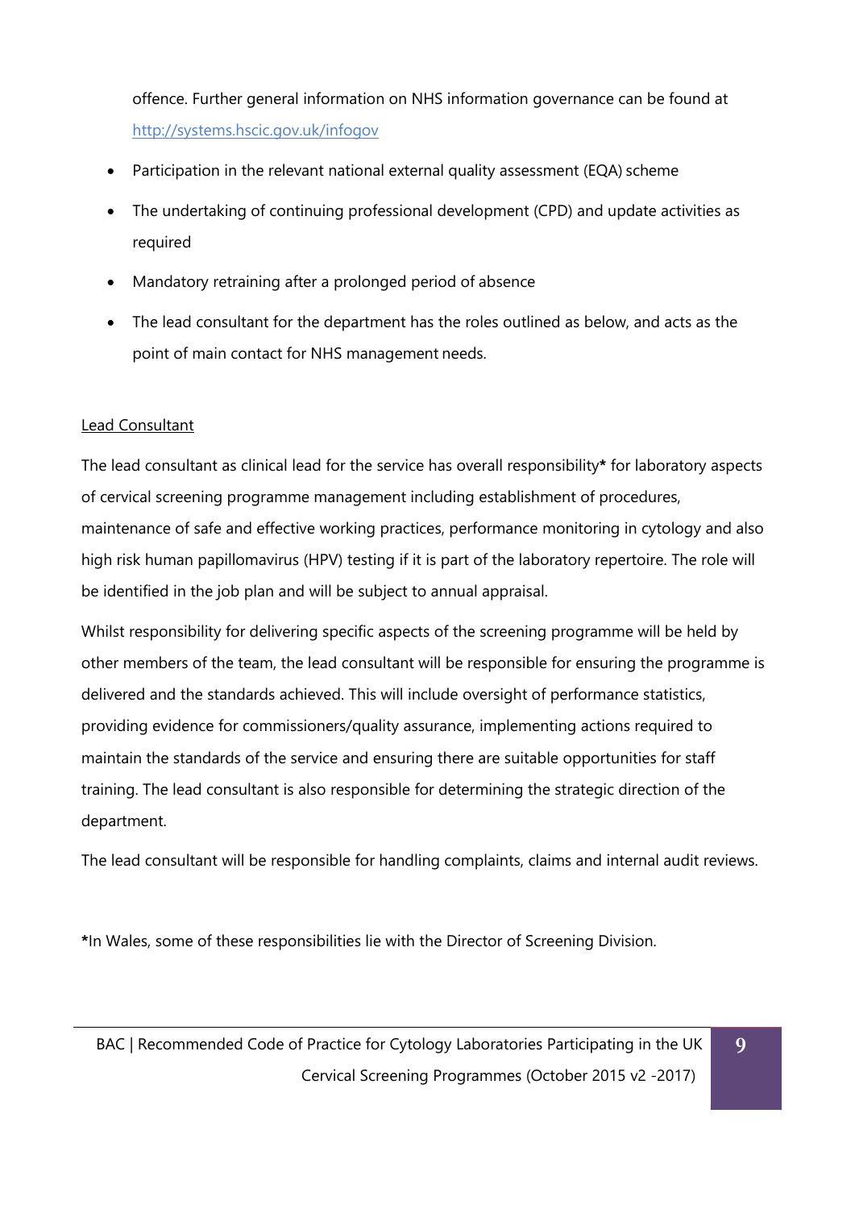offence. Further general information on NHS information governance can be found at http://systems.hscic.gov.uk/infogov

- Participation in the relevant national external quality assessment (EQA) scheme
- The undertaking of continuing professional development (CPD) and update activities as required
- Mandatory retraining after a prolonged period of absence
- The lead consultant for the department has the roles outlined as below, and acts as the point of main contact for NHS management needs.

Lead Consultant

The lead consultant as clinical lead for the service has overall responsibility* for laboratory aspects of cervical screening programme management including establishment of procedures, maintenance of safe and effective working practices, performance monitoring in cytology and also high risk human papillomavirus (HPV) testing if it is part of the laboratory repertoire. The role will be identified in the job plan and will be subject to annual appraisal.

Whilst responsibility for delivering specific aspects of the screening programme will be held by other members of the team, the lead consultant will be responsible for ensuring the programme is delivered and the standards achieved. This will include oversight of performance statistics, providing evidence for commissioners/quality assurance, implementing actions required to maintain the standards of the service and ensuring there are suitable opportunities for staff training. The lead consultant is also responsible for determining the strategic direction of the department.

The lead consultant will be responsible for handling complaints, claims and internal audit reviews.

*In Wales, some of these responsibilities lie with the Director of Screening Division.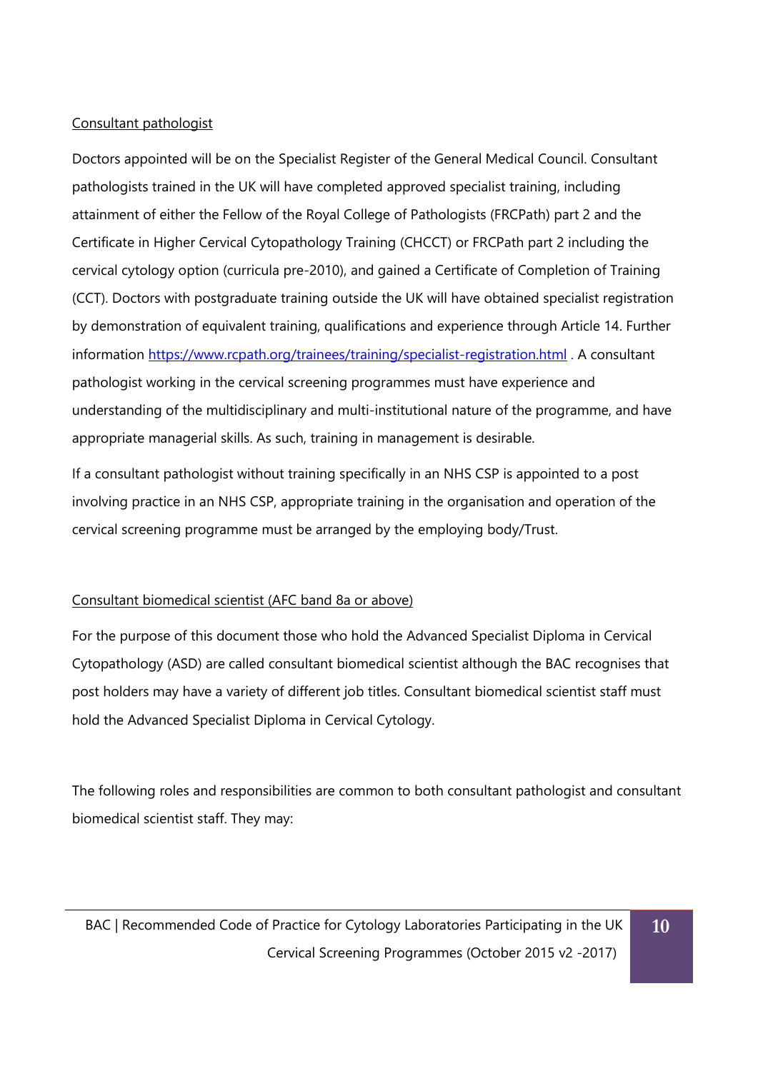<u>Consultant pathologist</u>

Doctors appointed will be on the Specialist Register of the General Medical Council. Consultant pathologists trained in the UK will have completed approved specialist training, including attainment of either the Fellow of the Royal College of Pathologists (FRCPath) part 2 and the Certificate in Higher Cervical Cytopathology Training (CHCCT) or FRCPath part 2 including the cervical cytology option (curricula pre-2010), and gained a Certificate of Completion of Training (CCT). Doctors with postgraduate training outside the UK will have obtained specialist registration by demonstration of equivalent training, qualifications and experience through Article 14. Further information [https://www.rcpath.org/trainees/training/specialist-registration.html](https://www.rcpath.org/trainees/training/specialist-registration.html) . A consultant pathologist working in the cervical screening programmes must have experience and understanding of the multidisciplinary and multi-institutional nature of the programme, and have appropriate managerial skills. As such, training in management is desirable.

If a consultant pathologist without training specifically in an NHS CSP is appointed to a post involving practice in an NHS CSP, appropriate training in the organisation and operation of the cervical screening programme must be arranged by the employing body/Trust.

<u>Consultant biomedical scientist (AFC band 8a or above)</u>

For the purpose of this document those who hold the Advanced Specialist Diploma in Cervical Cytopathology (ASD) are called consultant biomedical scientist although the BAC recognises that post holders may have a variety of different job titles. Consultant biomedical scientist staff must hold the Advanced Specialist Diploma in Cervical Cytology.

The following roles and responsibilities are common to both consultant pathologist and consultant biomedical scientist staff. They may: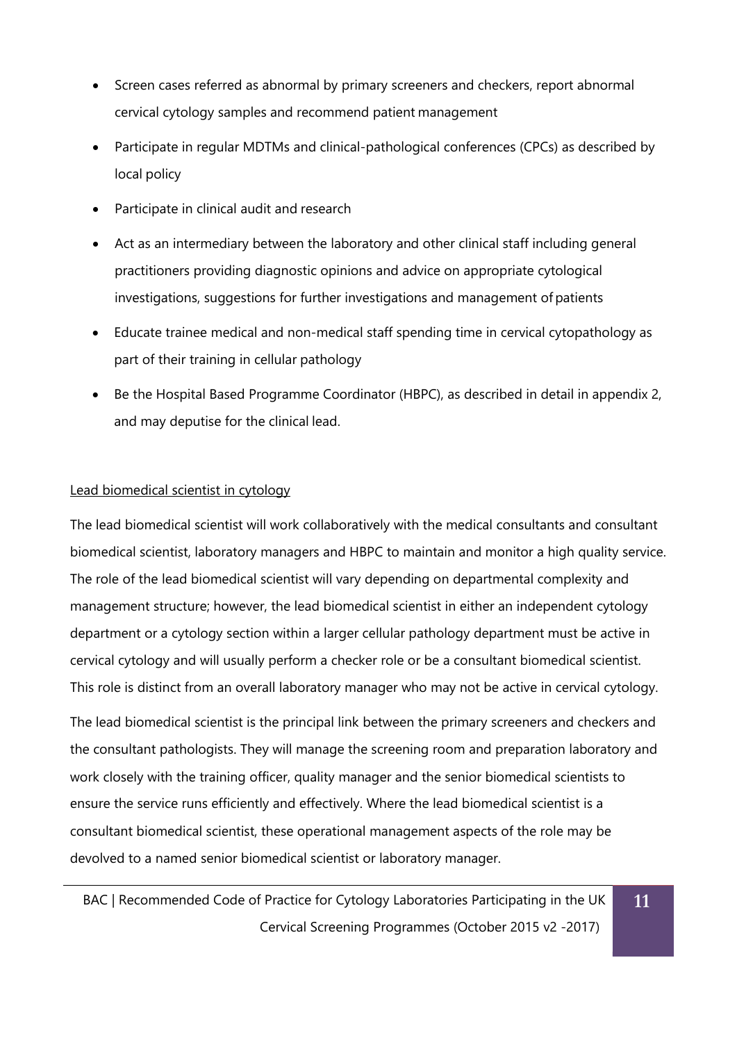- Screen cases referred as abnormal by primary screeners and checkers, report abnormal cervical cytology samples and recommend patient management
- Participate in regular MDTMs and clinical-pathological conferences (CPCs) as described by local policy
- Participate in clinical audit and research
- Act as an intermediary between the laboratory and other clinical staff including general practitioners providing diagnostic opinions and advice on appropriate cytological investigations, suggestions for further investigations and management of patients
- Educate trainee medical and non-medical staff spending time in cervical cytopathology as part of their training in cellular pathology
- Be the Hospital Based Programme Coordinator (HBPC), as described in detail in appendix 2, and may deputise for the clinical lead.

<u>Lead biomedical scientist in cytology</u>

The lead biomedical scientist will work collaboratively with the medical consultants and consultant biomedical scientist, laboratory managers and HBPC to maintain and monitor a high quality service. The role of the lead biomedical scientist will vary depending on departmental complexity and management structure; however, the lead biomedical scientist in either an independent cytology department or a cytology section within a larger cellular pathology department must be active in cervical cytology and will usually perform a checker role or be a consultant biomedical scientist. This role is distinct from an overall laboratory manager who may not be active in cervical cytology.

The lead biomedical scientist is the principal link between the primary screeners and checkers and the consultant pathologists. They will manage the screening room and preparation laboratory and work closely with the training officer, quality manager and the senior biomedical scientists to ensure the service runs efficiently and effectively. Where the lead biomedical scientist is a consultant biomedical scientist, these operational management aspects of the role may be devolved to a named senior biomedical scientist or laboratory manager.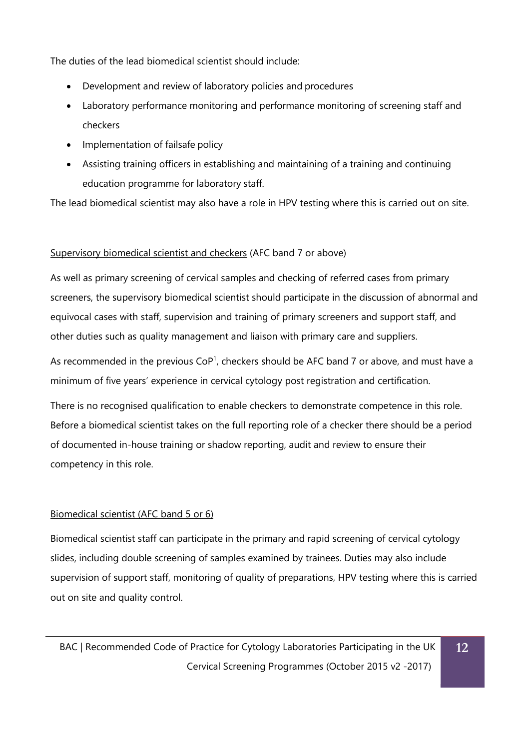The duties of the lead biomedical scientist should include:

- Development and review of laboratory policies and procedures
- Laboratory performance monitoring and performance monitoring of screening staff and checkers
- Implementation of failsafe policy
- Assisting training officers in establishing and maintaining of a training and continuing education programme for laboratory staff.

The lead biomedical scientist may also have a role in HPV testing where this is carried out on site.

Supervisory biomedical scientist and checkers (AFC band 7 or above)

As well as primary screening of cervical samples and checking of referred cases from primary screeners, the supervisory biomedical scientist should participate in the discussion of abnormal and equivocal cases with staff, supervision and training of primary screeners and support staff, and other duties such as quality management and liaison with primary care and suppliers.

As recommended in the previous CoP[1], checkers should be AFC band 7 or above, and must have a minimum of five years' experience in cervical cytology post registration and certification.

There is no recognised qualification to enable checkers to demonstrate competence in this role. Before a biomedical scientist takes on the full reporting role of a checker there should be a period of documented in-house training or shadow reporting, audit and review to ensure their competency in this role.

Biomedical scientist (AFC band 5 or 6)

Biomedical scientist staff can participate in the primary and rapid screening of cervical cytology slides, including double screening of samples examined by trainees. Duties may also include supervision of support staff, monitoring of quality of preparations, HPV testing where this is carried out on site and quality control.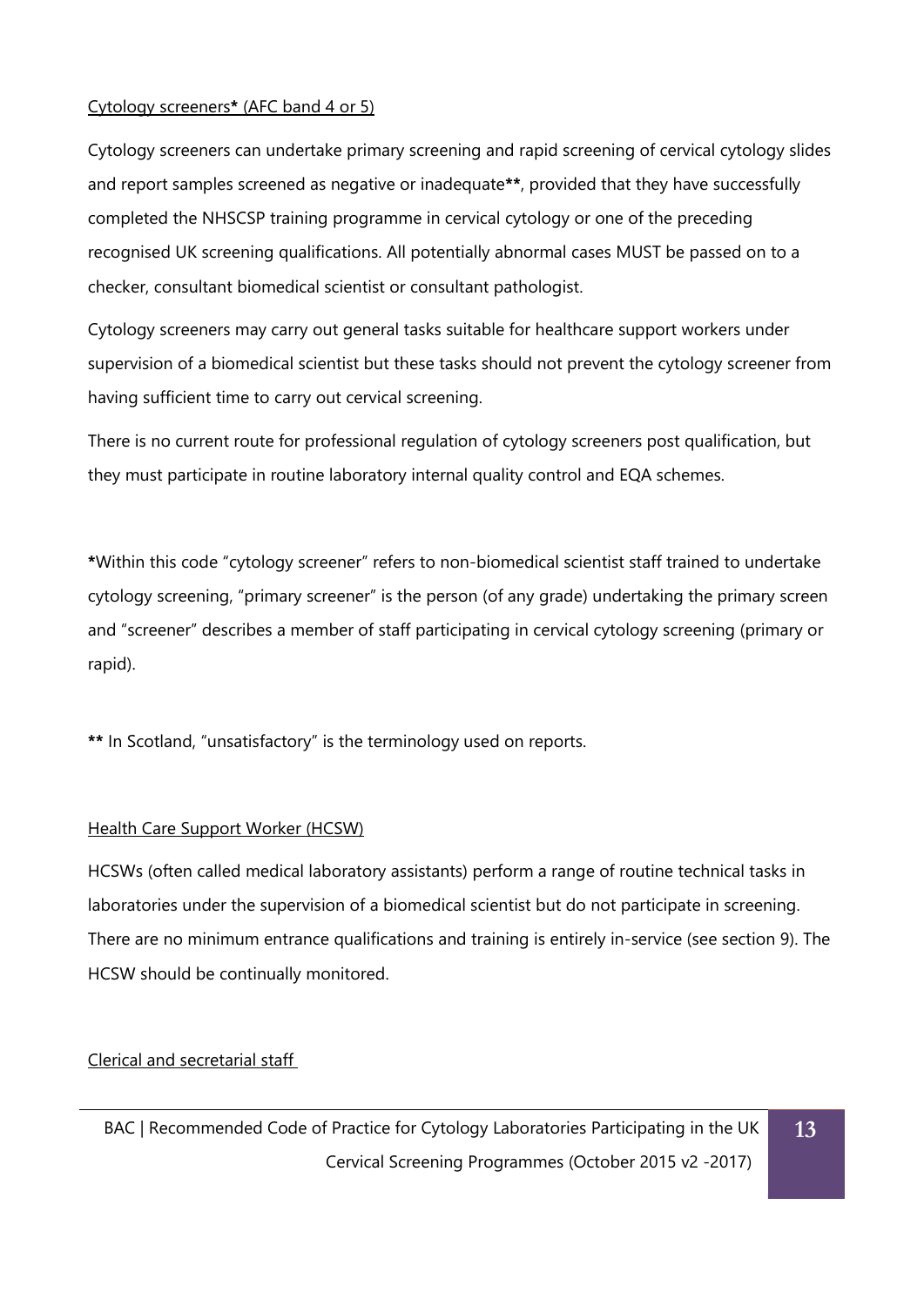Cytology screeners* (AFC band 4 or 5)

Cytology screeners can undertake primary screening and rapid screening of cervical cytology slides and report samples screened as negative or inadequate**, provided that they have successfully completed the NHSCSP training programme in cervical cytology or one of the preceding recognised UK screening qualifications. All potentially abnormal cases MUST be passed on to a checker, consultant biomedical scientist or consultant pathologist.

Cytology screeners may carry out general tasks suitable for healthcare support workers under supervision of a biomedical scientist but these tasks should not prevent the cytology screener from having sufficient time to carry out cervical screening.

There is no current route for professional regulation of cytology screeners post qualification, but they must participate in routine laboratory internal quality control and EQA schemes.

**\***Within this code "cytology screener" refers to non-biomedical scientist staff trained to undertake cytology screening, "primary screener" is the person (of any grade) undertaking the primary screen and "screener" describes a member of staff participating in cervical cytology screening (primary or rapid).

**\*\*** In Scotland, "unsatisfactory" is the terminology used on reports.

Health Care Support Worker (HCSW)

HCSWs (often called medical laboratory assistants) perform a range of routine technical tasks in laboratories under the supervision of a biomedical scientist but do not participate in screening. There are no minimum entrance qualifications and training is entirely in-service (see section 9). The HCSW should be continually monitored.

Clerical and secretarial staff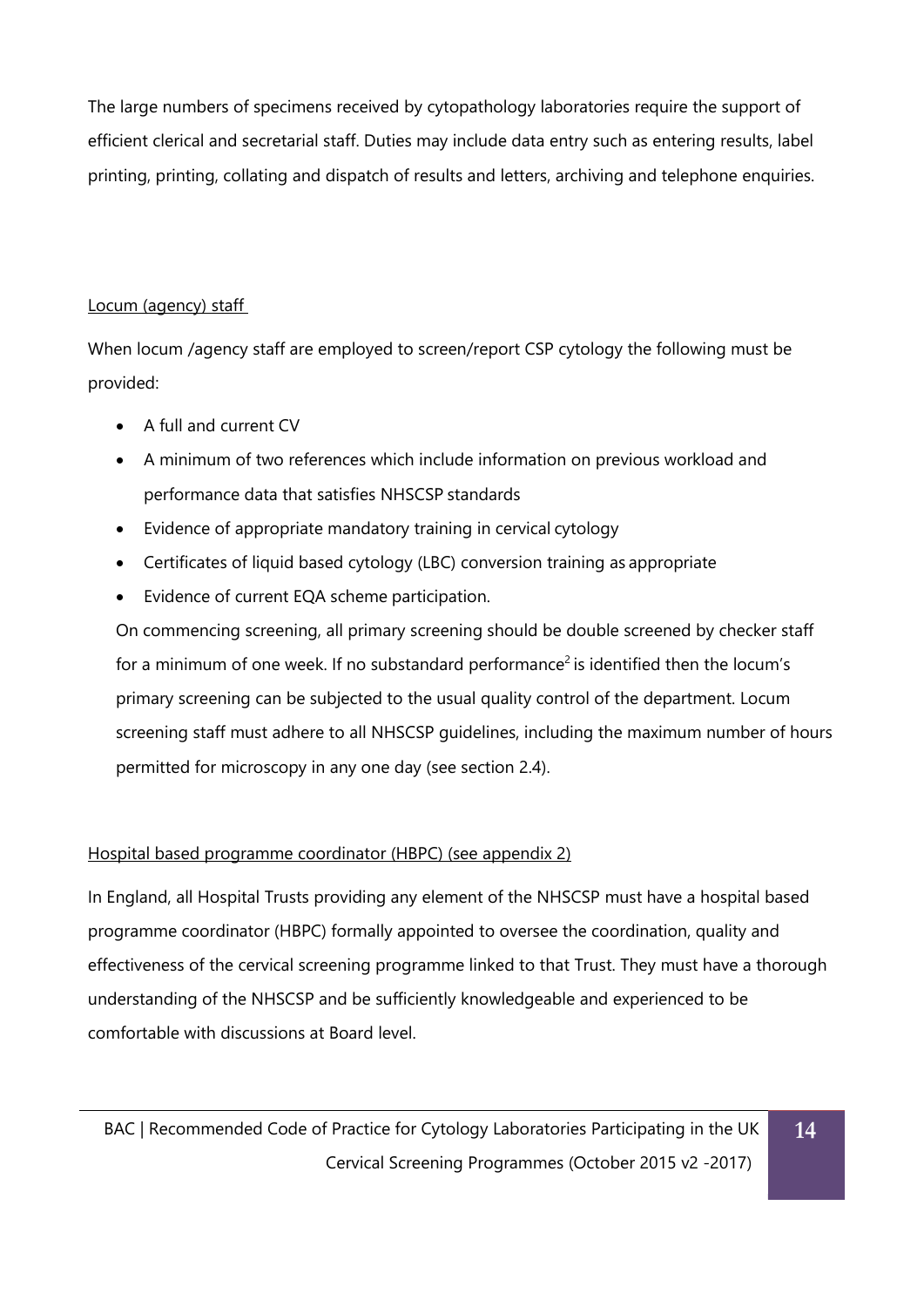The large numbers of specimens received by cytopathology laboratories require the support of efficient clerical and secretarial staff. Duties may include data entry such as entering results, label printing, printing, collating and dispatch of results and letters, archiving and telephone enquiries.

<u>Locum (agency) staff</u>

When locum /agency staff are employed to screen/report CSP cytology the following must be provided:

- A full and current CV
- A minimum of two references which include information on previous workload and performance data that satisfies NHSCSP standards
- Evidence of appropriate mandatory training in cervical cytology
- Certificates of liquid based cytology (LBC) conversion training as appropriate
- Evidence of current EQA scheme participation.

On commencing screening, all primary screening should be double screened by checker staff for a minimum of one week. If no substandard performance[2] is identified then the locum's primary screening can be subjected to the usual quality control of the department. Locum screening staff must adhere to all NHSCSP guidelines, including the maximum number of hours permitted for microscopy in any one day (see section 2.4).

<u>Hospital based programme coordinator (HBPC) (see appendix 2)</u>

In England, all Hospital Trusts providing any element of the NHSCSP must have a hospital based programme coordinator (HBPC) formally appointed to oversee the coordination, quality and effectiveness of the cervical screening programme linked to that Trust. They must have a thorough understanding of the NHSCSP and be sufficiently knowledgeable and experienced to be comfortable with discussions at Board level.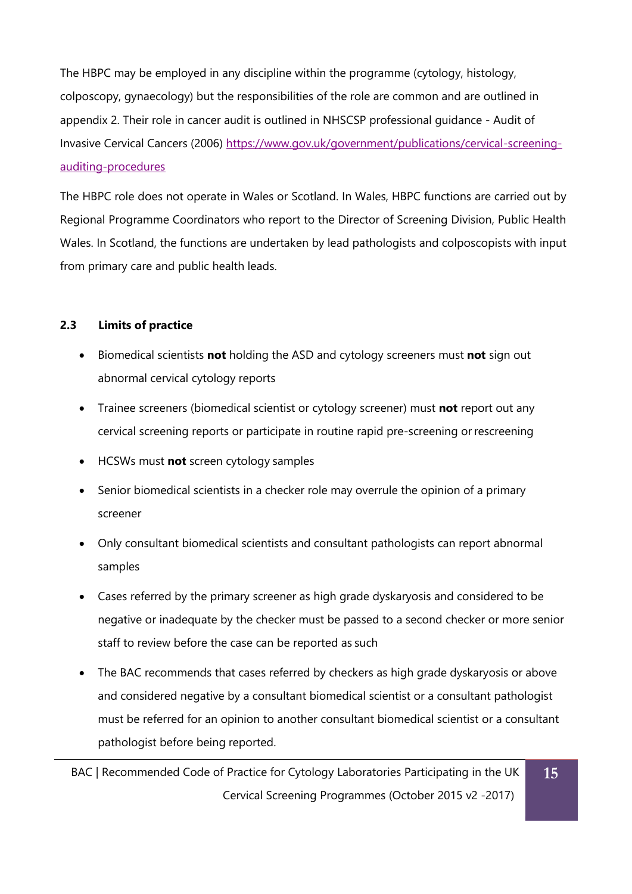The HBPC may be employed in any discipline within the programme (cytology, histology, colposcopy, gynaecology) but the responsibilities of the role are common and are outlined in appendix 2. Their role in cancer audit is outlined in NHSCSP professional guidance - Audit of Invasive Cervical Cancers (2006) [https://www.gov.uk/government/publications/cervical-screening-auditing-procedures](https://www.gov.uk/government/publications/cervical-screening-auditing-procedures)

The HBPC role does not operate in Wales or Scotland. In Wales, HBPC functions are carried out by Regional Programme Coordinators who report to the Director of Screening Division, Public Health Wales. In Scotland, the functions are undertaken by lead pathologists and colposcopists with input from primary care and public health leads.

### 2.3 Limits of practice

- Biomedical scientists **not** holding the ASD and cytology screeners must **not** sign out abnormal cervical cytology reports
- Trainee screeners (biomedical scientist or cytology screener) must **not** report out any cervical screening reports or participate in routine rapid pre-screening or rescreening
- HCSWs must **not** screen cytology samples
- Senior biomedical scientists in a checker role may overrule the opinion of a primary screener
- Only consultant biomedical scientists and consultant pathologists can report abnormal samples
- Cases referred by the primary screener as high grade dyskaryosis and considered to be negative or inadequate by the checker must be passed to a second checker or more senior staff to review before the case can be reported as such
- The BAC recommends that cases referred by checkers as high grade dyskaryosis or above and considered negative by a consultant biomedical scientist or a consultant pathologist must be referred for an opinion to another consultant biomedical scientist or a consultant pathologist before being reported.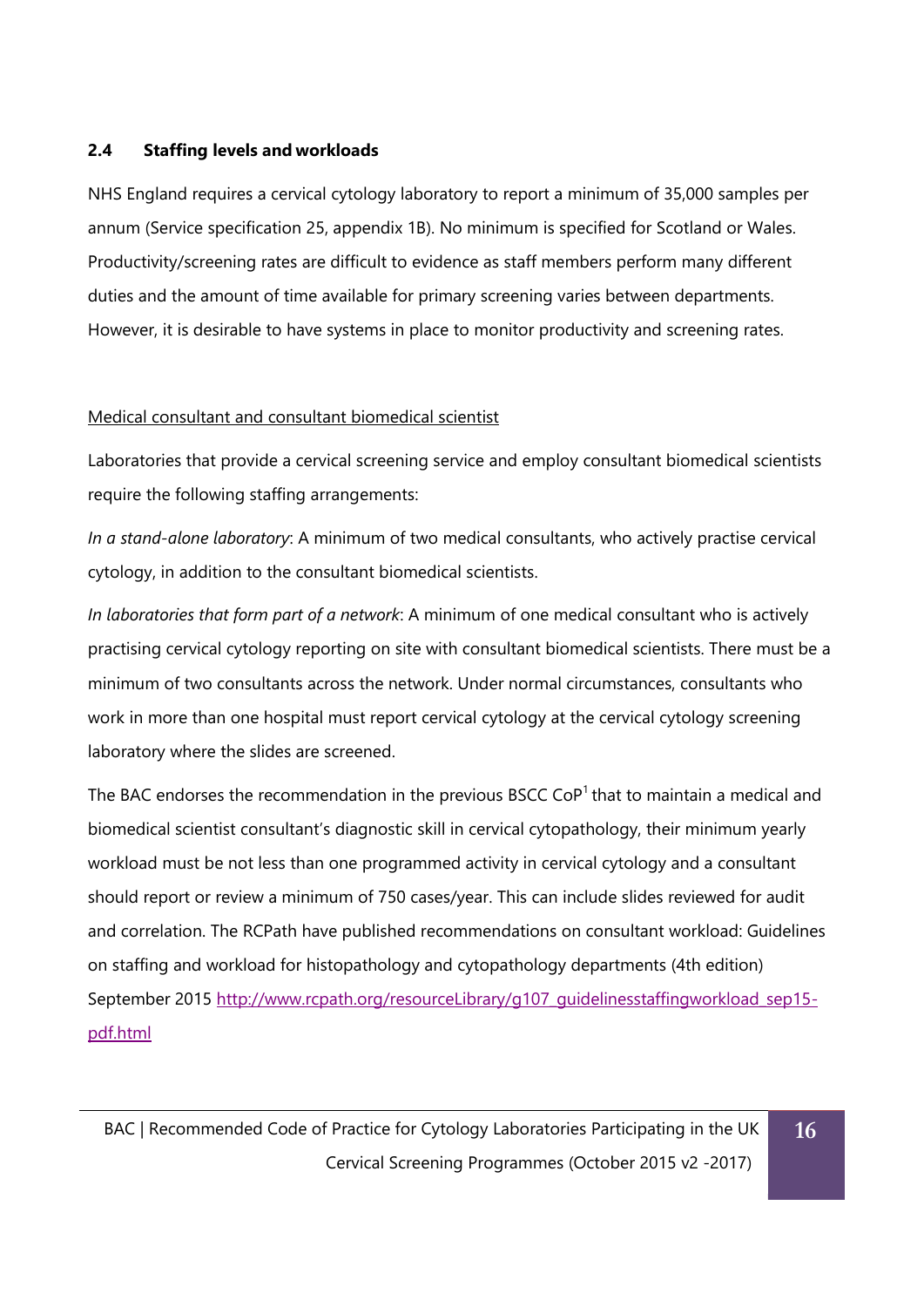## 2.4 Staffing levels and workloads

NHS England requires a cervical cytology laboratory to report a minimum of 35,000 samples per annum (Service specification 25, appendix 1B). No minimum is specified for Scotland or Wales. Productivity/screening rates are difficult to evidence as staff members perform many different duties and the amount of time available for primary screening varies between departments. However, it is desirable to have systems in place to monitor productivity and screening rates.

<u>Medical consultant and consultant biomedical scientist</u>

Laboratories that provide a cervical screening service and employ consultant biomedical scientists require the following staffing arrangements:

*In a stand-alone laboratory*: A minimum of two medical consultants, who actively practise cervical cytology, in addition to the consultant biomedical scientists.

*In laboratories that form part of a network*: A minimum of one medical consultant who is actively practising cervical cytology reporting on site with consultant biomedical scientists. There must be a minimum of two consultants across the network. Under normal circumstances, consultants who work in more than one hospital must report cervical cytology at the cervical cytology screening laboratory where the slides are screened.

The BAC endorses the recommendation in the previous BSCC CoP[1] that to maintain a medical and biomedical scientist consultant's diagnostic skill in cervical cytopathology, their minimum yearly workload must be not less than one programmed activity in cervical cytology and a consultant should report or review a minimum of 750 cases/year. This can include slides reviewed for audit and correlation. The RCPath have published recommendations on consultant workload: Guidelines on staffing and workload for histopathology and cytopathology departments (4th edition) September 2015 [http://www.rcpath.org/resourceLibrary/g107_guidelinesstaffingworkload_sep15-pdf.html](http://www.rcpath.org/resourceLibrary/g107_guidelinesstaffingworkload_sep15-pdf.html)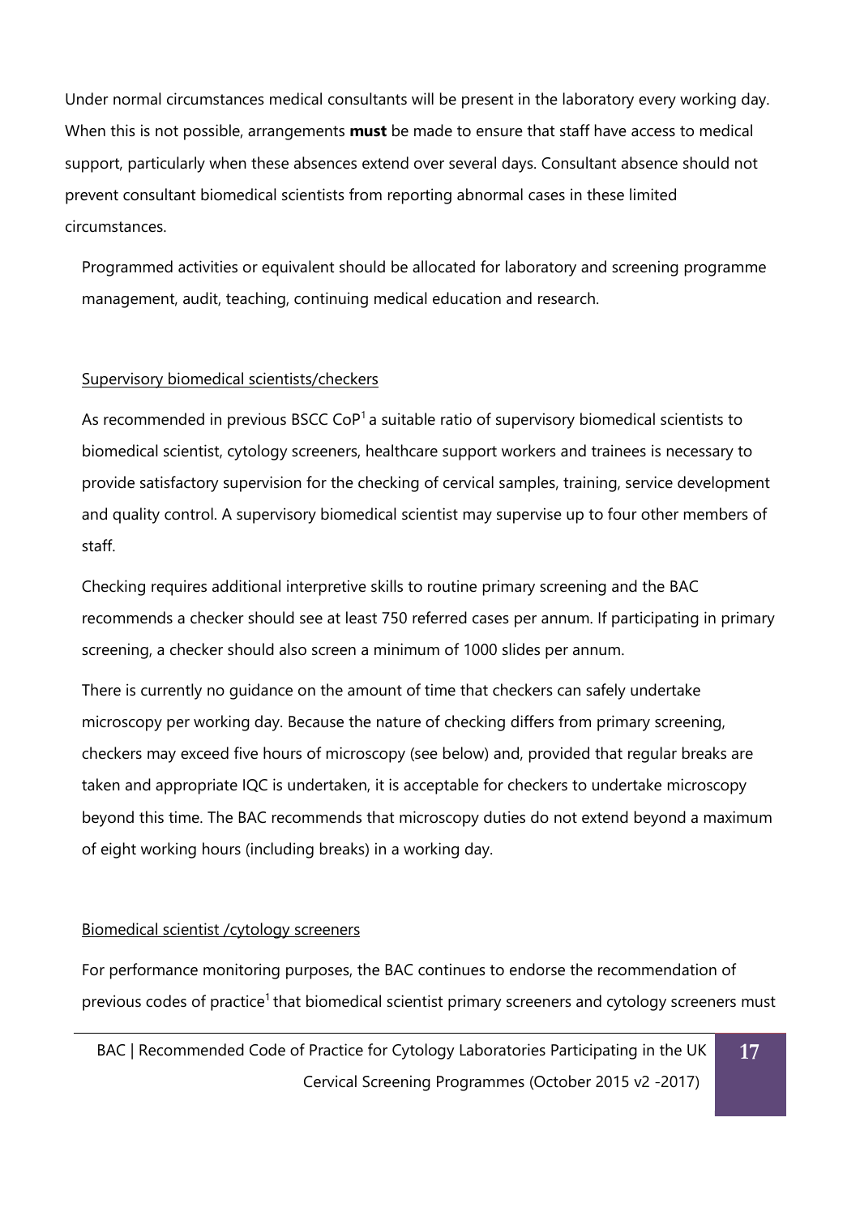Under normal circumstances medical consultants will be present in the laboratory every working day. When this is not possible, arrangements **must** be made to ensure that staff have access to medical support, particularly when these absences extend over several days. Consultant absence should not prevent consultant biomedical scientists from reporting abnormal cases in these limited circumstances.

Programmed activities or equivalent should be allocated for laboratory and screening programme management, audit, teaching, continuing medical education and research.

Supervisory biomedical scientists/checkers

As recommended in previous BSCC CoP[1] a suitable ratio of supervisory biomedical scientists to biomedical scientist, cytology screeners, healthcare support workers and trainees is necessary to provide satisfactory supervision for the checking of cervical samples, training, service development and quality control. A supervisory biomedical scientist may supervise up to four other members of staff.

Checking requires additional interpretive skills to routine primary screening and the BAC recommends a checker should see at least 750 referred cases per annum. If participating in primary screening, a checker should also screen a minimum of 1000 slides per annum.

There is currently no guidance on the amount of time that checkers can safely undertake microscopy per working day. Because the nature of checking differs from primary screening, checkers may exceed five hours of microscopy (see below) and, provided that regular breaks are taken and appropriate IQC is undertaken, it is acceptable for checkers to undertake microscopy beyond this time. The BAC recommends that microscopy duties do not extend beyond a maximum of eight working hours (including breaks) in a working day.

Biomedical scientist /cytology screeners

For performance monitoring purposes, the BAC continues to endorse the recommendation of previous codes of practice[1] that biomedical scientist primary screeners and cytology screeners must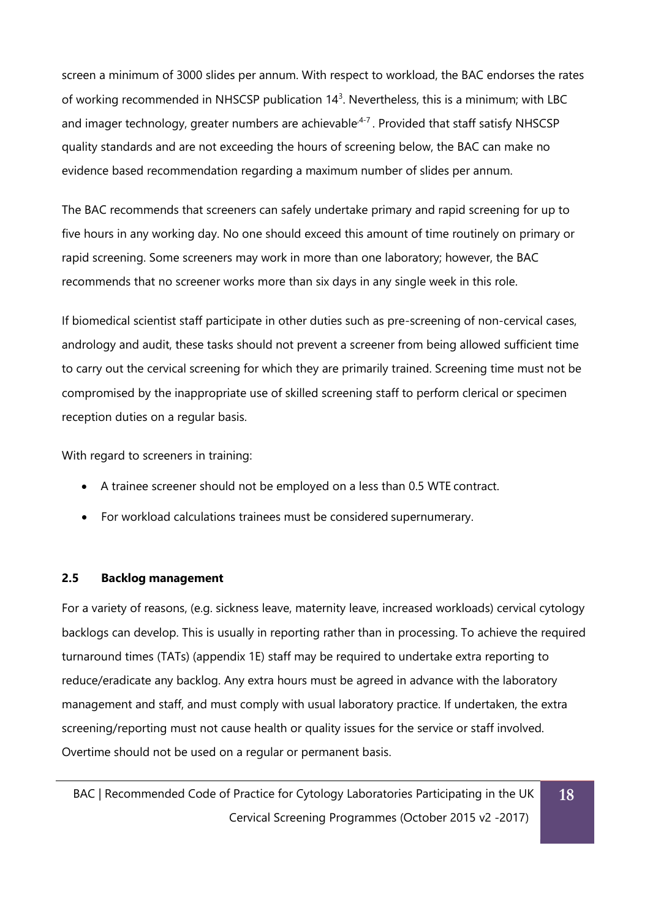screen a minimum of 3000 slides per annum. With respect to workload, the BAC endorses the rates of working recommended in NHSCSP publication 14[3]. Nevertheless, this is a minimum; with LBC and imager technology, greater numbers are achievable[4-7]. Provided that staff satisfy NHSCSP quality standards and are not exceeding the hours of screening below, the BAC can make no evidence based recommendation regarding a maximum number of slides per annum.

The BAC recommends that screeners can safely undertake primary and rapid screening for up to five hours in any working day. No one should exceed this amount of time routinely on primary or rapid screening. Some screeners may work in more than one laboratory; however, the BAC recommends that no screener works more than six days in any single week in this role.

If biomedical scientist staff participate in other duties such as pre-screening of non-cervical cases, andrology and audit, these tasks should not prevent a screener from being allowed sufficient time to carry out the cervical screening for which they are primarily trained. Screening time must not be compromised by the inappropriate use of skilled screening staff to perform clerical or specimen reception duties on a regular basis.

With regard to screeners in training:

- A trainee screener should not be employed on a less than 0.5 WTE contract.
- For workload calculations trainees must be considered supernumerary.

### 2.5 Backlog management

For a variety of reasons, (e.g. sickness leave, maternity leave, increased workloads) cervical cytology backlogs can develop. This is usually in reporting rather than in processing. To achieve the required turnaround times (TATs) (appendix 1E) staff may be required to undertake extra reporting to reduce/eradicate any backlog. Any extra hours must be agreed in advance with the laboratory management and staff, and must comply with usual laboratory practice. If undertaken, the extra screening/reporting must not cause health or quality issues for the service or staff involved. Overtime should not be used on a regular or permanent basis.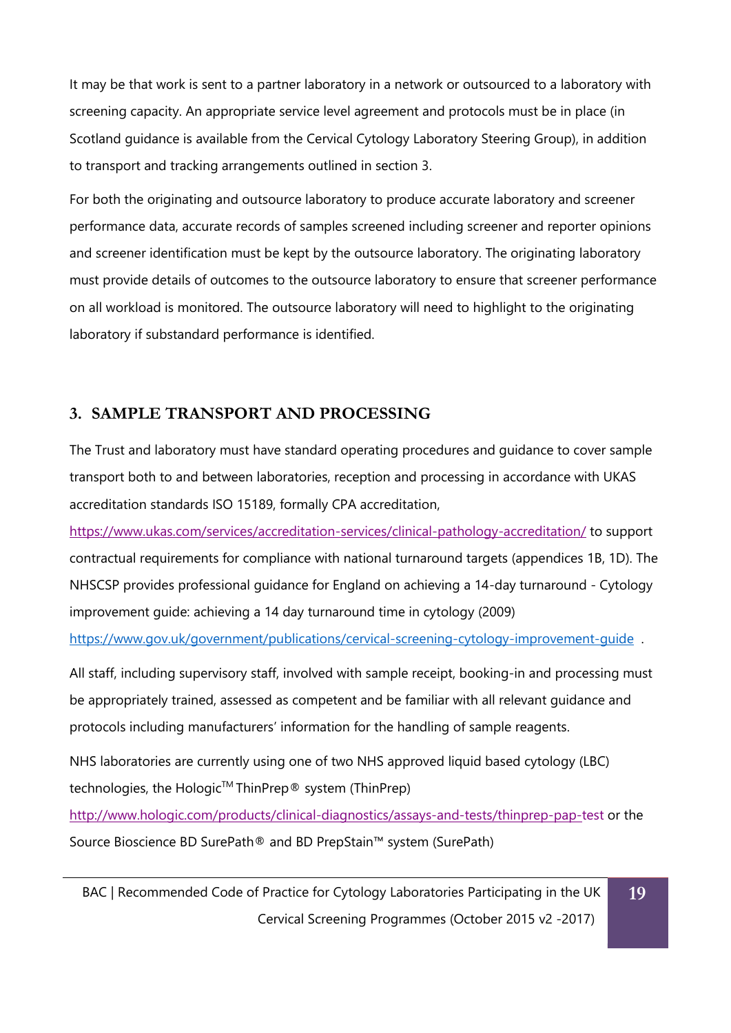It may be that work is sent to a partner laboratory in a network or outsourced to a laboratory with screening capacity. An appropriate service level agreement and protocols must be in place (in Scotland guidance is available from the Cervical Cytology Laboratory Steering Group), in addition to transport and tracking arrangements outlined in section 3.

For both the originating and outsource laboratory to produce accurate laboratory and screener performance data, accurate records of samples screened including screener and reporter opinions and screener identification must be kept by the outsource laboratory. The originating laboratory must provide details of outcomes to the outsource laboratory to ensure that screener performance on all workload is monitored. The outsource laboratory will need to highlight to the originating laboratory if substandard performance is identified.

## 3. SAMPLE TRANSPORT AND PROCESSING

The Trust and laboratory must have standard operating procedures and guidance to cover sample transport both to and between laboratories, reception and processing in accordance with UKAS accreditation standards ISO 15189, formally CPA accreditation, https://www.ukas.com/services/accreditation-services/clinical-pathology-accreditation/ to support contractual requirements for compliance with national turnaround targets (appendices 1B, 1D). The NHSCSP provides professional guidance for England on achieving a 14-day turnaround - Cytology improvement guide: achieving a 14 day turnaround time in cytology (2009) https://www.gov.uk/government/publications/cervical-screening-cytology-improvement-guide .

All staff, including supervisory staff, involved with sample receipt, booking-in and processing must be appropriately trained, assessed as competent and be familiar with all relevant guidance and protocols including manufacturers' information for the handling of sample reagents.

NHS laboratories are currently using one of two NHS approved liquid based cytology (LBC) technologies, the Hologic™ ThinPrep® system (ThinPrep) http://www.hologic.com/products/clinical-diagnostics/assays-and-tests/thinprep-pap-test or the Source Bioscience BD SurePath® and BD PrepStain™ system (SurePath)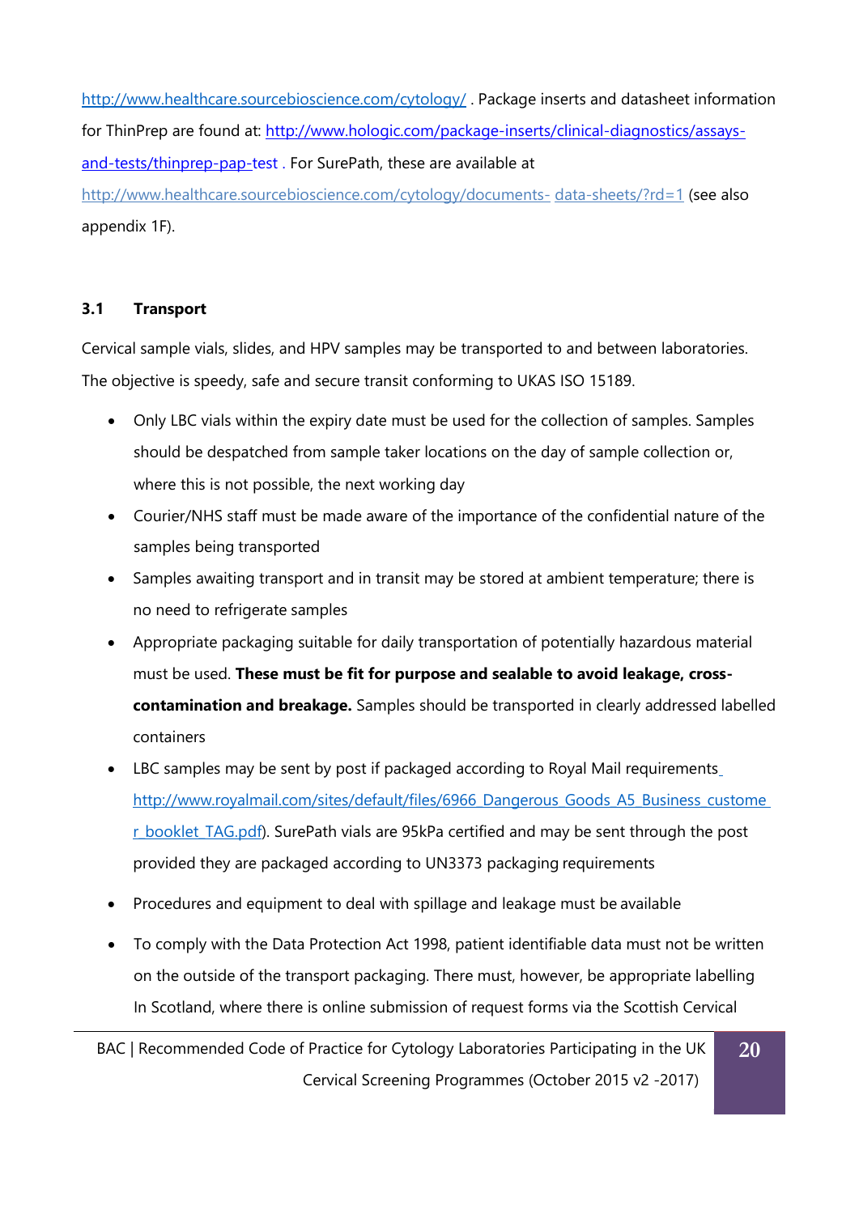http://www.healthcare.sourcebioscience.com/cytology/ . Package inserts and datasheet information for ThinPrep are found at: http://www.hologic.com/package-inserts/clinical-diagnostics/assays-and-tests/thinprep-pap-test . For SurePath, these are available at http://www.healthcare.sourcebioscience.com/cytology/documents- data-sheets/?rd=1 (see also appendix 1F).

### 3.1 Transport

Cervical sample vials, slides, and HPV samples may be transported to and between laboratories. The objective is speedy, safe and secure transit conforming to UKAS ISO 15189.

- Only LBC vials within the expiry date must be used for the collection of samples. Samples should be despatched from sample taker locations on the day of sample collection or, where this is not possible, the next working day
- Courier/NHS staff must be made aware of the importance of the confidential nature of the samples being transported
- Samples awaiting transport and in transit may be stored at ambient temperature; there is no need to refrigerate samples
- Appropriate packaging suitable for daily transportation of potentially hazardous material must be used. **These must be fit for purpose and sealable to avoid leakage, cross-contamination and breakage.** Samples should be transported in clearly addressed labelled containers
- LBC samples may be sent by post if packaged according to Royal Mail requirements http://www.royalmail.com/sites/default/files/6966_Dangerous_Goods_A5_Business_customer_booklet_TAG.pdf). SurePath vials are 95kPa certified and may be sent through the post provided they are packaged according to UN3373 packaging requirements
- Procedures and equipment to deal with spillage and leakage must be available
- To comply with the Data Protection Act 1998, patient identifiable data must not be written on the outside of the transport packaging. There must, however, be appropriate labelling In Scotland, where there is online submission of request forms via the Scottish Cervical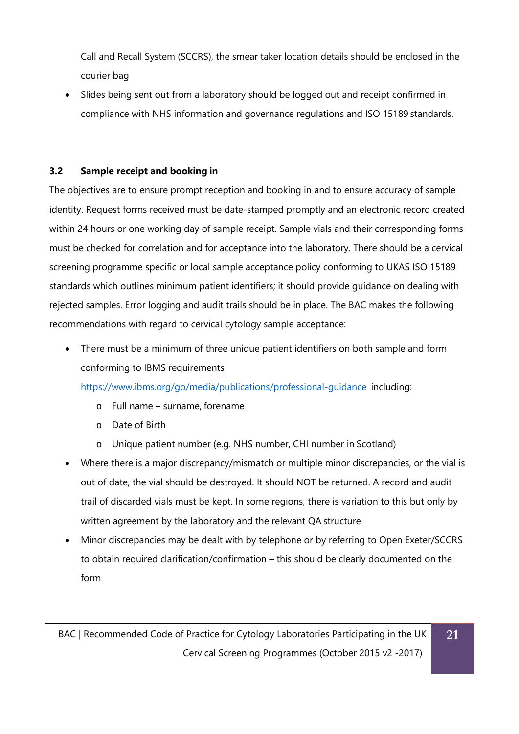Call and Recall System (SCCRS), the smear taker location details should be enclosed in the courier bag

- Slides being sent out from a laboratory should be logged out and receipt confirmed in compliance with NHS information and governance regulations and ISO 15189 standards.

### 3.2 Sample receipt and booking in

The objectives are to ensure prompt reception and booking in and to ensure accuracy of sample identity. Request forms received must be date-stamped promptly and an electronic record created within 24 hours or one working day of sample receipt. Sample vials and their corresponding forms must be checked for correlation and for acceptance into the laboratory. There should be a cervical screening programme specific or local sample acceptance policy conforming to UKAS ISO 15189 standards which outlines minimum patient identifiers; it should provide guidance on dealing with rejected samples. Error logging and audit trails should be in place. The BAC makes the following recommendations with regard to cervical cytology sample acceptance:

- There must be a minimum of three unique patient identifiers on both sample and form conforming to IBMS requirements https://www.ibms.org/go/media/publications/professional-guidance including:
  - Full name – surname, forename
  - Date of Birth
  - Unique patient number (e.g. NHS number, CHI number in Scotland)
- Where there is a major discrepancy/mismatch or multiple minor discrepancies, or the vial is out of date, the vial should be destroyed. It should NOT be returned. A record and audit trail of discarded vials must be kept. In some regions, there is variation to this but only by written agreement by the laboratory and the relevant QA structure
- Minor discrepancies may be dealt with by telephone or by referring to Open Exeter/SCCRS to obtain required clarification/confirmation – this should be clearly documented on the form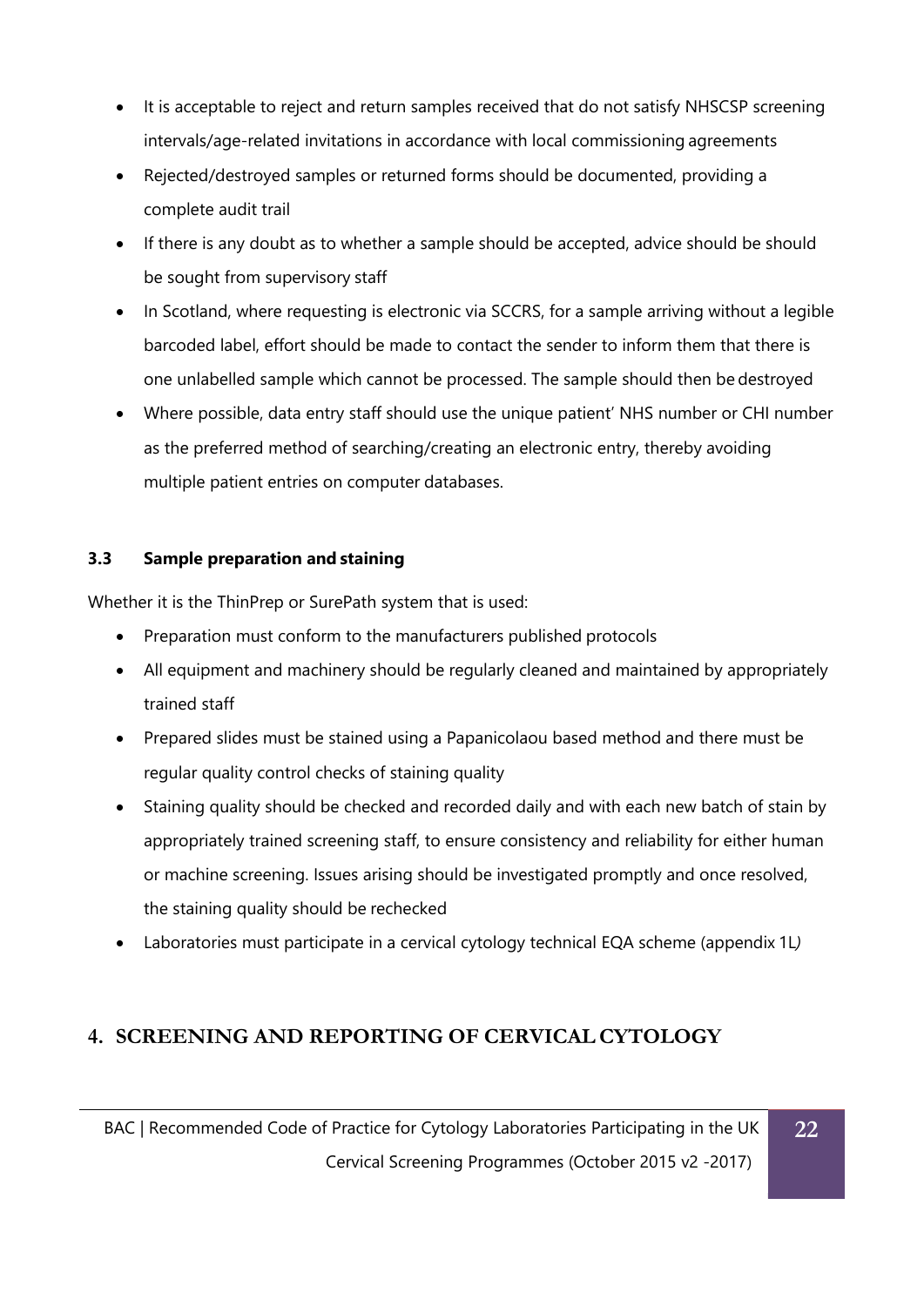- It is acceptable to reject and return samples received that do not satisfy NHSCSP screening intervals/age-related invitations in accordance with local commissioning agreements
- Rejected/destroyed samples or returned forms should be documented, providing a complete audit trail
- If there is any doubt as to whether a sample should be accepted, advice should be should be sought from supervisory staff
- In Scotland, where requesting is electronic via SCCRS, for a sample arriving without a legible barcoded label, effort should be made to contact the sender to inform them that there is one unlabelled sample which cannot be processed. The sample should then be destroyed
- Where possible, data entry staff should use the unique patient' NHS number or CHI number as the preferred method of searching/creating an electronic entry, thereby avoiding multiple patient entries on computer databases.

### 3.3 Sample preparation and staining

Whether it is the ThinPrep or SurePath system that is used:

- Preparation must conform to the manufacturers published protocols
- All equipment and machinery should be regularly cleaned and maintained by appropriately trained staff
- Prepared slides must be stained using a Papanicolaou based method and there must be regular quality control checks of staining quality
- Staining quality should be checked and recorded daily and with each new batch of stain by appropriately trained screening staff, to ensure consistency and reliability for either human or machine screening. Issues arising should be investigated promptly and once resolved, the staining quality should be rechecked
- Laboratories must participate in a cervical cytology technical EQA scheme (appendix 1L*)*

## 4. SCREENING AND REPORTING OF CERVICAL CYTOLOGY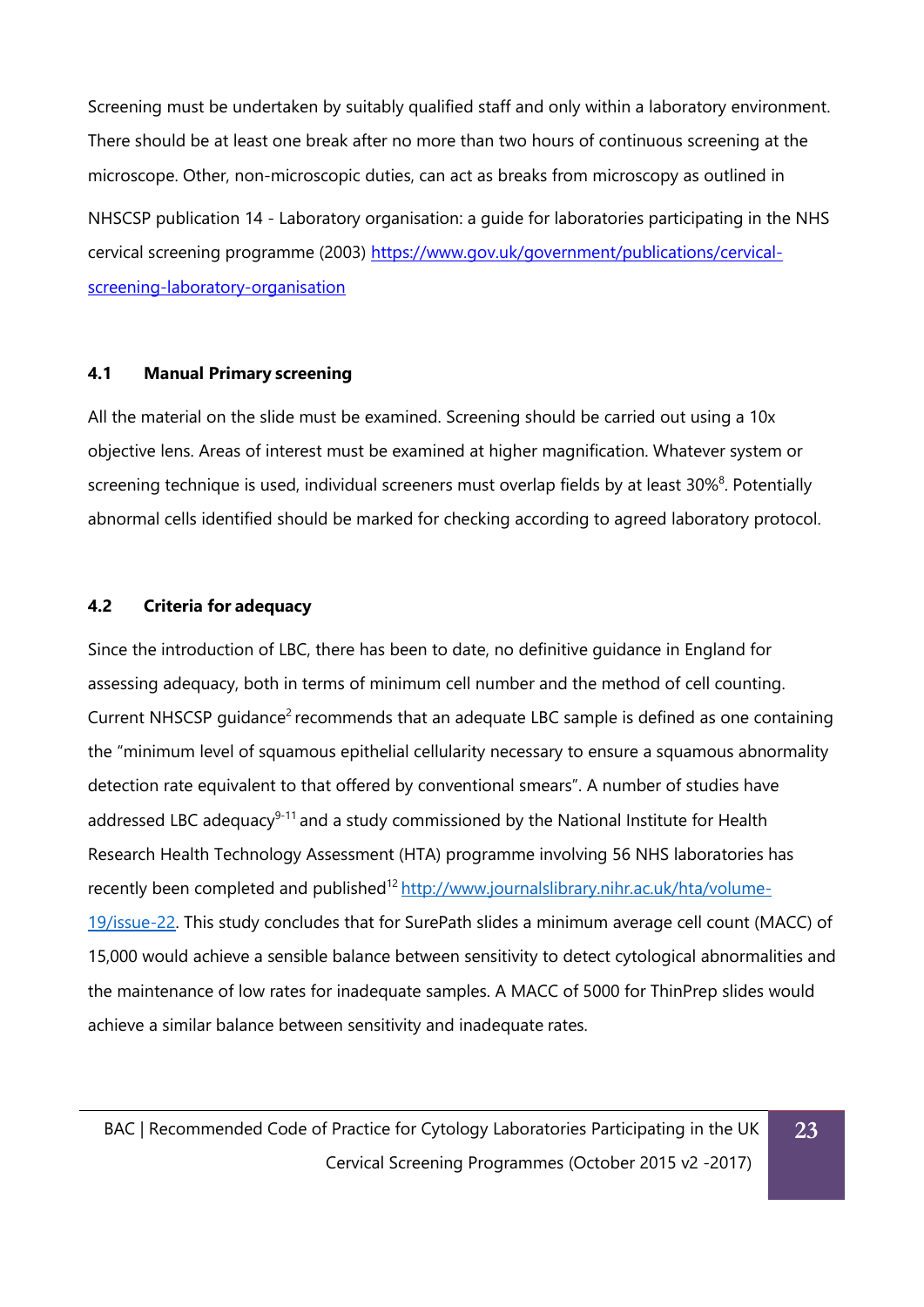Screening must be undertaken by suitably qualified staff and only within a laboratory environment. There should be at least one break after no more than two hours of continuous screening at the microscope. Other, non-microscopic duties, can act as breaks from microscopy as outlined in

NHSCSP publication 14 - Laboratory organisation: a guide for laboratories participating in the NHS cervical screening programme (2003) https://www.gov.uk/government/publications/cervical-screening-laboratory-organisation

### 4.1 Manual Primary screening

All the material on the slide must be examined. Screening should be carried out using a 10x objective lens. Areas of interest must be examined at higher magnification. Whatever system or screening technique is used, individual screeners must overlap fields by at least 30%[8]. Potentially abnormal cells identified should be marked for checking according to agreed laboratory protocol.

### 4.2 Criteria for adequacy

Since the introduction of LBC, there has been to date, no definitive guidance in England for assessing adequacy, both in terms of minimum cell number and the method of cell counting. Current NHSCSP guidance[2] recommends that an adequate LBC sample is defined as one containing the "minimum level of squamous epithelial cellularity necessary to ensure a squamous abnormality detection rate equivalent to that offered by conventional smears". A number of studies have addressed LBC adequacy[9-11] and a study commissioned by the National Institute for Health Research Health Technology Assessment (HTA) programme involving 56 NHS laboratories has recently been completed and published[12] http://www.journalslibrary.nihr.ac.uk/hta/volume-19/issue-22. This study concludes that for SurePath slides a minimum average cell count (MACC) of 15,000 would achieve a sensible balance between sensitivity to detect cytological abnormalities and the maintenance of low rates for inadequate samples. A MACC of 5000 for ThinPrep slides would achieve a similar balance between sensitivity and inadequate rates.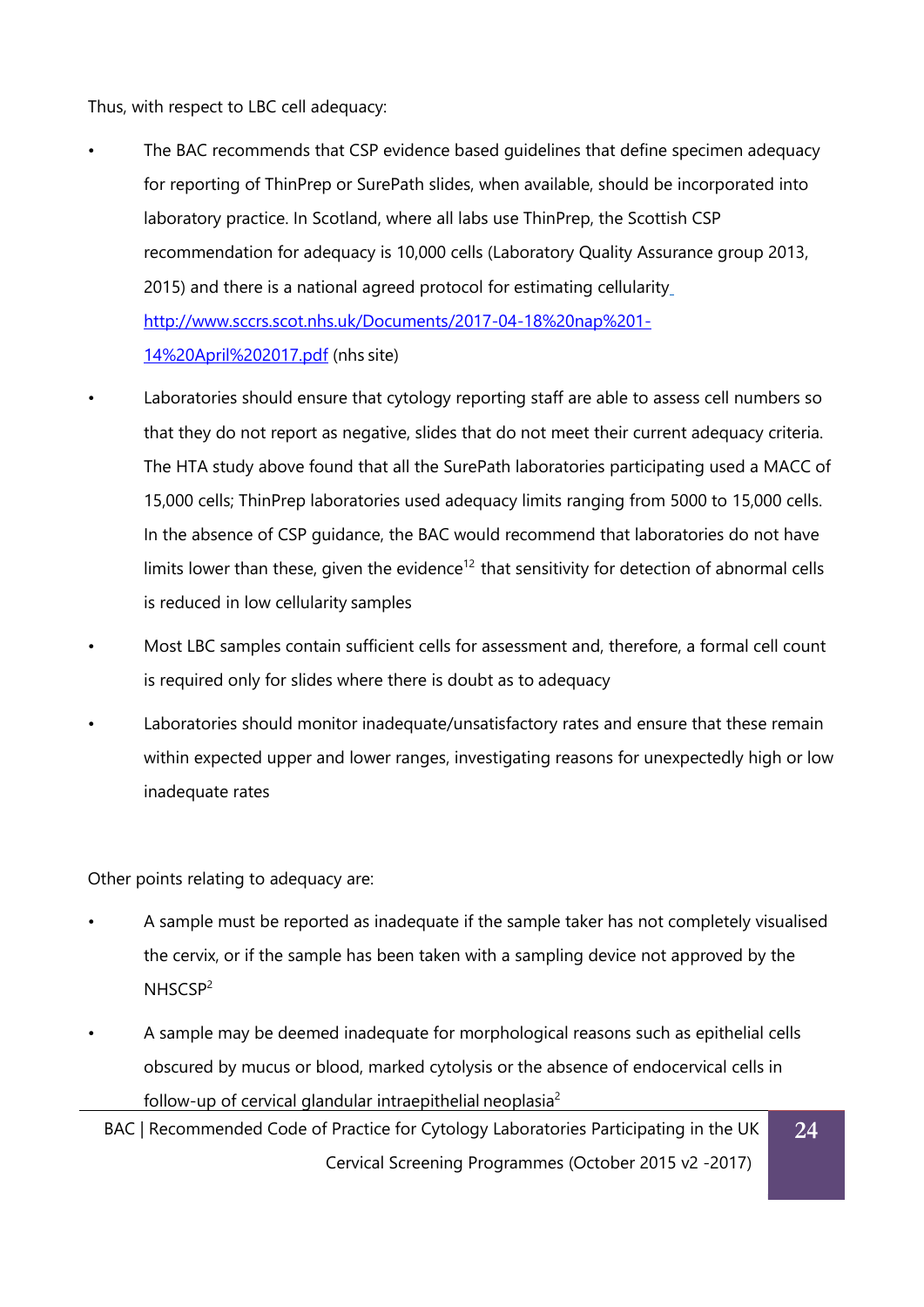Thus, with respect to LBC cell adequacy:

- The BAC recommends that CSP evidence based guidelines that define specimen adequacy for reporting of ThinPrep or SurePath slides, when available, should be incorporated into laboratory practice. In Scotland, where all labs use ThinPrep, the Scottish CSP recommendation for adequacy is 10,000 cells (Laboratory Quality Assurance group 2013, 2015) and there is a national agreed protocol for estimating cellularity [http://www.sccrs.scot.nhs.uk/Documents/2017-04-18%20nap%201-14%20April%202017.pdf](http://www.sccrs.scot.nhs.uk/Documents/2017-04-18%20nap%201-14%20April%202017.pdf) (nhs site)
- Laboratories should ensure that cytology reporting staff are able to assess cell numbers so that they do not report as negative, slides that do not meet their current adequacy criteria. The HTA study above found that all the SurePath laboratories participating used a MACC of 15,000 cells; ThinPrep laboratories used adequacy limits ranging from 5000 to 15,000 cells. In the absence of CSP guidance, the BAC would recommend that laboratories do not have limits lower than these, given the evidence[12] that sensitivity for detection of abnormal cells is reduced in low cellularity samples
- Most LBC samples contain sufficient cells for assessment and, therefore, a formal cell count is required only for slides where there is doubt as to adequacy
- Laboratories should monitor inadequate/unsatisfactory rates and ensure that these remain within expected upper and lower ranges, investigating reasons for unexpectedly high or low inadequate rates

Other points relating to adequacy are:

- A sample must be reported as inadequate if the sample taker has not completely visualised the cervix, or if the sample has been taken with a sampling device not approved by the NHSCSP[2]
- A sample may be deemed inadequate for morphological reasons such as epithelial cells obscured by mucus or blood, marked cytolysis or the absence of endocervical cells in follow-up of cervical glandular intraepithelial neoplasia[2]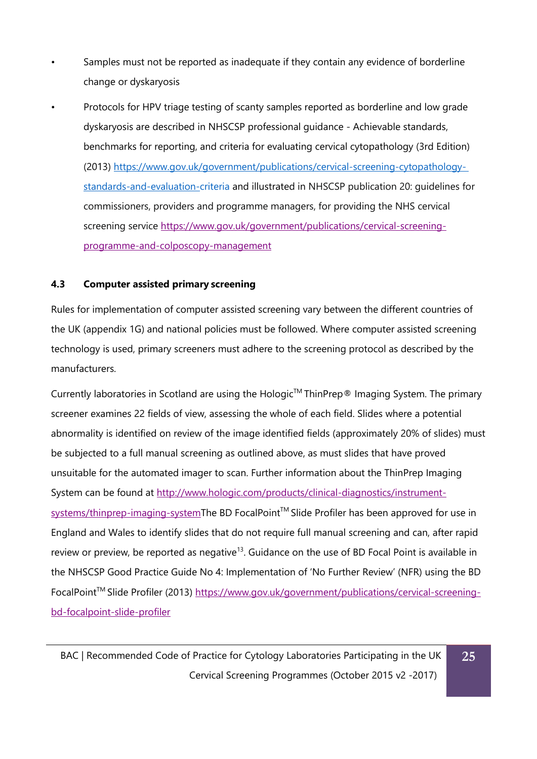- Samples must not be reported as inadequate if they contain any evidence of borderline change or dyskaryosis
- Protocols for HPV triage testing of scanty samples reported as borderline and low grade dyskaryosis are described in NHSCSP professional guidance - Achievable standards, benchmarks for reporting, and criteria for evaluating cervical cytopathology (3rd Edition) (2013) https://www.gov.uk/government/publications/cervical-screening-cytopathology-standards-and-evaluation-criteria and illustrated in NHSCSP publication 20: guidelines for commissioners, providers and programme managers, for providing the NHS cervical screening service https://www.gov.uk/government/publications/cervical-screening-programme-and-colposcopy-management

### 4.3 Computer assisted primary screening

Rules for implementation of computer assisted screening vary between the different countries of the UK (appendix 1G) and national policies must be followed. Where computer assisted screening technology is used, primary screeners must adhere to the screening protocol as described by the manufacturers.

Currently laboratories in Scotland are using the Hologic™ ThinPrep® Imaging System. The primary screener examines 22 fields of view, assessing the whole of each field. Slides where a potential abnormality is identified on review of the image identified fields (approximately 20% of slides) must be subjected to a full manual screening as outlined above, as must slides that have proved unsuitable for the automated imager to scan. Further information about the ThinPrep Imaging System can be found at http://www.hologic.com/products/clinical-diagnostics/instrument-systems/thinprep-imaging-systemThe BD FocalPoint™ Slide Profiler has been approved for use in England and Wales to identify slides that do not require full manual screening and can, after rapid review or preview, be reported as negative[13]. Guidance on the use of BD Focal Point is available in the NHSCSP Good Practice Guide No 4: Implementation of 'No Further Review' (NFR) using the BD FocalPoint™ Slide Profiler (2013) https://www.gov.uk/government/publications/cervical-screening-bd-focalpoint-slide-profiler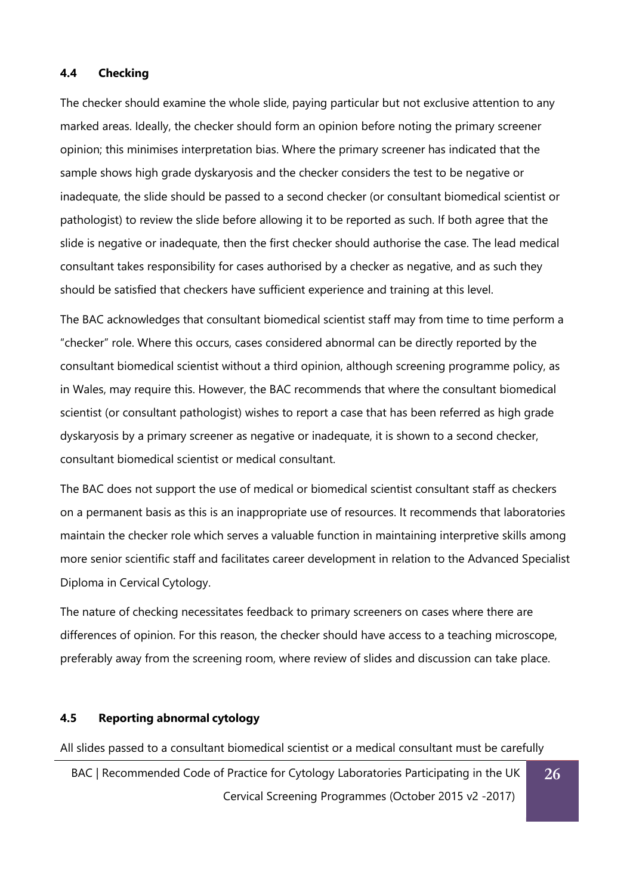### 4.4 Checking

The checker should examine the whole slide, paying particular but not exclusive attention to any marked areas. Ideally, the checker should form an opinion before noting the primary screener opinion; this minimises interpretation bias. Where the primary screener has indicated that the sample shows high grade dyskaryosis and the checker considers the test to be negative or inadequate, the slide should be passed to a second checker (or consultant biomedical scientist or pathologist) to review the slide before allowing it to be reported as such. If both agree that the slide is negative or inadequate, then the first checker should authorise the case. The lead medical consultant takes responsibility for cases authorised by a checker as negative, and as such they should be satisfied that checkers have sufficient experience and training at this level.

The BAC acknowledges that consultant biomedical scientist staff may from time to time perform a "checker" role. Where this occurs, cases considered abnormal can be directly reported by the consultant biomedical scientist without a third opinion, although screening programme policy, as in Wales, may require this. However, the BAC recommends that where the consultant biomedical scientist (or consultant pathologist) wishes to report a case that has been referred as high grade dyskaryosis by a primary screener as negative or inadequate, it is shown to a second checker, consultant biomedical scientist or medical consultant.

The BAC does not support the use of medical or biomedical scientist consultant staff as checkers on a permanent basis as this is an inappropriate use of resources. It recommends that laboratories maintain the checker role which serves a valuable function in maintaining interpretive skills among more senior scientific staff and facilitates career development in relation to the Advanced Specialist Diploma in Cervical Cytology.

The nature of checking necessitates feedback to primary screeners on cases where there are differences of opinion. For this reason, the checker should have access to a teaching microscope, preferably away from the screening room, where review of slides and discussion can take place.

### 4.5 Reporting abnormal cytology

All slides passed to a consultant biomedical scientist or a medical consultant must be carefully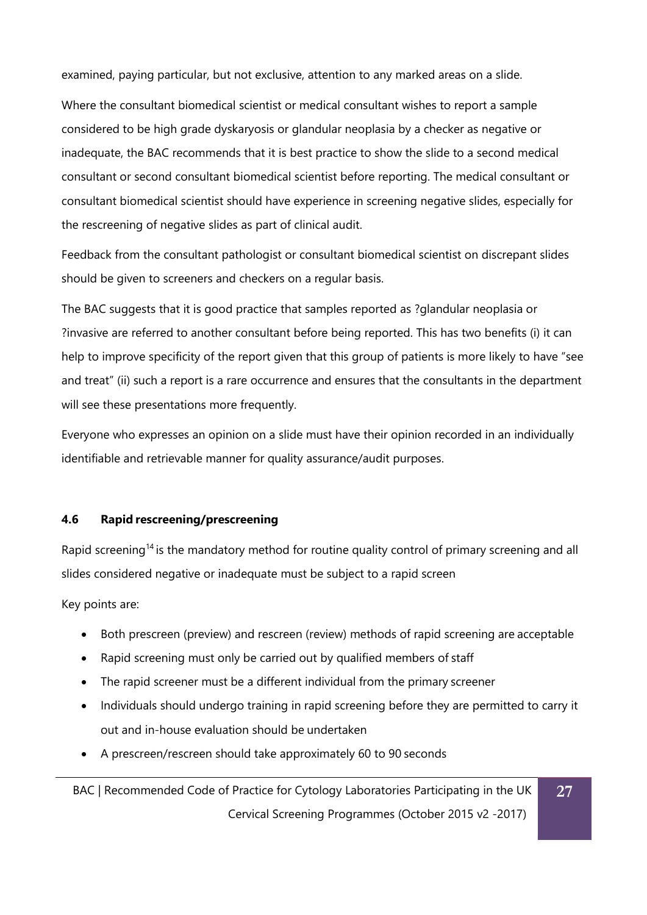examined, paying particular, but not exclusive, attention to any marked areas on a slide.

Where the consultant biomedical scientist or medical consultant wishes to report a sample considered to be high grade dyskaryosis or glandular neoplasia by a checker as negative or inadequate, the BAC recommends that it is best practice to show the slide to a second medical consultant or second consultant biomedical scientist before reporting. The medical consultant or consultant biomedical scientist should have experience in screening negative slides, especially for the rescreening of negative slides as part of clinical audit.

Feedback from the consultant pathologist or consultant biomedical scientist on discrepant slides should be given to screeners and checkers on a regular basis.

The BAC suggests that it is good practice that samples reported as ?glandular neoplasia or ?invasive are referred to another consultant before being reported. This has two benefits (i) it can help to improve specificity of the report given that this group of patients is more likely to have "see and treat" (ii) such a report is a rare occurrence and ensures that the consultants in the department will see these presentations more frequently.

Everyone who expresses an opinion on a slide must have their opinion recorded in an individually identifiable and retrievable manner for quality assurance/audit purposes.

### 4.6 Rapid rescreening/prescreening

Rapid screening[14] is the mandatory method for routine quality control of primary screening and all slides considered negative or inadequate must be subject to a rapid screen

Key points are:

- Both prescreen (preview) and rescreen (review) methods of rapid screening are acceptable
- Rapid screening must only be carried out by qualified members of staff
- The rapid screener must be a different individual from the primary screener
- Individuals should undergo training in rapid screening before they are permitted to carry it out and in-house evaluation should be undertaken
- A prescreen/rescreen should take approximately 60 to 90 seconds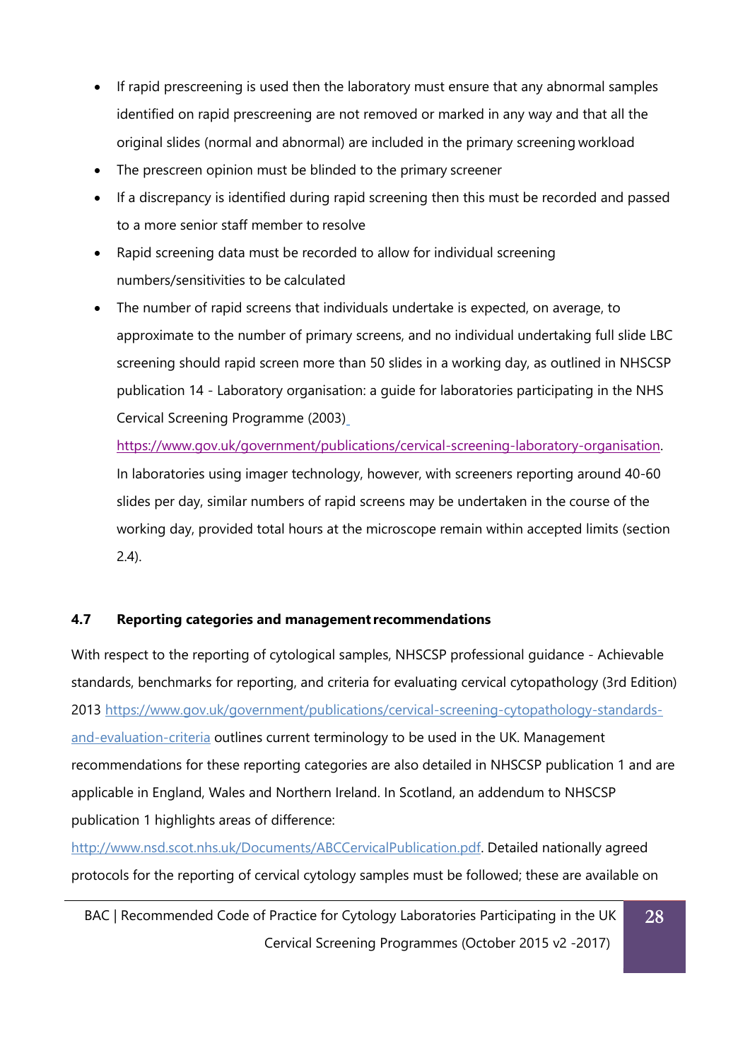- If rapid prescreening is used then the laboratory must ensure that any abnormal samples identified on rapid prescreening are not removed or marked in any way and that all the original slides (normal and abnormal) are included in the primary screening workload
- The prescreen opinion must be blinded to the primary screener
- If a discrepancy is identified during rapid screening then this must be recorded and passed to a more senior staff member to resolve
- Rapid screening data must be recorded to allow for individual screening numbers/sensitivities to be calculated
- The number of rapid screens that individuals undertake is expected, on average, to approximate to the number of primary screens, and no individual undertaking full slide LBC screening should rapid screen more than 50 slides in a working day, as outlined in NHSCSP publication 14 - Laboratory organisation: a guide for laboratories participating in the NHS Cervical Screening Programme (2003) https://www.gov.uk/government/publications/cervical-screening-laboratory-organisation. In laboratories using imager technology, however, with screeners reporting around 40-60 slides per day, similar numbers of rapid screens may be undertaken in the course of the working day, provided total hours at the microscope remain within accepted limits (section 2.4).

### 4.7 Reporting categories and management recommendations

With respect to the reporting of cytological samples, NHSCSP professional guidance - Achievable standards, benchmarks for reporting, and criteria for evaluating cervical cytopathology (3rd Edition) 2013 https://www.gov.uk/government/publications/cervical-screening-cytopathology-standards-and-evaluation-criteria outlines current terminology to be used in the UK. Management recommendations for these reporting categories are also detailed in NHSCSP publication 1 and are applicable in England, Wales and Northern Ireland. In Scotland, an addendum to NHSCSP publication 1 highlights areas of difference: http://www.nsd.scot.nhs.uk/Documents/ABCCervicalPublication.pdf. Detailed nationally agreed protocols for the reporting of cervical cytology samples must be followed; these are available on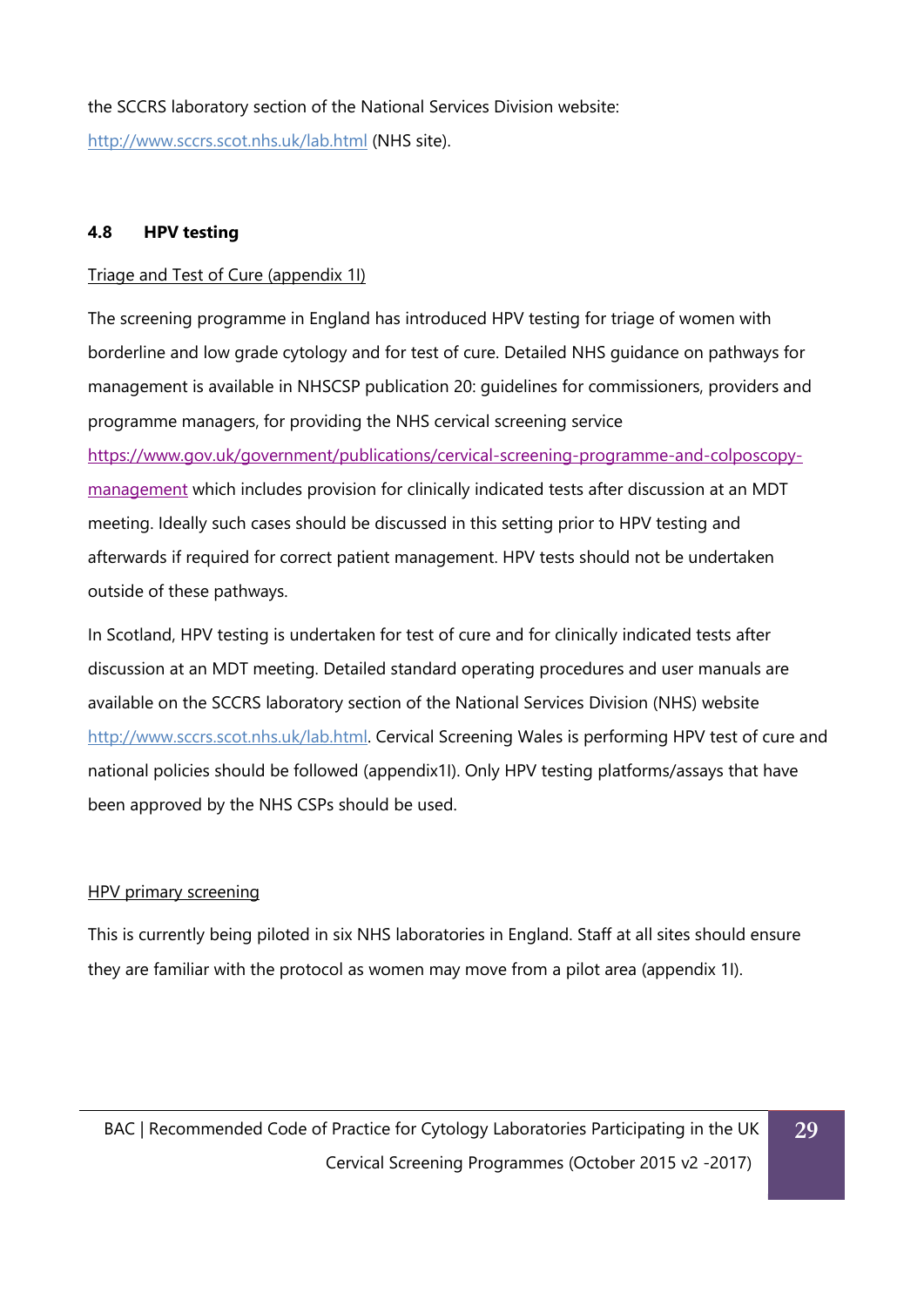the SCCRS laboratory section of the National Services Division website: http://www.sccrs.scot.nhs.uk/lab.html (NHS site).

### 4.8 HPV testing

Triage and Test of Cure (appendix 1I)

The screening programme in England has introduced HPV testing for triage of women with borderline and low grade cytology and for test of cure. Detailed NHS guidance on pathways for management is available in NHSCSP publication 20: guidelines for commissioners, providers and programme managers, for providing the NHS cervical screening service https://www.gov.uk/government/publications/cervical-screening-programme-and-colposcopy-management which includes provision for clinically indicated tests after discussion at an MDT meeting. Ideally such cases should be discussed in this setting prior to HPV testing and afterwards if required for correct patient management. HPV tests should not be undertaken outside of these pathways.

In Scotland, HPV testing is undertaken for test of cure and for clinically indicated tests after discussion at an MDT meeting. Detailed standard operating procedures and user manuals are available on the SCCRS laboratory section of the National Services Division (NHS) website http://www.sccrs.scot.nhs.uk/lab.html. Cervical Screening Wales is performing HPV test of cure and national policies should be followed (appendix1I). Only HPV testing platforms/assays that have been approved by the NHS CSPs should be used.

HPV primary screening

This is currently being piloted in six NHS laboratories in England. Staff at all sites should ensure they are familiar with the protocol as women may move from a pilot area (appendix 1I).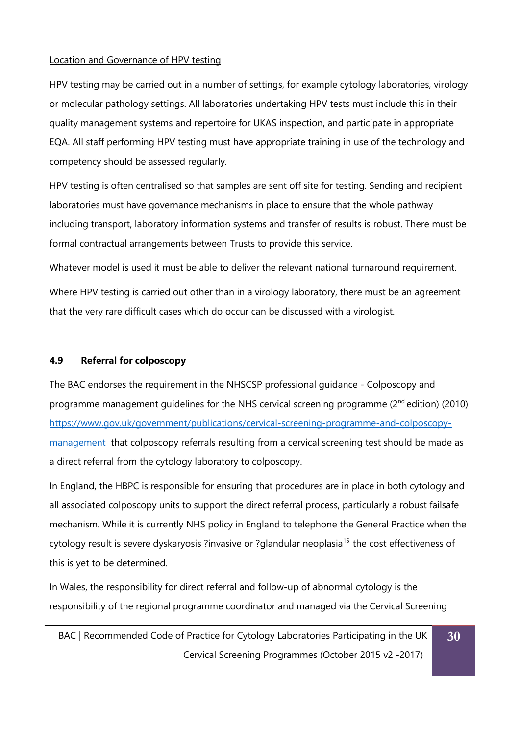Location and Governance of HPV testing

HPV testing may be carried out in a number of settings, for example cytology laboratories, virology or molecular pathology settings. All laboratories undertaking HPV tests must include this in their quality management systems and repertoire for UKAS inspection, and participate in appropriate EQA. All staff performing HPV testing must have appropriate training in use of the technology and competency should be assessed regularly.

HPV testing is often centralised so that samples are sent off site for testing. Sending and recipient laboratories must have governance mechanisms in place to ensure that the whole pathway including transport, laboratory information systems and transfer of results is robust. There must be formal contractual arrangements between Trusts to provide this service.

Whatever model is used it must be able to deliver the relevant national turnaround requirement.

Where HPV testing is carried out other than in a virology laboratory, there must be an agreement that the very rare difficult cases which do occur can be discussed with a virologist.

## 4.9 Referral for colposcopy

The BAC endorses the requirement in the NHSCSP professional guidance - Colposcopy and programme management guidelines for the NHS cervical screening programme (2nd edition) (2010) [https://www.gov.uk/government/publications/cervical-screening-programme-and-colposcopy-management](https://www.gov.uk/government/publications/cervical-screening-programme-and-colposcopy-management) that colposcopy referrals resulting from a cervical screening test should be made as a direct referral from the cytology laboratory to colposcopy.

In England, the HBPC is responsible for ensuring that procedures are in place in both cytology and all associated colposcopy units to support the direct referral process, particularly a robust failsafe mechanism. While it is currently NHS policy in England to telephone the General Practice when the cytology result is severe dyskaryosis ?invasive or ?glandular neoplasia[15] the cost effectiveness of this is yet to be determined.

In Wales, the responsibility for direct referral and follow-up of abnormal cytology is the responsibility of the regional programme coordinator and managed via the Cervical Screening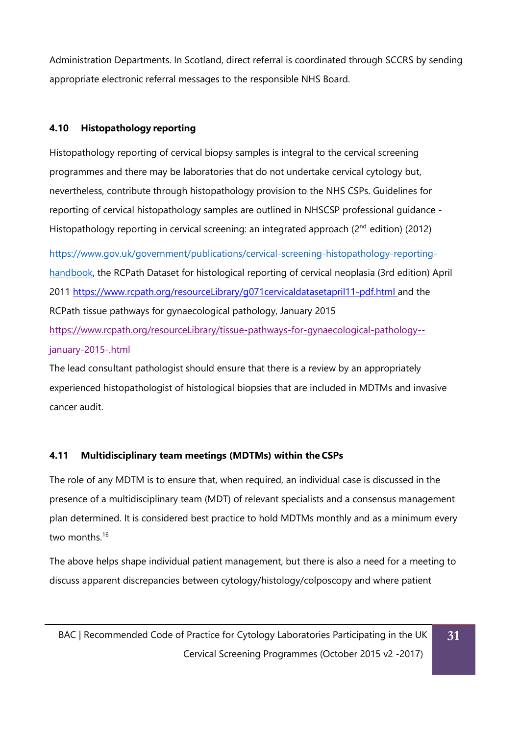Administration Departments. In Scotland, direct referral is coordinated through SCCRS by sending appropriate electronic referral messages to the responsible NHS Board.

### 4.10 Histopathology reporting

Histopathology reporting of cervical biopsy samples is integral to the cervical screening programmes and there may be laboratories that do not undertake cervical cytology but, nevertheless, contribute through histopathology provision to the NHS CSPs. Guidelines for reporting of cervical histopathology samples are outlined in NHSCSP professional guidance - Histopathology reporting in cervical screening: an integrated approach (2nd edition) (2012)

https://www.gov.uk/government/publications/cervical-screening-histopathology-reporting-handbook, the RCPath Dataset for histological reporting of cervical neoplasia (3rd edition) April 2011 https://www.rcpath.org/resourceLibrary/g071cervicaldatasetapril11-pdf.html and the RCPath tissue pathways for gynaecological pathology, January 2015
https://www.rcpath.org/resourceLibrary/tissue-pathways-for-gynaecological-pathology--january-2015-.html

The lead consultant pathologist should ensure that there is a review by an appropriately experienced histopathologist of histological biopsies that are included in MDTMs and invasive cancer audit.

### 4.11 Multidisciplinary team meetings (MDTMs) within the CSPs

The role of any MDTM is to ensure that, when required, an individual case is discussed in the presence of a multidisciplinary team (MDT) of relevant specialists and a consensus management plan determined. It is considered best practice to hold MDTMs monthly and as a minimum every two months.[16]

The above helps shape individual patient management, but there is also a need for a meeting to discuss apparent discrepancies between cytology/histology/colposcopy and where patient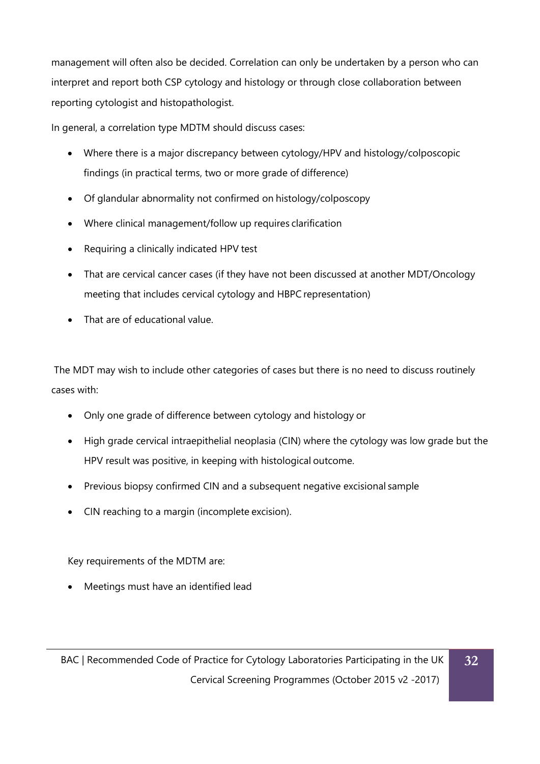management will often also be decided. Correlation can only be undertaken by a person who can interpret and report both CSP cytology and histology or through close collaboration between reporting cytologist and histopathologist.

In general, a correlation type MDTM should discuss cases:

- Where there is a major discrepancy between cytology/HPV and histology/colposcopic findings (in practical terms, two or more grade of difference)
- Of glandular abnormality not confirmed on histology/colposcopy
- Where clinical management/follow up requires clarification
- Requiring a clinically indicated HPV test
- That are cervical cancer cases (if they have not been discussed at another MDT/Oncology meeting that includes cervical cytology and HBPC representation)
- That are of educational value.

The MDT may wish to include other categories of cases but there is no need to discuss routinely cases with:

- Only one grade of difference between cytology and histology or
- High grade cervical intraepithelial neoplasia (CIN) where the cytology was low grade but the HPV result was positive, in keeping with histological outcome.
- Previous biopsy confirmed CIN and a subsequent negative excisional sample
- CIN reaching to a margin (incomplete excision).

Key requirements of the MDTM are:

- Meetings must have an identified lead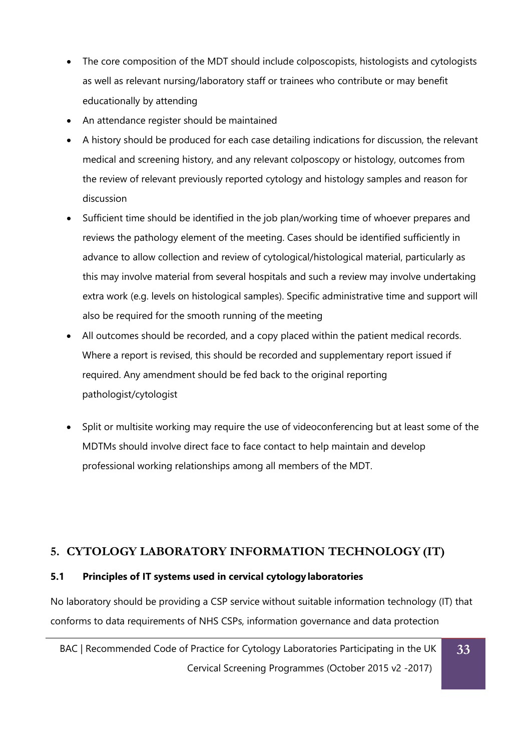- The core composition of the MDT should include colposcopists, histologists and cytologists as well as relevant nursing/laboratory staff or trainees who contribute or may benefit educationally by attending
- An attendance register should be maintained
- A history should be produced for each case detailing indications for discussion, the relevant medical and screening history, and any relevant colposcopy or histology, outcomes from the review of relevant previously reported cytology and histology samples and reason for discussion
- Sufficient time should be identified in the job plan/working time of whoever prepares and reviews the pathology element of the meeting. Cases should be identified sufficiently in advance to allow collection and review of cytological/histological material, particularly as this may involve material from several hospitals and such a review may involve undertaking extra work (e.g. levels on histological samples). Specific administrative time and support will also be required for the smooth running of the meeting
- All outcomes should be recorded, and a copy placed within the patient medical records. Where a report is revised, this should be recorded and supplementary report issued if required. Any amendment should be fed back to the original reporting pathologist/cytologist
- Split or multisite working may require the use of videoconferencing but at least some of the MDTMs should involve direct face to face contact to help maintain and develop professional working relationships among all members of the MDT.

## 5. CYTOLOGY LABORATORY INFORMATION TECHNOLOGY (IT)

### 5.1 Principles of IT systems used in cervical cytology laboratories

No laboratory should be providing a CSP service without suitable information technology (IT) that conforms to data requirements of NHS CSPs, information governance and data protection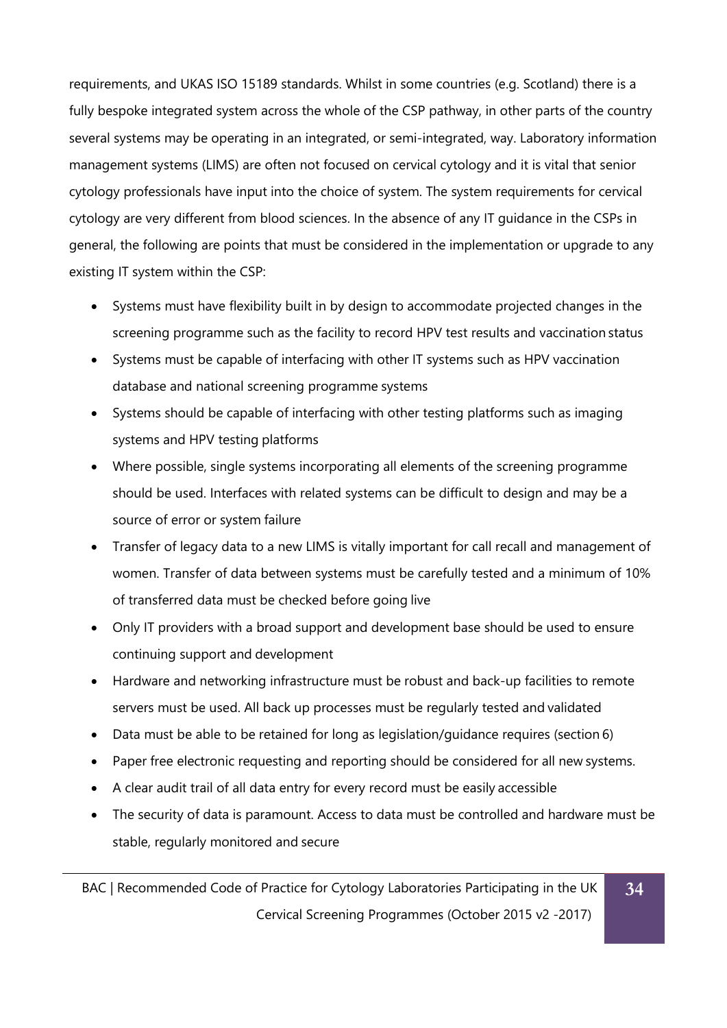requirements, and UKAS ISO 15189 standards. Whilst in some countries (e.g. Scotland) there is a fully bespoke integrated system across the whole of the CSP pathway, in other parts of the country several systems may be operating in an integrated, or semi-integrated, way. Laboratory information management systems (LIMS) are often not focused on cervical cytology and it is vital that senior cytology professionals have input into the choice of system. The system requirements for cervical cytology are very different from blood sciences. In the absence of any IT guidance in the CSPs in general, the following are points that must be considered in the implementation or upgrade to any existing IT system within the CSP:

- Systems must have flexibility built in by design to accommodate projected changes in the screening programme such as the facility to record HPV test results and vaccination status
- Systems must be capable of interfacing with other IT systems such as HPV vaccination database and national screening programme systems
- Systems should be capable of interfacing with other testing platforms such as imaging systems and HPV testing platforms
- Where possible, single systems incorporating all elements of the screening programme should be used. Interfaces with related systems can be difficult to design and may be a source of error or system failure
- Transfer of legacy data to a new LIMS is vitally important for call recall and management of women. Transfer of data between systems must be carefully tested and a minimum of 10% of transferred data must be checked before going live
- Only IT providers with a broad support and development base should be used to ensure continuing support and development
- Hardware and networking infrastructure must be robust and back-up facilities to remote servers must be used. All back up processes must be regularly tested and validated
- Data must be able to be retained for long as legislation/guidance requires (section 6)
- Paper free electronic requesting and reporting should be considered for all new systems.
- A clear audit trail of all data entry for every record must be easily accessible
- The security of data is paramount. Access to data must be controlled and hardware must be stable, regularly monitored and secure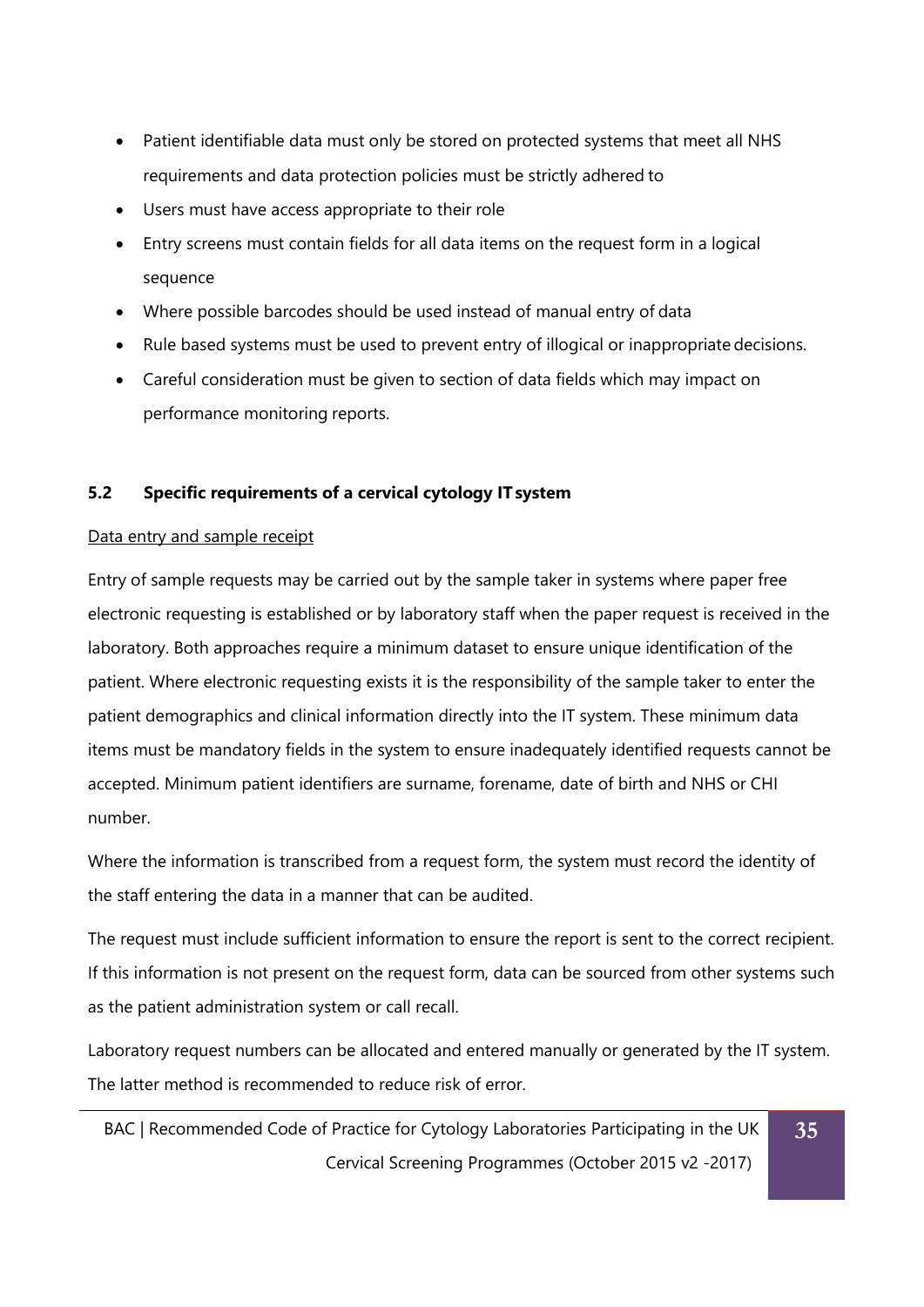- Patient identifiable data must only be stored on protected systems that meet all NHS requirements and data protection policies must be strictly adhered to
- Users must have access appropriate to their role
- Entry screens must contain fields for all data items on the request form in a logical sequence
- Where possible barcodes should be used instead of manual entry of data
- Rule based systems must be used to prevent entry of illogical or inappropriate decisions.
- Careful consideration must be given to section of data fields which may impact on performance monitoring reports.

### 5.2 Specific requirements of a cervical cytology IT system

<u>Data entry and sample receipt</u>

Entry of sample requests may be carried out by the sample taker in systems where paper free electronic requesting is established or by laboratory staff when the paper request is received in the laboratory. Both approaches require a minimum dataset to ensure unique identification of the patient. Where electronic requesting exists it is the responsibility of the sample taker to enter the patient demographics and clinical information directly into the IT system. These minimum data items must be mandatory fields in the system to ensure inadequately identified requests cannot be accepted. Minimum patient identifiers are surname, forename, date of birth and NHS or CHI number.

Where the information is transcribed from a request form, the system must record the identity of the staff entering the data in a manner that can be audited.

The request must include sufficient information to ensure the report is sent to the correct recipient. If this information is not present on the request form, data can be sourced from other systems such as the patient administration system or call recall.

Laboratory request numbers can be allocated and entered manually or generated by the IT system. The latter method is recommended to reduce risk of error.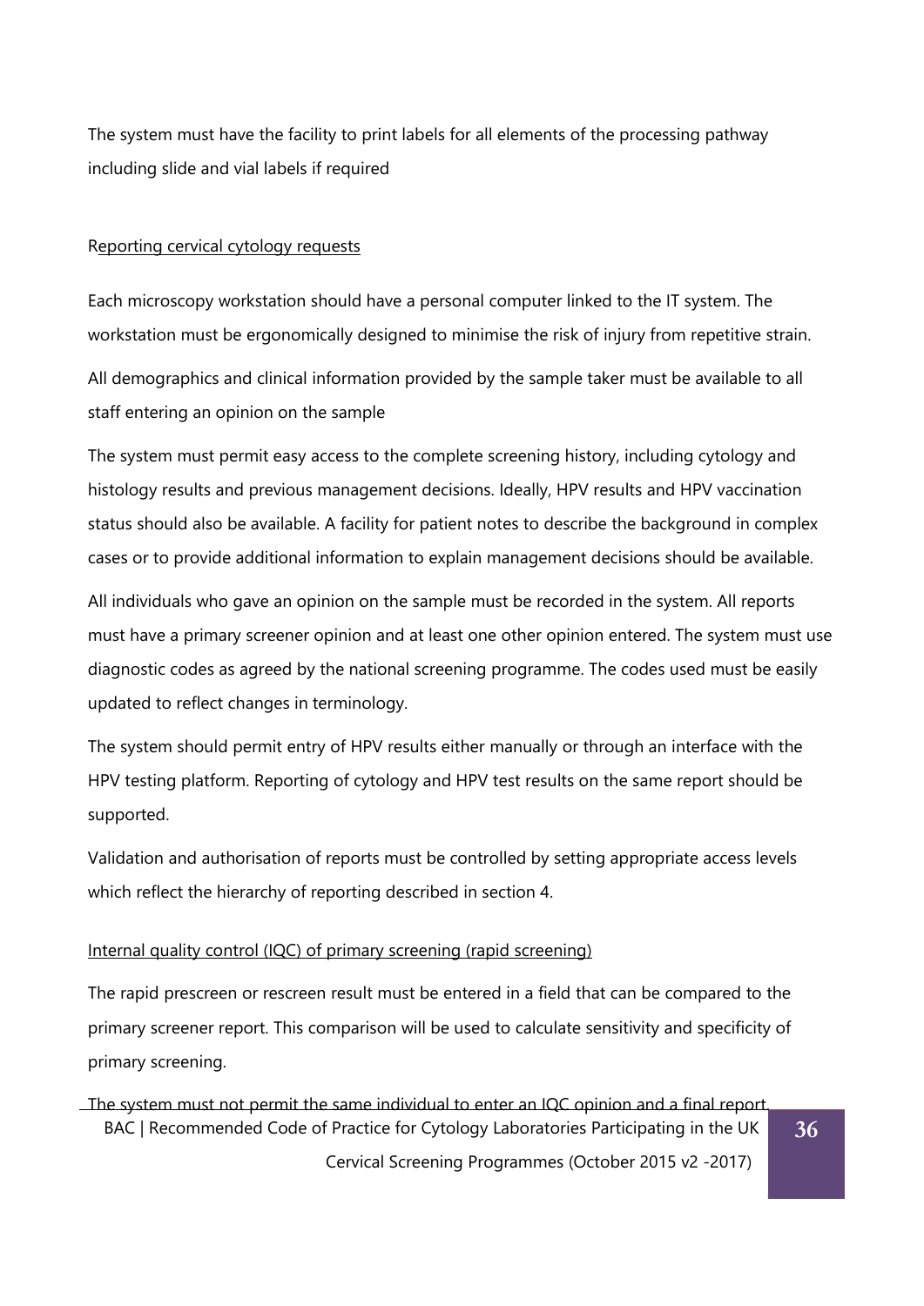The system must have the facility to print labels for all elements of the processing pathway including slide and vial labels if required

Reporting cervical cytology requests

Each microscopy workstation should have a personal computer linked to the IT system. The workstation must be ergonomically designed to minimise the risk of injury from repetitive strain.

All demographics and clinical information provided by the sample taker must be available to all staff entering an opinion on the sample

The system must permit easy access to the complete screening history, including cytology and histology results and previous management decisions. Ideally, HPV results and HPV vaccination status should also be available. A facility for patient notes to describe the background in complex cases or to provide additional information to explain management decisions should be available.

All individuals who gave an opinion on the sample must be recorded in the system. All reports must have a primary screener opinion and at least one other opinion entered. The system must use diagnostic codes as agreed by the national screening programme. The codes used must be easily updated to reflect changes in terminology.

The system should permit entry of HPV results either manually or through an interface with the HPV testing platform. Reporting of cytology and HPV test results on the same report should be supported.

Validation and authorisation of reports must be controlled by setting appropriate access levels which reflect the hierarchy of reporting described in section 4.

Internal quality control (IQC) of primary screening (rapid screening)

The rapid prescreen or rescreen result must be entered in a field that can be compared to the primary screener report. This comparison will be used to calculate sensitivity and specificity of primary screening.

The system must not permit the same individual to enter an IQC opinion and a final report.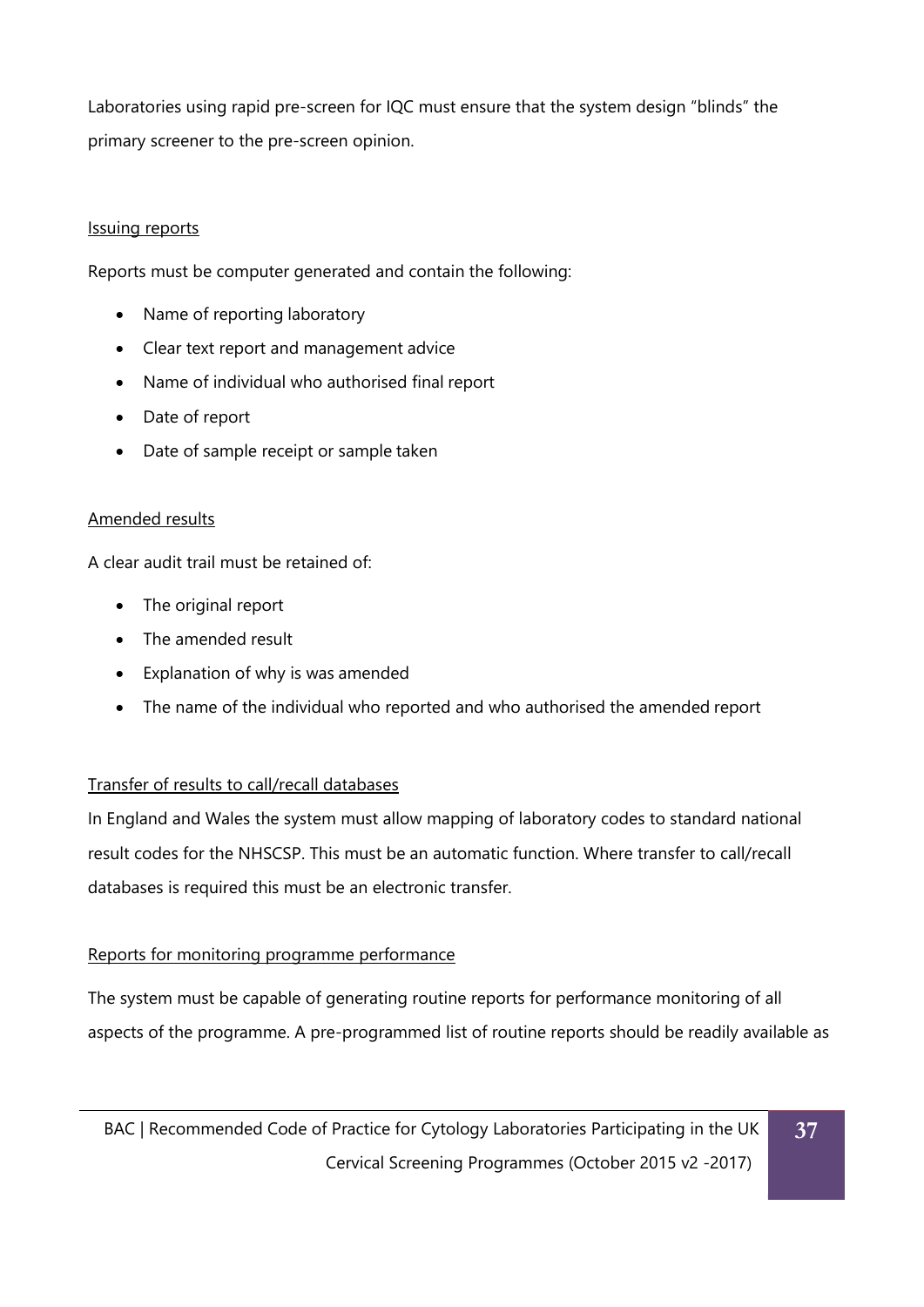Laboratories using rapid pre-screen for IQC must ensure that the system design "blinds" the primary screener to the pre-screen opinion.

Issuing reports

Reports must be computer generated and contain the following:

- Name of reporting laboratory
- Clear text report and management advice
- Name of individual who authorised final report
- Date of report
- Date of sample receipt or sample taken

Amended results

A clear audit trail must be retained of:

- The original report
- The amended result
- Explanation of why is was amended
- The name of the individual who reported and who authorised the amended report

Transfer of results to call/recall databases

In England and Wales the system must allow mapping of laboratory codes to standard national result codes for the NHSCSP. This must be an automatic function. Where transfer to call/recall databases is required this must be an electronic transfer.

Reports for monitoring programme performance

The system must be capable of generating routine reports for performance monitoring of all aspects of the programme. A pre-programmed list of routine reports should be readily available as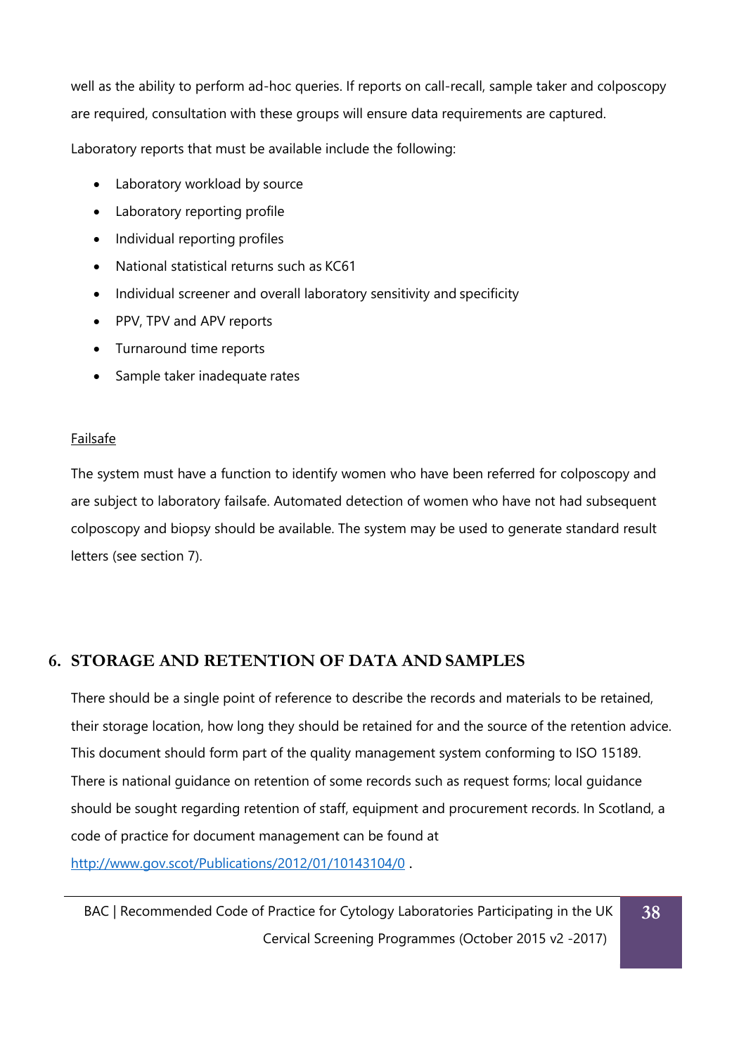well as the ability to perform ad-hoc queries. If reports on call-recall, sample taker and colposcopy are required, consultation with these groups will ensure data requirements are captured.

Laboratory reports that must be available include the following:

- Laboratory workload by source
- Laboratory reporting profile
- Individual reporting profiles
- National statistical returns such as KC61
- Individual screener and overall laboratory sensitivity and specificity
- PPV, TPV and APV reports
- Turnaround time reports
- Sample taker inadequate rates

Failsafe

The system must have a function to identify women who have been referred for colposcopy and are subject to laboratory failsafe. Automated detection of women who have not had subsequent colposcopy and biopsy should be available. The system may be used to generate standard result letters (see section 7).

## 6. STORAGE AND RETENTION OF DATA AND SAMPLES

There should be a single point of reference to describe the records and materials to be retained, their storage location, how long they should be retained for and the source of the retention advice. This document should form part of the quality management system conforming to ISO 15189. There is national guidance on retention of some records such as request forms; local guidance should be sought regarding retention of staff, equipment and procurement records. In Scotland, a code of practice for document management can be found at http://www.gov.scot/Publications/2012/01/10143104/0 .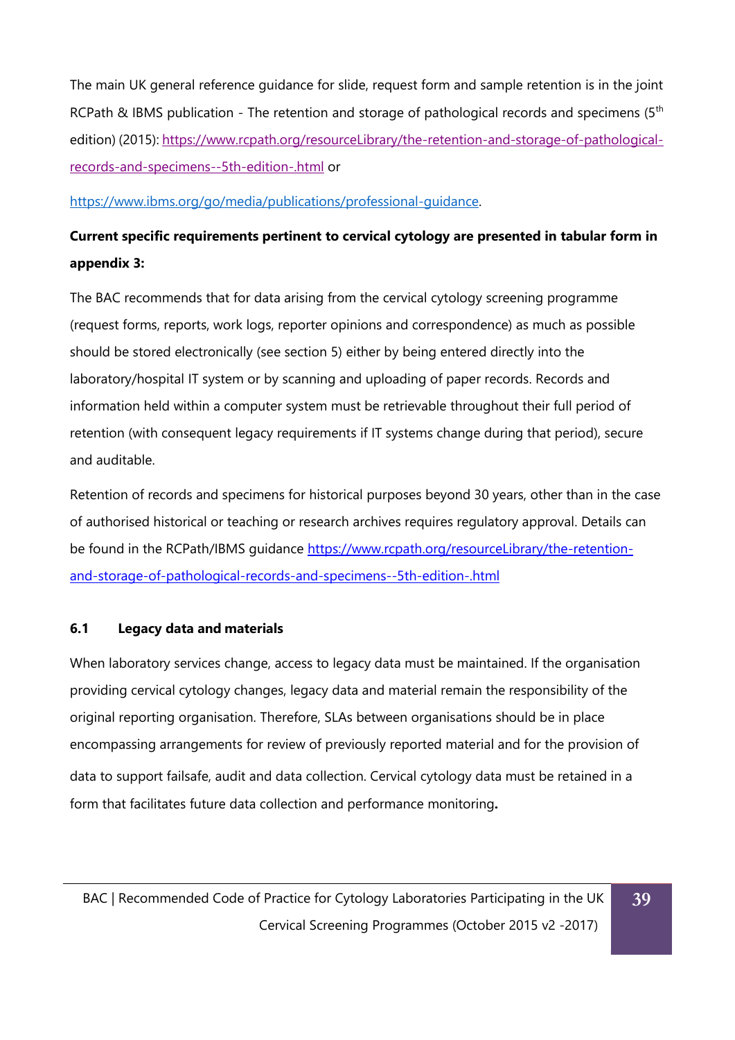The main UK general reference guidance for slide, request form and sample retention is in the joint RCPath & IBMS publication - The retention and storage of pathological records and specimens (5th edition) (2015): https://www.rcpath.org/resourceLibrary/the-retention-and-storage-of-pathological-records-and-specimens--5th-edition-.html or

https://www.ibms.org/go/media/publications/professional-guidance.

**Current specific requirements pertinent to cervical cytology are presented in tabular form in appendix 3:**

The BAC recommends that for data arising from the cervical cytology screening programme (request forms, reports, work logs, reporter opinions and correspondence) as much as possible should be stored electronically (see section 5) either by being entered directly into the laboratory/hospital IT system or by scanning and uploading of paper records. Records and information held within a computer system must be retrievable throughout their full period of retention (with consequent legacy requirements if IT systems change during that period), secure and auditable.

Retention of records and specimens for historical purposes beyond 30 years, other than in the case of authorised historical or teaching or research archives requires regulatory approval. Details can be found in the RCPath/IBMS guidance https://www.rcpath.org/resourceLibrary/the-retention-and-storage-of-pathological-records-and-specimens--5th-edition-.html

### 6.1 Legacy data and materials

When laboratory services change, access to legacy data must be maintained. If the organisation providing cervical cytology changes, legacy data and material remain the responsibility of the original reporting organisation. Therefore, SLAs between organisations should be in place encompassing arrangements for review of previously reported material and for the provision of data to support failsafe, audit and data collection. Cervical cytology data must be retained in a form that facilitates future data collection and performance monitoring**.**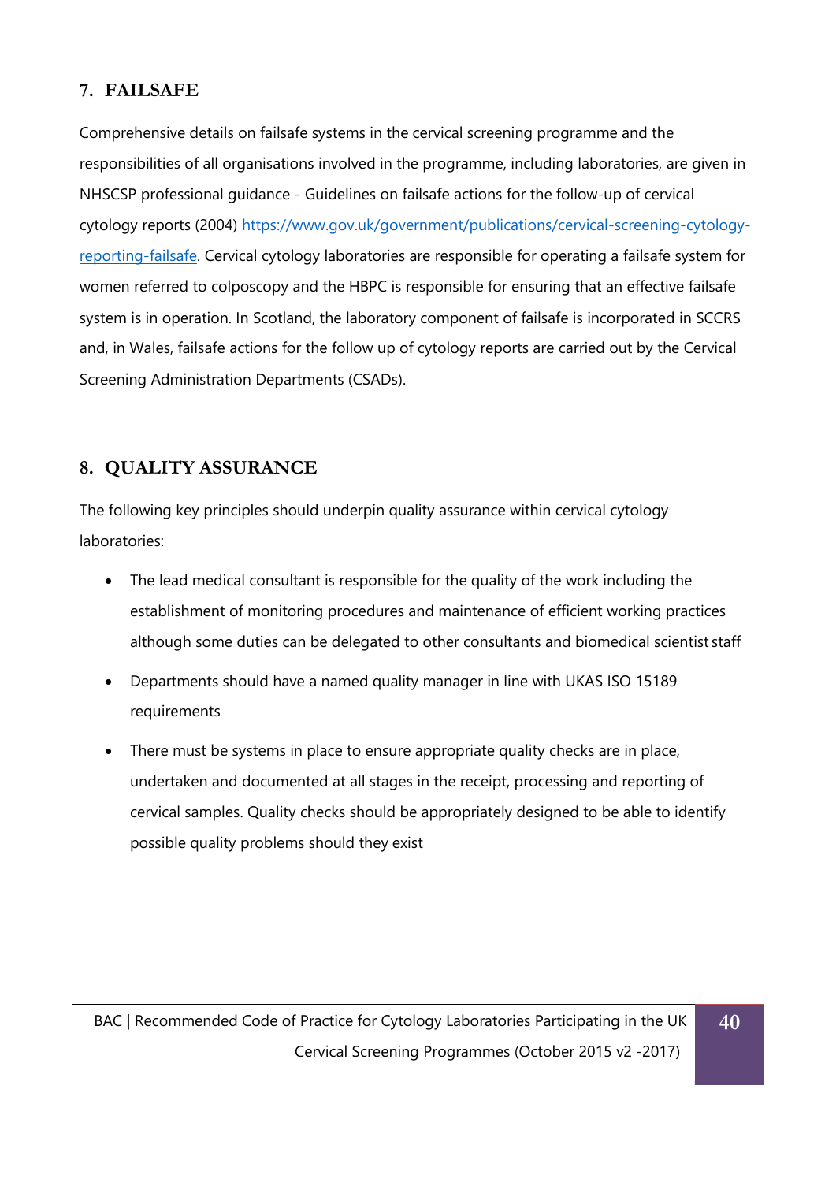## 7. FAILSAFE

Comprehensive details on failsafe systems in the cervical screening programme and the responsibilities of all organisations involved in the programme, including laboratories, are given in NHSCSP professional guidance - Guidelines on failsafe actions for the follow-up of cervical cytology reports (2004) https://www.gov.uk/government/publications/cervical-screening-cytology-reporting-failsafe. Cervical cytology laboratories are responsible for operating a failsafe system for women referred to colposcopy and the HBPC is responsible for ensuring that an effective failsafe system is in operation. In Scotland, the laboratory component of failsafe is incorporated in SCCRS and, in Wales, failsafe actions for the follow up of cytology reports are carried out by the Cervical Screening Administration Departments (CSADs).

## 8. QUALITY ASSURANCE

The following key principles should underpin quality assurance within cervical cytology laboratories:

- The lead medical consultant is responsible for the quality of the work including the establishment of monitoring procedures and maintenance of efficient working practices although some duties can be delegated to other consultants and biomedical scientist staff
- Departments should have a named quality manager in line with UKAS ISO 15189 requirements
- There must be systems in place to ensure appropriate quality checks are in place, undertaken and documented at all stages in the receipt, processing and reporting of cervical samples. Quality checks should be appropriately designed to be able to identify possible quality problems should they exist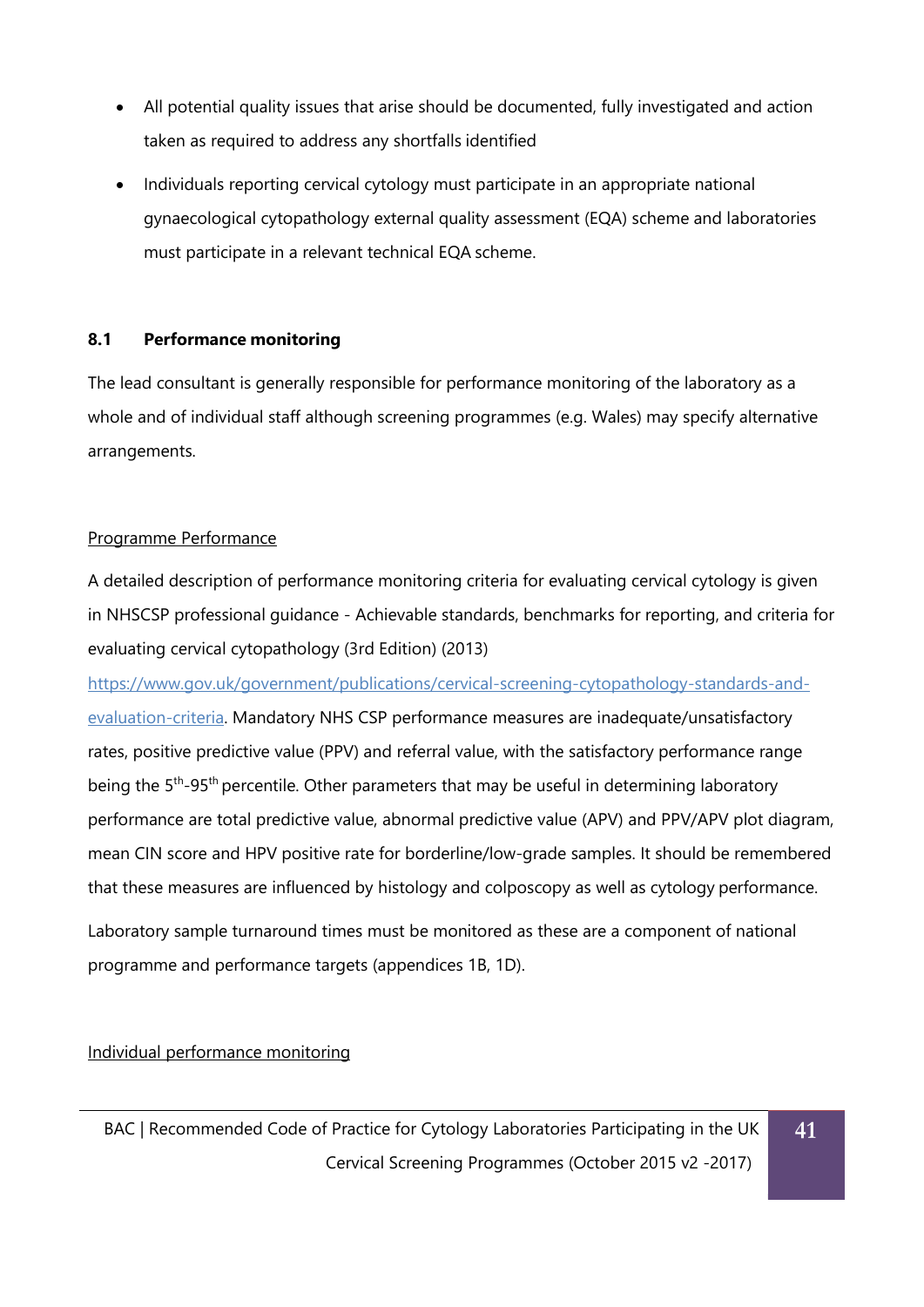- All potential quality issues that arise should be documented, fully investigated and action taken as required to address any shortfalls identified
- Individuals reporting cervical cytology must participate in an appropriate national gynaecological cytopathology external quality assessment (EQA) scheme and laboratories must participate in a relevant technical EQA scheme.

### 8.1 Performance monitoring

The lead consultant is generally responsible for performance monitoring of the laboratory as a whole and of individual staff although screening programmes (e.g. Wales) may specify alternative arrangements.

Programme Performance

A detailed description of performance monitoring criteria for evaluating cervical cytology is given in NHSCSP professional guidance - Achievable standards, benchmarks for reporting, and criteria for evaluating cervical cytopathology (3rd Edition) (2013) https://www.gov.uk/government/publications/cervical-screening-cytopathology-standards-and-evaluation-criteria. Mandatory NHS CSP performance measures are inadequate/unsatisfactory rates, positive predictive value (PPV) and referral value, with the satisfactory performance range being the 5th-95th percentile. Other parameters that may be useful in determining laboratory performance are total predictive value, abnormal predictive value (APV) and PPV/APV plot diagram, mean CIN score and HPV positive rate for borderline/low-grade samples. It should be remembered that these measures are influenced by histology and colposcopy as well as cytology performance.

Laboratory sample turnaround times must be monitored as these are a component of national programme and performance targets (appendices 1B, 1D).

Individual performance monitoring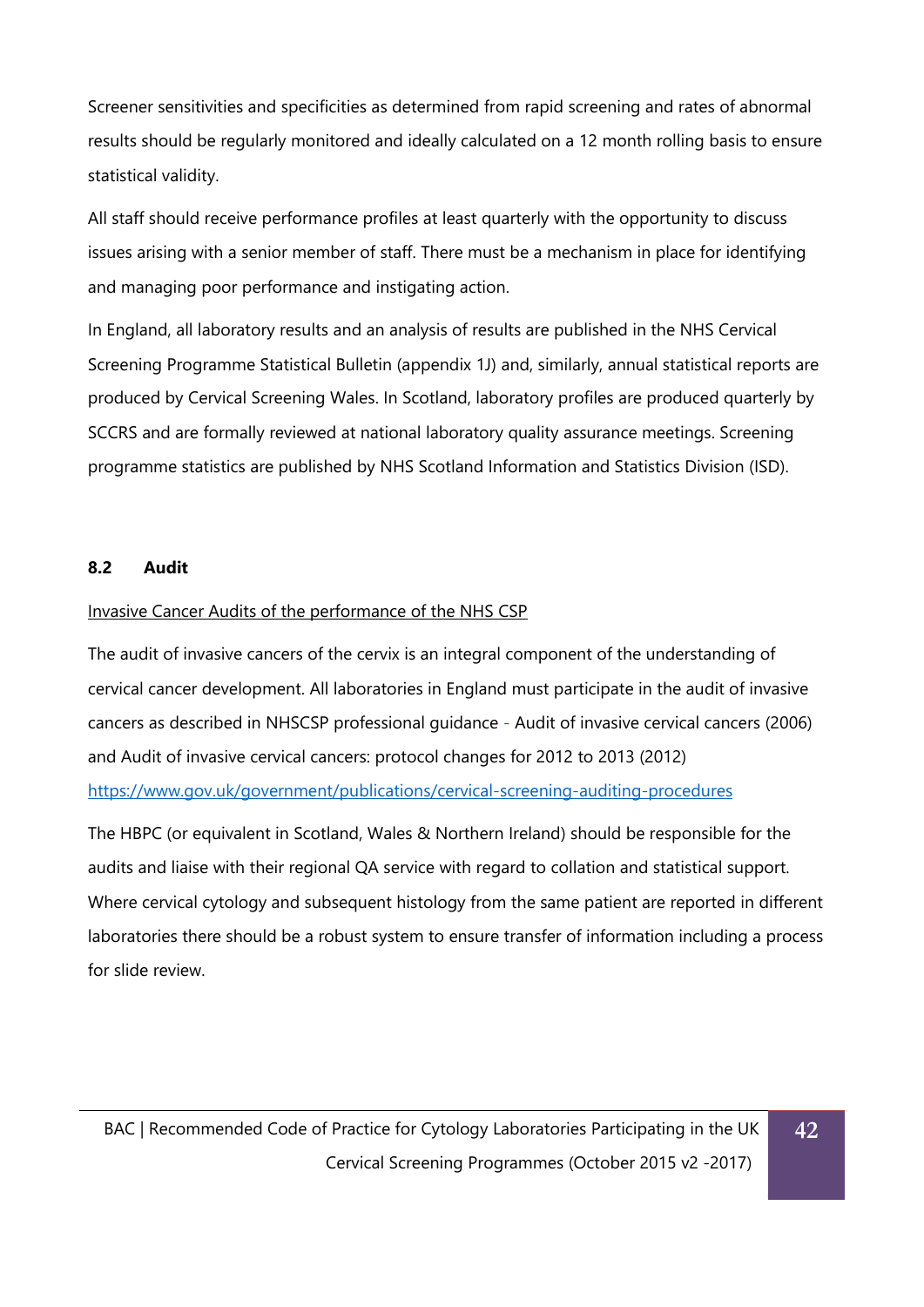Screener sensitivities and specificities as determined from rapid screening and rates of abnormal results should be regularly monitored and ideally calculated on a 12 month rolling basis to ensure statistical validity.

All staff should receive performance profiles at least quarterly with the opportunity to discuss issues arising with a senior member of staff. There must be a mechanism in place for identifying and managing poor performance and instigating action.

In England, all laboratory results and an analysis of results are published in the NHS Cervical Screening Programme Statistical Bulletin (appendix 1J) and, similarly, annual statistical reports are produced by Cervical Screening Wales. In Scotland, laboratory profiles are produced quarterly by SCCRS and are formally reviewed at national laboratory quality assurance meetings. Screening programme statistics are published by NHS Scotland Information and Statistics Division (ISD).

### 8.2 Audit

Invasive Cancer Audits of the performance of the NHS CSP

The audit of invasive cancers of the cervix is an integral component of the understanding of cervical cancer development. All laboratories in England must participate in the audit of invasive cancers as described in NHSCSP professional guidance - Audit of invasive cervical cancers (2006) and Audit of invasive cervical cancers: protocol changes for 2012 to 2013 (2012) https://www.gov.uk/government/publications/cervical-screening-auditing-procedures

The HBPC (or equivalent in Scotland, Wales & Northern Ireland) should be responsible for the audits and liaise with their regional QA service with regard to collation and statistical support. Where cervical cytology and subsequent histology from the same patient are reported in different laboratories there should be a robust system to ensure transfer of information including a process for slide review.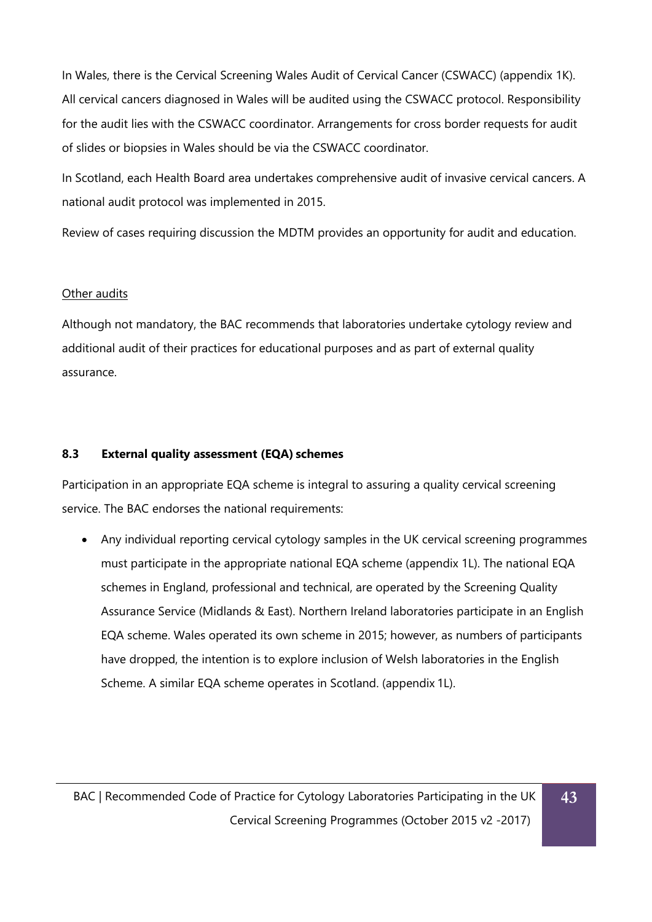In Wales, there is the Cervical Screening Wales Audit of Cervical Cancer (CSWACC) (appendix 1K). All cervical cancers diagnosed in Wales will be audited using the CSWACC protocol. Responsibility for the audit lies with the CSWACC coordinator. Arrangements for cross border requests for audit of slides or biopsies in Wales should be via the CSWACC coordinator.

In Scotland, each Health Board area undertakes comprehensive audit of invasive cervical cancers. A national audit protocol was implemented in 2015.

Review of cases requiring discussion the MDTM provides an opportunity for audit and education.

Other audits

Although not mandatory, the BAC recommends that laboratories undertake cytology review and additional audit of their practices for educational purposes and as part of external quality assurance.

### 8.3 External quality assessment (EQA) schemes

Participation in an appropriate EQA scheme is integral to assuring a quality cervical screening service. The BAC endorses the national requirements:

- Any individual reporting cervical cytology samples in the UK cervical screening programmes must participate in the appropriate national EQA scheme (appendix 1L). The national EQA schemes in England, professional and technical, are operated by the Screening Quality Assurance Service (Midlands & East). Northern Ireland laboratories participate in an English EQA scheme. Wales operated its own scheme in 2015; however, as numbers of participants have dropped, the intention is to explore inclusion of Welsh laboratories in the English Scheme. A similar EQA scheme operates in Scotland. (appendix 1L).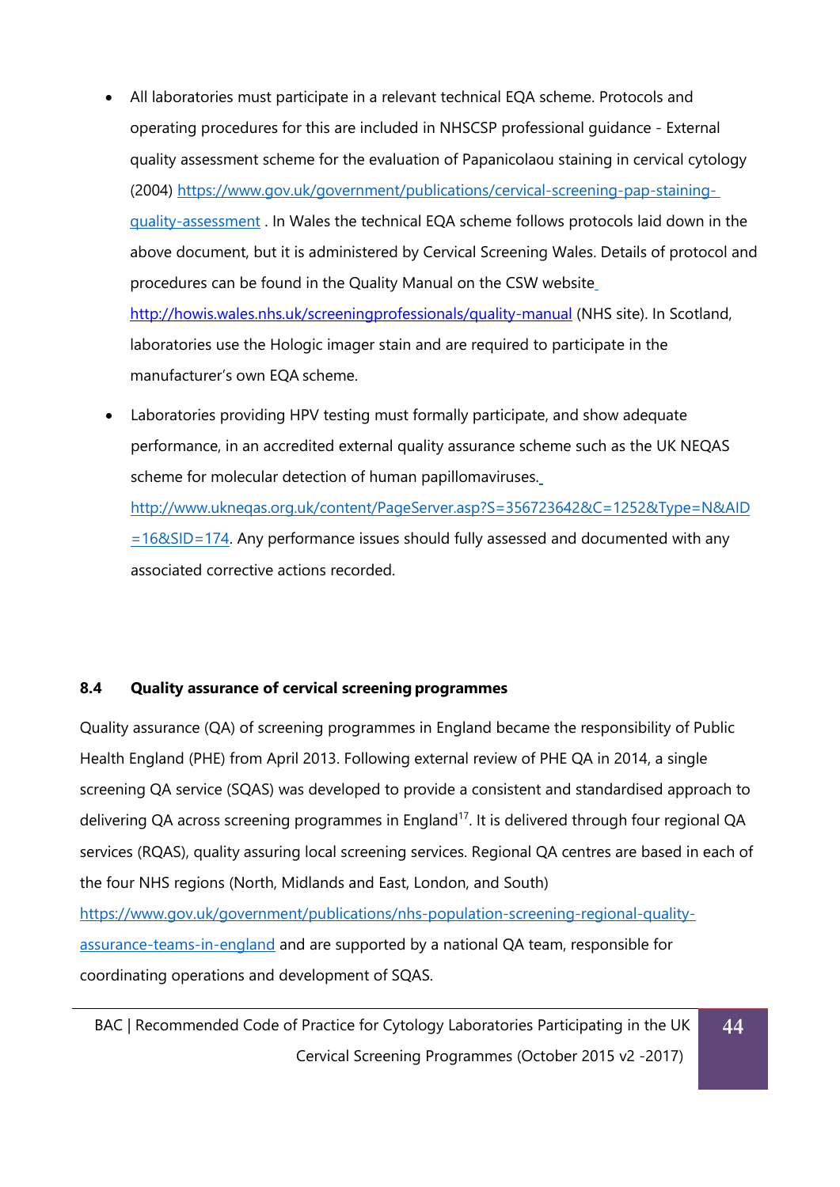- All laboratories must participate in a relevant technical EQA scheme. Protocols and operating procedures for this are included in NHSCSP professional guidance - External quality assessment scheme for the evaluation of Papanicolaou staining in cervical cytology (2004) https://www.gov.uk/government/publications/cervical-screening-pap-staining-quality-assessment . In Wales the technical EQA scheme follows protocols laid down in the above document, but it is administered by Cervical Screening Wales. Details of protocol and procedures can be found in the Quality Manual on the CSW website http://howis.wales.nhs.uk/screeningprofessionals/quality-manual (NHS site). In Scotland, laboratories use the Hologic imager stain and are required to participate in the manufacturer's own EQA scheme.

- Laboratories providing HPV testing must formally participate, and show adequate performance, in an accredited external quality assurance scheme such as the UK NEQAS scheme for molecular detection of human papillomaviruses. http://www.ukneqas.org.uk/content/PageServer.asp?S=356723642&C=1252&Type=N&AID=16&SID=174. Any performance issues should fully assessed and documented with any associated corrective actions recorded.

### 8.4 Quality assurance of cervical screening programmes

Quality assurance (QA) of screening programmes in England became the responsibility of Public Health England (PHE) from April 2013. Following external review of PHE QA in 2014, a single screening QA service (SQAS) was developed to provide a consistent and standardised approach to delivering QA across screening programmes in England[17]. It is delivered through four regional QA services (RQAS), quality assuring local screening services. Regional QA centres are based in each of the four NHS regions (North, Midlands and East, London, and South) https://www.gov.uk/government/publications/nhs-population-screening-regional-quality-assurance-teams-in-england and are supported by a national QA team, responsible for coordinating operations and development of SQAS.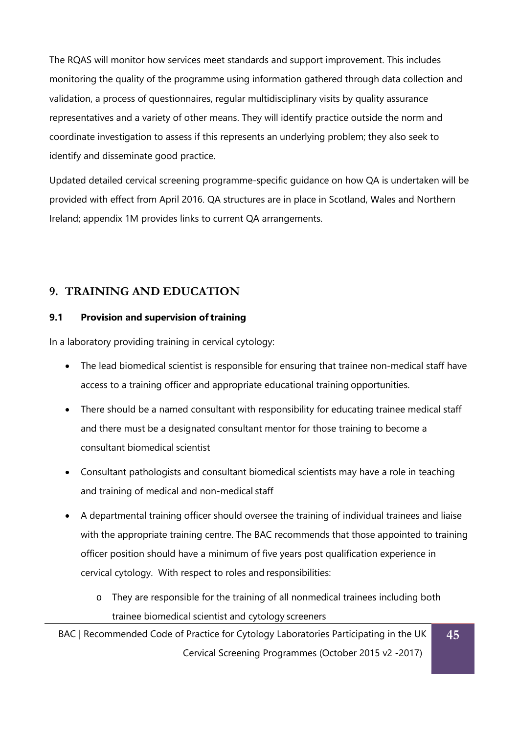The RQAS will monitor how services meet standards and support improvement. This includes monitoring the quality of the programme using information gathered through data collection and validation, a process of questionnaires, regular multidisciplinary visits by quality assurance representatives and a variety of other means. They will identify practice outside the norm and coordinate investigation to assess if this represents an underlying problem; they also seek to identify and disseminate good practice.

Updated detailed cervical screening programme-specific guidance on how QA is undertaken will be provided with effect from April 2016. QA structures are in place in Scotland, Wales and Northern Ireland; appendix 1M provides links to current QA arrangements.

## 9. TRAINING AND EDUCATION

### 9.1 Provision and supervision of training

In a laboratory providing training in cervical cytology:

- The lead biomedical scientist is responsible for ensuring that trainee non-medical staff have access to a training officer and appropriate educational training opportunities.
- There should be a named consultant with responsibility for educating trainee medical staff and there must be a designated consultant mentor for those training to become a consultant biomedical scientist
- Consultant pathologists and consultant biomedical scientists may have a role in teaching and training of medical and non-medical staff
- A departmental training officer should oversee the training of individual trainees and liaise with the appropriate training centre. The BAC recommends that those appointed to training officer position should have a minimum of five years post qualification experience in cervical cytology. With respect to roles and responsibilities:
  - They are responsible for the training of all nonmedical trainees including both trainee biomedical scientist and cytology screeners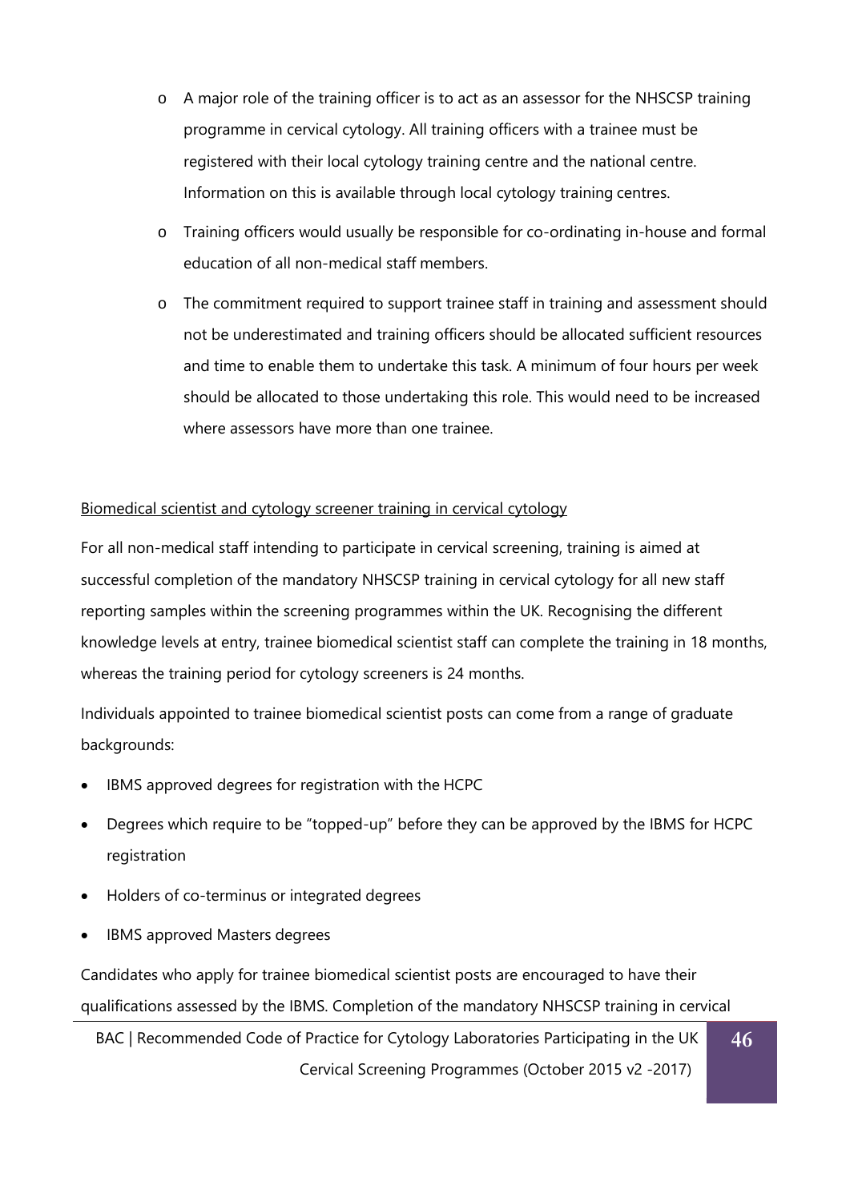- A major role of the training officer is to act as an assessor for the NHSCSP training programme in cervical cytology. All training officers with a trainee must be registered with their local cytology training centre and the national centre. Information on this is available through local cytology training centres.
- Training officers would usually be responsible for co-ordinating in-house and formal education of all non-medical staff members.
- The commitment required to support trainee staff in training and assessment should not be underestimated and training officers should be allocated sufficient resources and time to enable them to undertake this task. A minimum of four hours per week should be allocated to those undertaking this role. This would need to be increased where assessors have more than one trainee.

Biomedical scientist and cytology screener training in cervical cytology

For all non-medical staff intending to participate in cervical screening, training is aimed at successful completion of the mandatory NHSCSP training in cervical cytology for all new staff reporting samples within the screening programmes within the UK. Recognising the different knowledge levels at entry, trainee biomedical scientist staff can complete the training in 18 months, whereas the training period for cytology screeners is 24 months.

Individuals appointed to trainee biomedical scientist posts can come from a range of graduate backgrounds:

- IBMS approved degrees for registration with the HCPC
- Degrees which require to be "topped-up" before they can be approved by the IBMS for HCPC registration
- Holders of co-terminus or integrated degrees
- IBMS approved Masters degrees

Candidates who apply for trainee biomedical scientist posts are encouraged to have their qualifications assessed by the IBMS. Completion of the mandatory NHSCSP training in cervical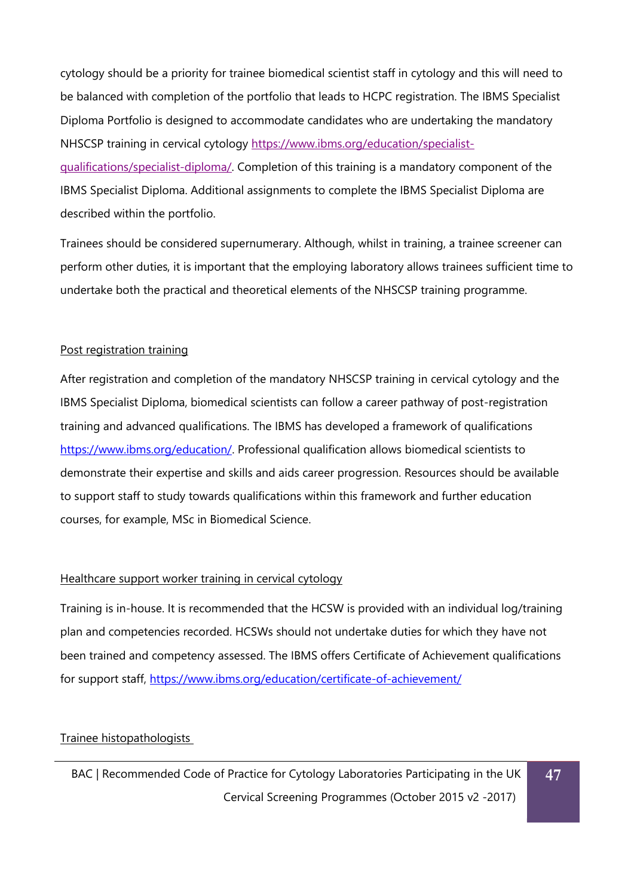cytology should be a priority for trainee biomedical scientist staff in cytology and this will need to be balanced with completion of the portfolio that leads to HCPC registration. The IBMS Specialist Diploma Portfolio is designed to accommodate candidates who are undertaking the mandatory NHSCSP training in cervical cytology https://www.ibms.org/education/specialist-qualifications/specialist-diploma/. Completion of this training is a mandatory component of the IBMS Specialist Diploma. Additional assignments to complete the IBMS Specialist Diploma are described within the portfolio.

Trainees should be considered supernumerary. Although, whilst in training, a trainee screener can perform other duties, it is important that the employing laboratory allows trainees sufficient time to undertake both the practical and theoretical elements of the NHSCSP training programme.

### Post registration training

After registration and completion of the mandatory NHSCSP training in cervical cytology and the IBMS Specialist Diploma, biomedical scientists can follow a career pathway of post-registration training and advanced qualifications. The IBMS has developed a framework of qualifications https://www.ibms.org/education/. Professional qualification allows biomedical scientists to demonstrate their expertise and skills and aids career progression. Resources should be available to support staff to study towards qualifications within this framework and further education courses, for example, MSc in Biomedical Science.

### Healthcare support worker training in cervical cytology

Training is in-house. It is recommended that the HCSW is provided with an individual log/training plan and competencies recorded. HCSWs should not undertake duties for which they have not been trained and competency assessed. The IBMS offers Certificate of Achievement qualifications for support staff, https://www.ibms.org/education/certificate-of-achievement/

### Trainee histopathologists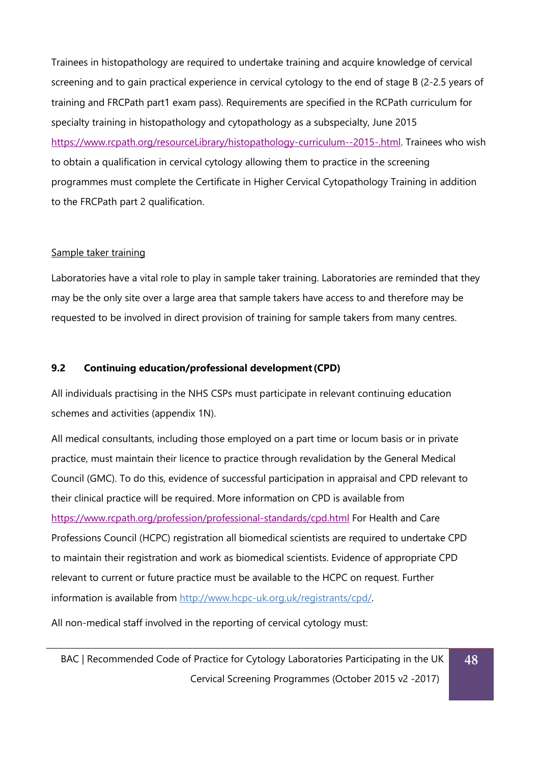Trainees in histopathology are required to undertake training and acquire knowledge of cervical screening and to gain practical experience in cervical cytology to the end of stage B (2-2.5 years of training and FRCPath part1 exam pass). Requirements are specified in the RCPath curriculum for specialty training in histopathology and cytopathology as a subspecialty, June 2015 [https://www.rcpath.org/resourceLibrary/histopathology-curriculum--2015-.html](https://www.rcpath.org/resourceLibrary/histopathology-curriculum--2015-.html). Trainees who wish to obtain a qualification in cervical cytology allowing them to practice in the screening programmes must complete the Certificate in Higher Cervical Cytopathology Training in addition to the FRCPath part 2 qualification.

Sample taker training

Laboratories have a vital role to play in sample taker training. Laboratories are reminded that they may be the only site over a large area that sample takers have access to and therefore may be requested to be involved in direct provision of training for sample takers from many centres.

### 9.2 Continuing education/professional development (CPD)

All individuals practising in the NHS CSPs must participate in relevant continuing education schemes and activities (appendix 1N).

All medical consultants, including those employed on a part time or locum basis or in private practice, must maintain their licence to practice through revalidation by the General Medical Council (GMC). To do this, evidence of successful participation in appraisal and CPD relevant to their clinical practice will be required. More information on CPD is available from [https://www.rcpath.org/profession/professional-standards/cpd.html](https://www.rcpath.org/profession/professional-standards/cpd.html) For Health and Care Professions Council (HCPC) registration all biomedical scientists are required to undertake CPD to maintain their registration and work as biomedical scientists. Evidence of appropriate CPD relevant to current or future practice must be available to the HCPC on request. Further information is available from [http://www.hcpc-uk.org.uk/registrants/cpd/](http://www.hcpc-uk.org.uk/registrants/cpd/).

All non-medical staff involved in the reporting of cervical cytology must: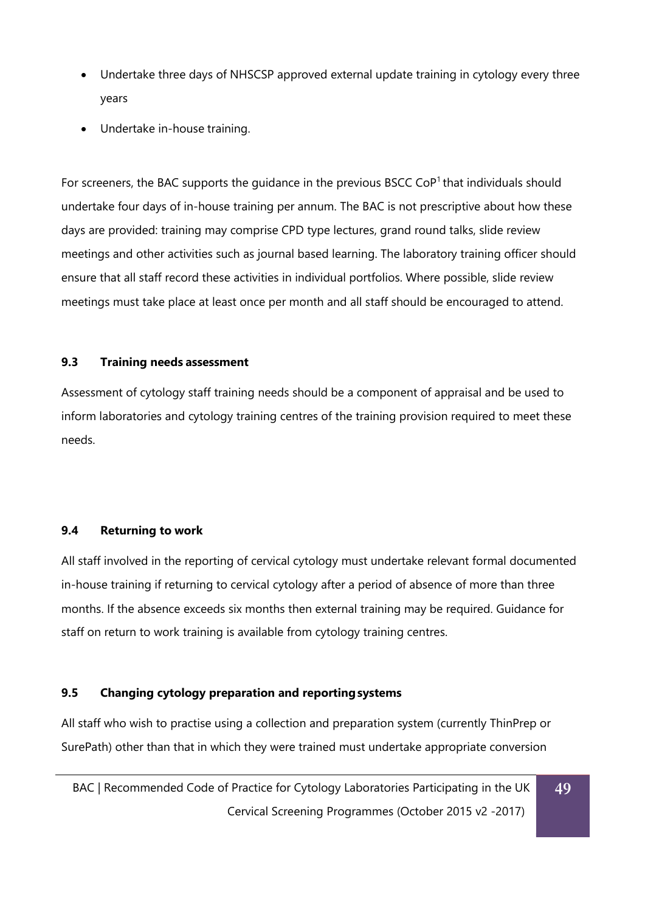- Undertake three days of NHSCSP approved external update training in cytology every three years
- Undertake in-house training.

For screeners, the BAC supports the guidance in the previous BSCC CoP[1] that individuals should undertake four days of in-house training per annum. The BAC is not prescriptive about how these days are provided: training may comprise CPD type lectures, grand round talks, slide review meetings and other activities such as journal based learning. The laboratory training officer should ensure that all staff record these activities in individual portfolios. Where possible, slide review meetings must take place at least once per month and all staff should be encouraged to attend.

### 9.3 Training needs assessment

Assessment of cytology staff training needs should be a component of appraisal and be used to inform laboratories and cytology training centres of the training provision required to meet these needs.

### 9.4 Returning to work

All staff involved in the reporting of cervical cytology must undertake relevant formal documented in-house training if returning to cervical cytology after a period of absence of more than three months. If the absence exceeds six months then external training may be required. Guidance for staff on return to work training is available from cytology training centres.

### 9.5 Changing cytology preparation and reporting systems

All staff who wish to practise using a collection and preparation system (currently ThinPrep or SurePath) other than that in which they were trained must undertake appropriate conversion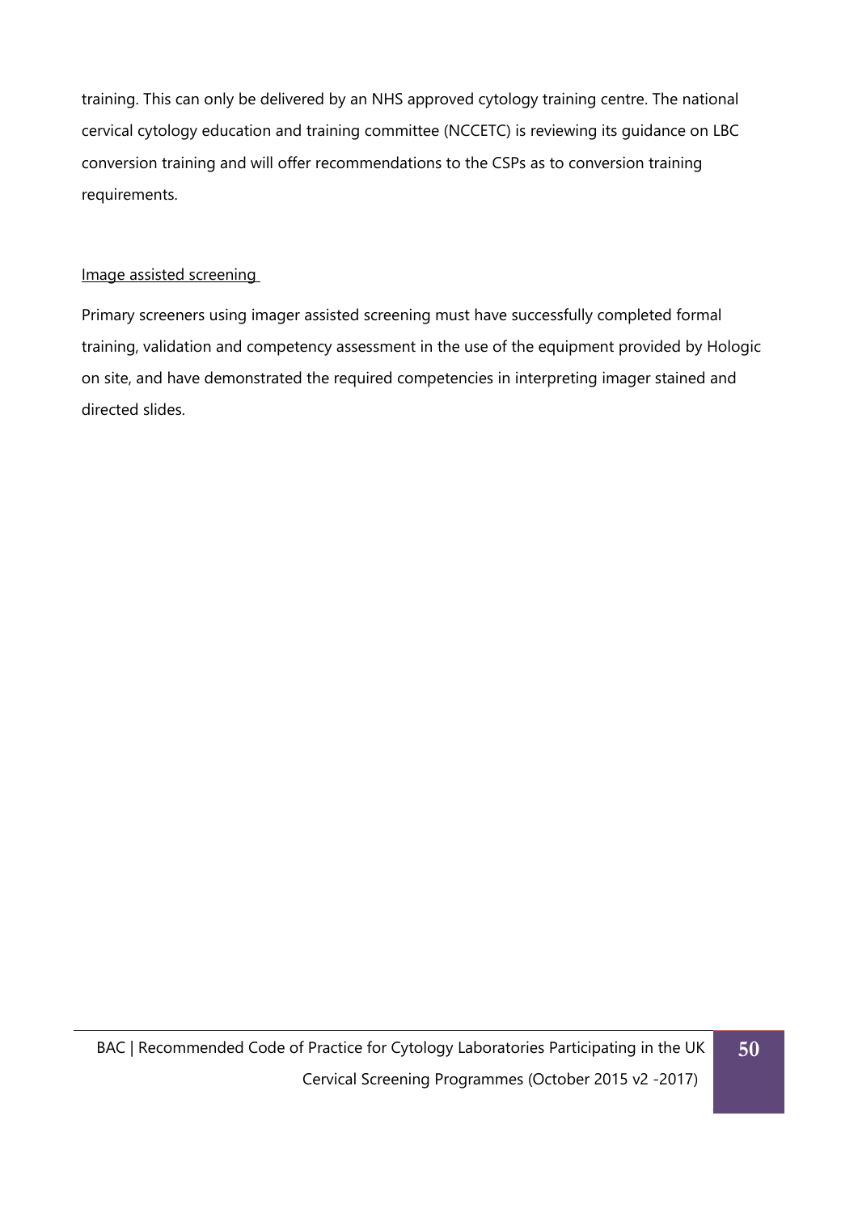training. This can only be delivered by an NHS approved cytology training centre. The national cervical cytology education and training committee (NCCETC) is reviewing its guidance on LBC conversion training and will offer recommendations to the CSPs as to conversion training requirements.

<u>Image assisted screening</u>

Primary screeners using imager assisted screening must have successfully completed formal training, validation and competency assessment in the use of the equipment provided by Hologic on site, and have demonstrated the required competencies in interpreting imager stained and directed slides.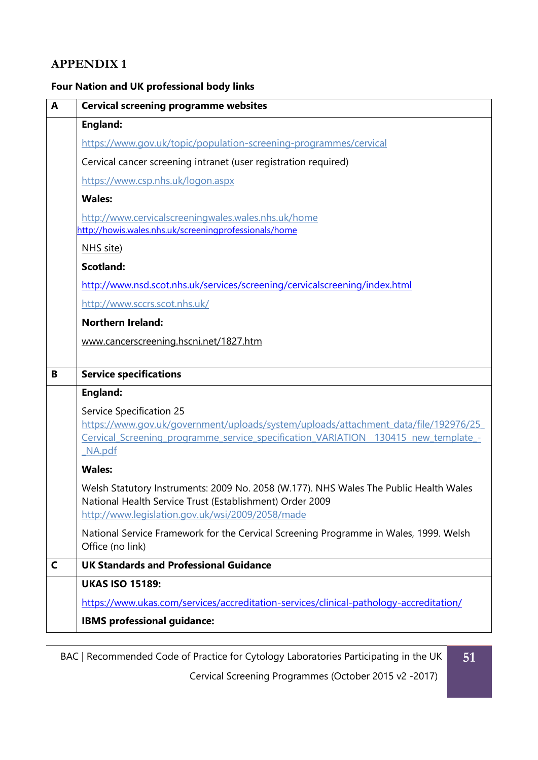# APPENDIX 1

**Four Nation and UK professional body links**

| **A** | **Cervical screening programme websites** |
|---|---|
| | **England:**<br><br>https://www.gov.uk/topic/population-screening-programmes/cervical<br><br>Cervical cancer screening intranet (user registration required)<br><br>https://www.csp.nhs.uk/logon.aspx<br><br>**Wales:**<br><br>http://www.cervicalscreeningwales.wales.nhs.uk/home<br>http://howis.wales.nhs.uk/screeningprofessionals/home<br><br>NHS site)<br><br>**Scotland:**<br><br>http://www.nsd.scot.nhs.uk/services/screening/cervicalscreening/index.html<br><br>http://www.sccrs.scot.nhs.uk/<br><br>**Northern Ireland:**<br><br>www.cancerscreening.hscni.net/1827.htm |
| **B** | **Service specifications** |
| | **England:**<br><br>Service Specification 25<br>https://www.gov.uk/government/uploads/system/uploads/attachment_data/file/192976/25_Cervical_Screening_programme_service_specification_VARIATION__130415_new_template_-_NA.pdf<br><br>**Wales:**<br><br>Welsh Statutory Instruments: 2009 No. 2058 (W.177). NHS Wales The Public Health Wales National Health Service Trust (Establishment) Order 2009<br>http://www.legislation.gov.uk/wsi/2009/2058/made<br><br>National Service Framework for the Cervical Screening Programme in Wales, 1999. Welsh Office (no link) |
| **C** | **UK Standards and Professional Guidance** |
| | **UKAS ISO 15189:**<br><br>https://www.ukas.com/services/accreditation-services/clinical-pathology-accreditation/<br><br>**IBMS professional guidance:** |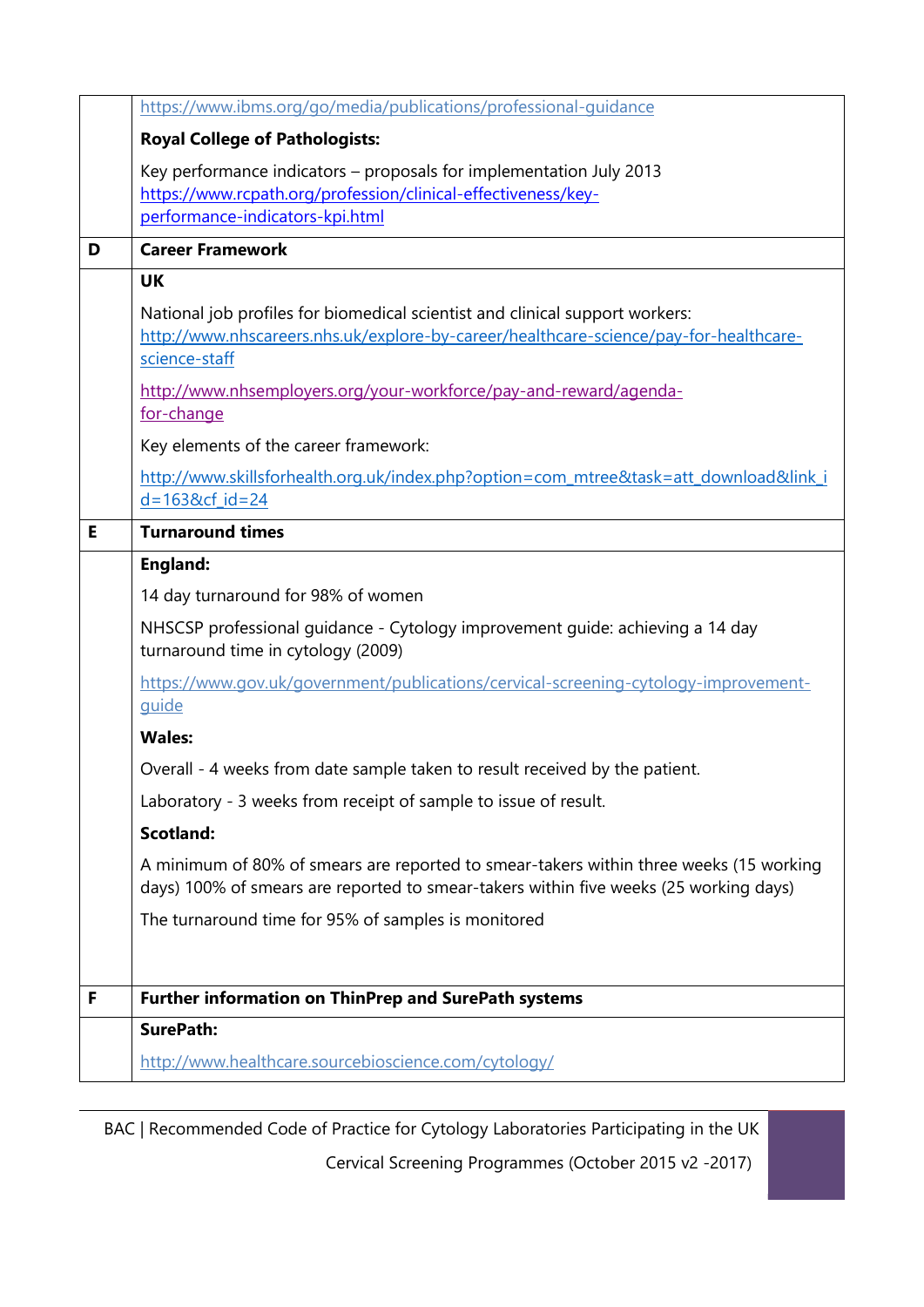| | |
|---|---|
| | https://www.ibms.org/go/media/publications/professional-guidance<br><br>**Royal College of Pathologists:**<br><br>Key performance indicators – proposals for implementation July 2013 https://www.rcpath.org/profession/clinical-effectiveness/key-performance-indicators-kpi.html |
| **D** | **Career Framework** |
| | **UK**<br><br>National job profiles for biomedical scientist and clinical support workers: http://www.nhscareers.nhs.uk/explore-by-career/healthcare-science/pay-for-healthcare-science-staff<br><br>http://www.nhsemployers.org/your-workforce/pay-and-reward/agenda-for-change<br><br>Key elements of the career framework:<br><br>http://www.skillsforhealth.org.uk/index.php?option=com_mtree&task=att_download&link_id=163&cf_id=24 |
| **E** | **Turnaround times** |
| | **England:**<br><br>14 day turnaround for 98% of women<br><br>NHSCSP professional guidance - Cytology improvement guide: achieving a 14 day turnaround time in cytology (2009)<br><br>https://www.gov.uk/government/publications/cervical-screening-cytology-improvement-guide<br><br>**Wales:**<br><br>Overall - 4 weeks from date sample taken to result received by the patient.<br><br>Laboratory - 3 weeks from receipt of sample to issue of result.<br><br>**Scotland:**<br><br>A minimum of 80% of smears are reported to smear-takers within three weeks (15 working days) 100% of smears are reported to smear-takers within five weeks (25 working days)<br><br>The turnaround time for 95% of samples is monitored |
| **F** | **Further information on ThinPrep and SurePath systems** |
| | **SurePath:**<br><br>http://www.healthcare.sourcebioscience.com/cytology/ |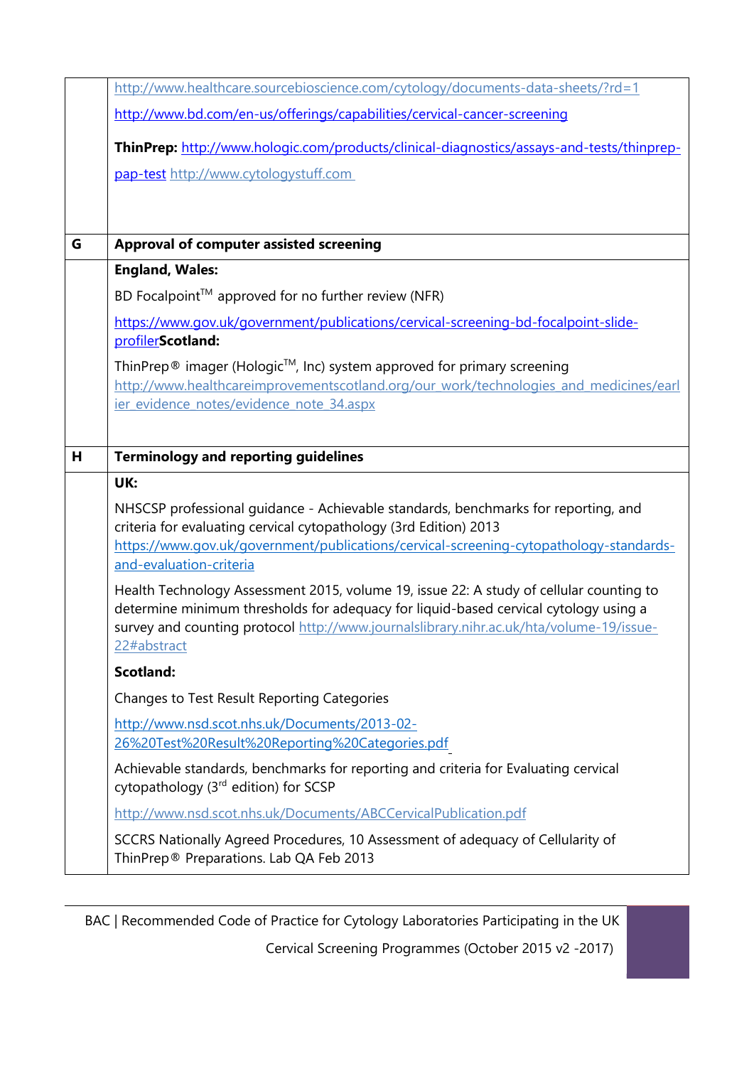| | |
|---|---|
| | http://www.healthcare.sourcebioscience.com/cytology/documents-data-sheets/?rd=1<br><br>http://www.bd.com/en-us/offerings/capabilities/cervical-cancer-screening<br><br>**ThinPrep:** http://www.hologic.com/products/clinical-diagnostics/assays-and-tests/thinprep-pap-test http://www.cytologystuff.com |
| **G** | **Approval of computer assisted screening** |
| | **England, Wales:**<br><br>BD Focalpoint™ approved for no further review (NFR)<br><br>https://www.gov.uk/government/publications/cervical-screening-bd-focalpoint-slide-profiler**Scotland:**<br><br>ThinPrep® imager (Hologic™, Inc) system approved for primary screening http://www.healthcareimprovementscotland.org/our_work/technologies_and_medicines/earlier_evidence_notes/evidence_note_34.aspx |
| **H** | **Terminology and reporting guidelines** |
| | **UK:**<br><br>NHSCSP professional guidance - Achievable standards, benchmarks for reporting, and criteria for evaluating cervical cytopathology (3rd Edition) 2013 https://www.gov.uk/government/publications/cervical-screening-cytopathology-standards-and-evaluation-criteria<br><br>Health Technology Assessment 2015, volume 19, issue 22: A study of cellular counting to determine minimum thresholds for adequacy for liquid-based cervical cytology using a survey and counting protocol http://www.journalslibrary.nihr.ac.uk/hta/volume-19/issue-22#abstract<br><br>**Scotland:**<br><br>Changes to Test Result Reporting Categories<br><br>http://www.nsd.scot.nhs.uk/Documents/2013-02-26%20Test%20Result%20Reporting%20Categories.pdf<br><br>Achievable standards, benchmarks for reporting and criteria for Evaluating cervical cytopathology (3rd edition) for SCSP<br><br>http://www.nsd.scot.nhs.uk/Documents/ABCCervicalPublication.pdf<br><br>SCCRS Nationally Agreed Procedures, 10 Assessment of adequacy of Cellularity of ThinPrep® Preparations. Lab QA Feb 2013 |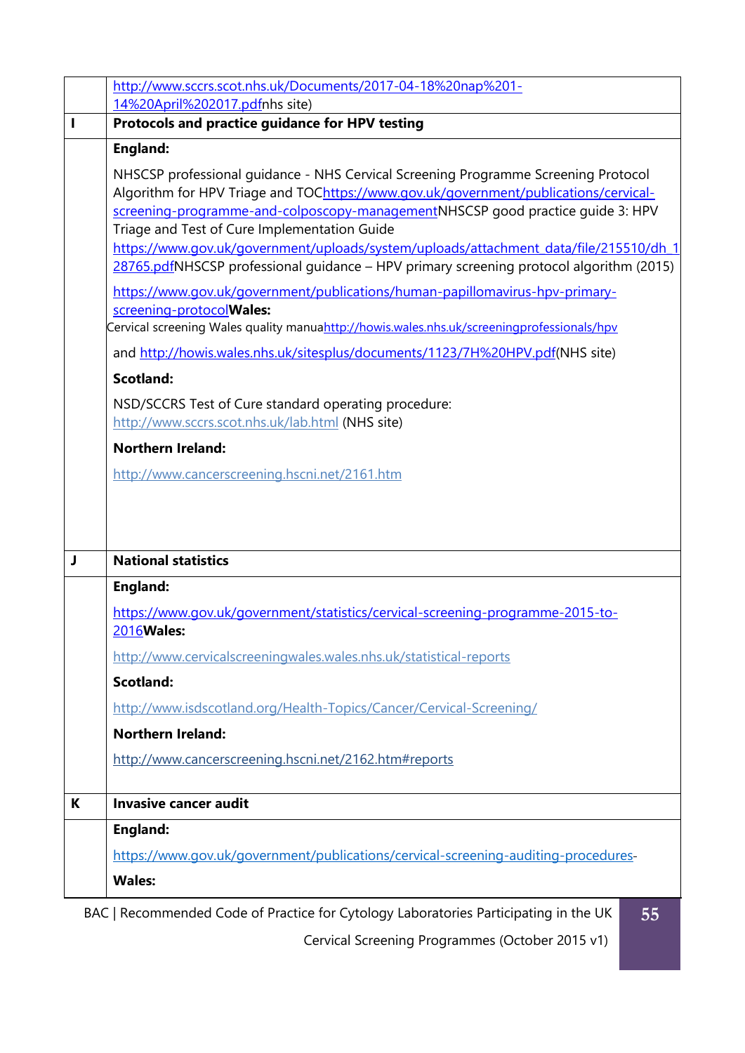| | |
|---|---|
| | http://www.sccrs.scot.nhs.uk/Documents/2017-04-18%20nap%201-14%20April%202017.pdfnhs site) |
| **I** | **Protocols and practice guidance for HPV testing** |
| | **England:**<br><br>NHSCSP professional guidance - NHS Cervical Screening Programme Screening Protocol Algorithm for HPV Triage and TOC https://www.gov.uk/government/publications/cervical-screening-programme-and-colposcopy-management NHSCSP good practice guide 3: HPV Triage and Test of Cure Implementation Guide https://www.gov.uk/government/uploads/system/uploads/attachment_data/file/215510/dh_128765.pdf NHSCSP professional guidance – HPV primary screening protocol algorithm (2015)<br><br>https://www.gov.uk/government/publications/human-papillomavirus-hpv-primary-screening-protocol **Wales:**<br>Cervical screening Wales quality manua http://howis.wales.nhs.uk/screeningprofessionals/hpv<br><br>and http://howis.wales.nhs.uk/sitesplus/documents/1123/7H%20HPV.pdf(NHS site)<br><br>**Scotland:**<br><br>NSD/SCCRS Test of Cure standard operating procedure: http://www.sccrs.scot.nhs.uk/lab.html (NHS site)<br><br>**Northern Ireland:**<br><br>http://www.cancerscreening.hscni.net/2161.htm |
| **J** | **National statistics** |
| | **England:**<br><br>https://www.gov.uk/government/statistics/cervical-screening-programme-2015-to-2016 **Wales:**<br><br>http://www.cervicalscreeningwales.wales.nhs.uk/statistical-reports<br><br>**Scotland:**<br><br>http://www.isdscotland.org/Health-Topics/Cancer/Cervical-Screening/<br><br>**Northern Ireland:**<br><br>http://www.cancerscreening.hscni.net/2162.htm#reports |
| **K** | **Invasive cancer audit** |
| | **England:**<br><br>https://www.gov.uk/government/publications/cervical-screening-auditing-procedures-<br><br>**Wales:** |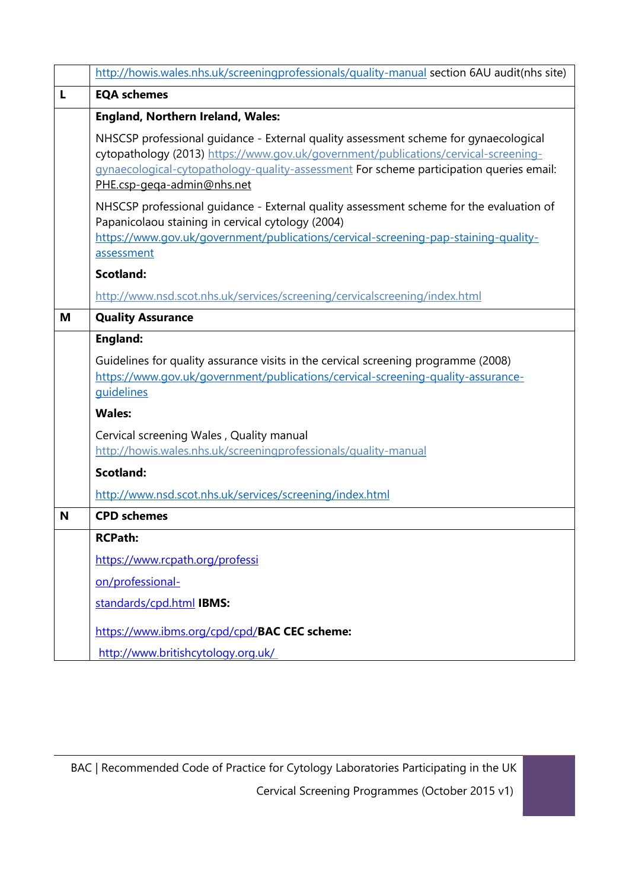|   |   |
|---|---|
|   | http://howis.wales.nhs.uk/screeningprofessionals/quality-manual section 6AU audit(nhs site) |
| **L** | **EQA schemes** |
|   | **England, Northern Ireland, Wales:**<br><br>NHSCSP professional guidance - External quality assessment scheme for gynaecological cytopathology (2013) https://www.gov.uk/government/publications/cervical-screening-gynaecological-cytopathology-quality-assessment For scheme participation queries email: PHE.csp-geqa-admin@nhs.net<br><br>NHSCSP professional guidance - External quality assessment scheme for the evaluation of Papanicolaou staining in cervical cytology (2004) https://www.gov.uk/government/publications/cervical-screening-pap-staining-quality-assessment<br><br>**Scotland:**<br><br>http://www.nsd.scot.nhs.uk/services/screening/cervicalscreening/index.html |
| **M** | **Quality Assurance** |
|   | **England:**<br><br>Guidelines for quality assurance visits in the cervical screening programme (2008) https://www.gov.uk/government/publications/cervical-screening-quality-assurance-guidelines<br><br>**Wales:**<br><br>Cervical screening Wales , Quality manual http://howis.wales.nhs.uk/screeningprofessionals/quality-manual<br><br>**Scotland:**<br><br>http://www.nsd.scot.nhs.uk/services/screening/index.html |
| **N** | **CPD schemes** |
|   | **RCPath:**<br><br>https://www.rcpath.org/profession/professional-standards/cpd.html **IBMS:**<br><br>https://www.ibms.org/cpd/cpd/ **BAC CEC scheme:**<br><br>http://www.britishcytology.org.uk/ |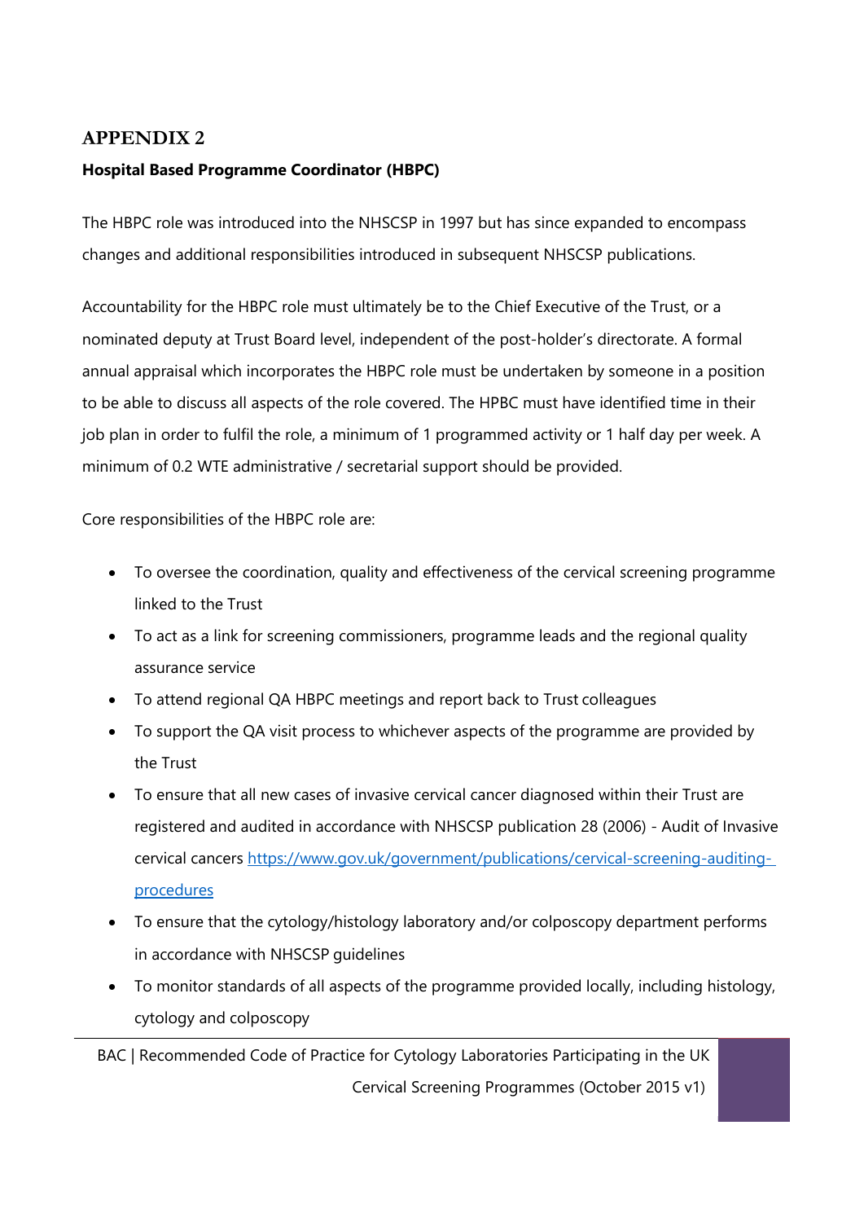# APPENDIX 2

**Hospital Based Programme Coordinator (HBPC)**

The HBPC role was introduced into the NHSCSP in 1997 but has since expanded to encompass changes and additional responsibilities introduced in subsequent NHSCSP publications.

Accountability for the HBPC role must ultimately be to the Chief Executive of the Trust, or a nominated deputy at Trust Board level, independent of the post-holder's directorate. A formal annual appraisal which incorporates the HBPC role must be undertaken by someone in a position to be able to discuss all aspects of the role covered. The HPBC must have identified time in their job plan in order to fulfil the role, a minimum of 1 programmed activity or 1 half day per week. A minimum of 0.2 WTE administrative / secretarial support should be provided.

Core responsibilities of the HBPC role are:

- To oversee the coordination, quality and effectiveness of the cervical screening programme linked to the Trust
- To act as a link for screening commissioners, programme leads and the regional quality assurance service
- To attend regional QA HBPC meetings and report back to Trust colleagues
- To support the QA visit process to whichever aspects of the programme are provided by the Trust
- To ensure that all new cases of invasive cervical cancer diagnosed within their Trust are registered and audited in accordance with NHSCSP publication 28 (2006) - Audit of Invasive cervical cancers [https://www.gov.uk/government/publications/cervical-screening-auditing-procedures](https://www.gov.uk/government/publications/cervical-screening-auditing-procedures)
- To ensure that the cytology/histology laboratory and/or colposcopy department performs in accordance with NHSCSP guidelines
- To monitor standards of all aspects of the programme provided locally, including histology, cytology and colposcopy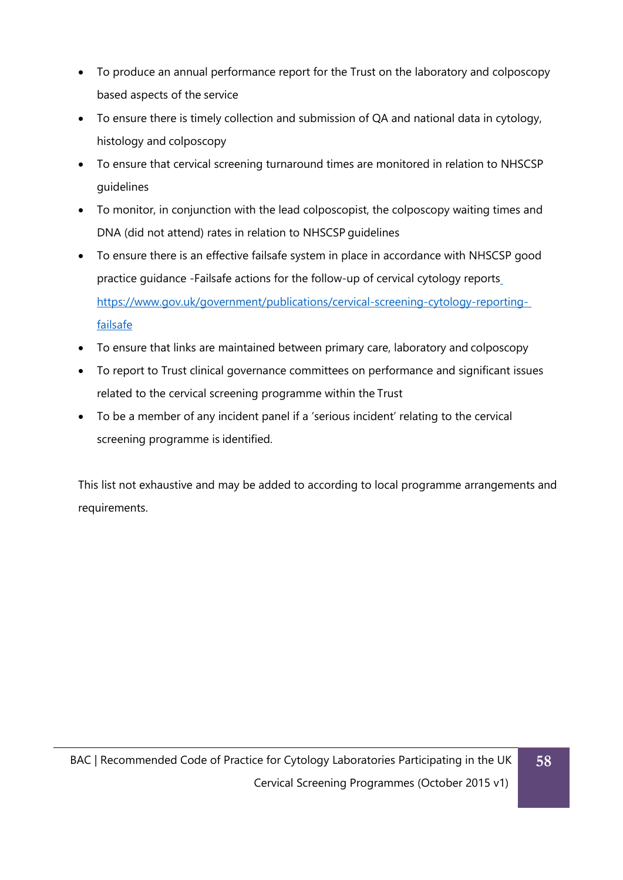- To produce an annual performance report for the Trust on the laboratory and colposcopy based aspects of the service
- To ensure there is timely collection and submission of QA and national data in cytology, histology and colposcopy
- To ensure that cervical screening turnaround times are monitored in relation to NHSCSP guidelines
- To monitor, in conjunction with the lead colposcopist, the colposcopy waiting times and DNA (did not attend) rates in relation to NHSCSP guidelines
- To ensure there is an effective failsafe system in place in accordance with NHSCSP good practice guidance -Failsafe actions for the follow-up of cervical cytology reports [https://www.gov.uk/government/publications/cervical-screening-cytology-reporting-failsafe](https://www.gov.uk/government/publications/cervical-screening-cytology-reporting-failsafe)
- To ensure that links are maintained between primary care, laboratory and colposcopy
- To report to Trust clinical governance committees on performance and significant issues related to the cervical screening programme within the Trust
- To be a member of any incident panel if a 'serious incident' relating to the cervical screening programme is identified.

This list not exhaustive and may be added to according to local programme arrangements and requirements.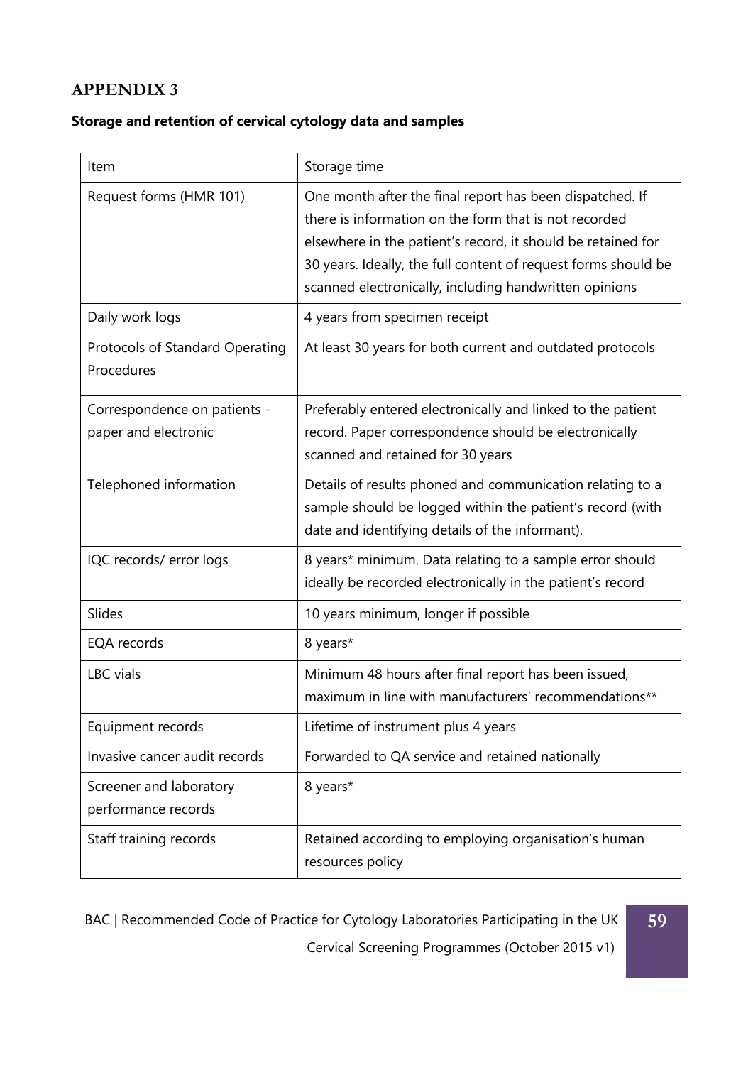## APPENDIX 3

### Storage and retention of cervical cytology data and samples

| Item | Storage time |
|---|---|
| Request forms (HMR 101) | One month after the final report has been dispatched. If there is information on the form that is not recorded elsewhere in the patient's record, it should be retained for 30 years. Ideally, the full content of request forms should be scanned electronically, including handwritten opinions |
| Daily work logs | 4 years from specimen receipt |
| Protocols of Standard Operating Procedures | At least 30 years for both current and outdated protocols |
| Correspondence on patients - paper and electronic | Preferably entered electronically and linked to the patient record. Paper correspondence should be electronically scanned and retained for 30 years |
| Telephoned information | Details of results phoned and communication relating to a sample should be logged within the patient's record (with date and identifying details of the informant). |
| IQC records/ error logs | 8 years* minimum. Data relating to a sample error should ideally be recorded electronically in the patient's record |
| Slides | 10 years minimum, longer if possible |
| EQA records | 8 years* |
| LBC vials | Minimum 48 hours after final report has been issued, maximum in line with manufacturers' recommendations** |
| Equipment records | Lifetime of instrument plus 4 years |
| Invasive cancer audit records | Forwarded to QA service and retained nationally |
| Screener and laboratory performance records | 8 years* |
| Staff training records | Retained according to employing organisation's human resources policy |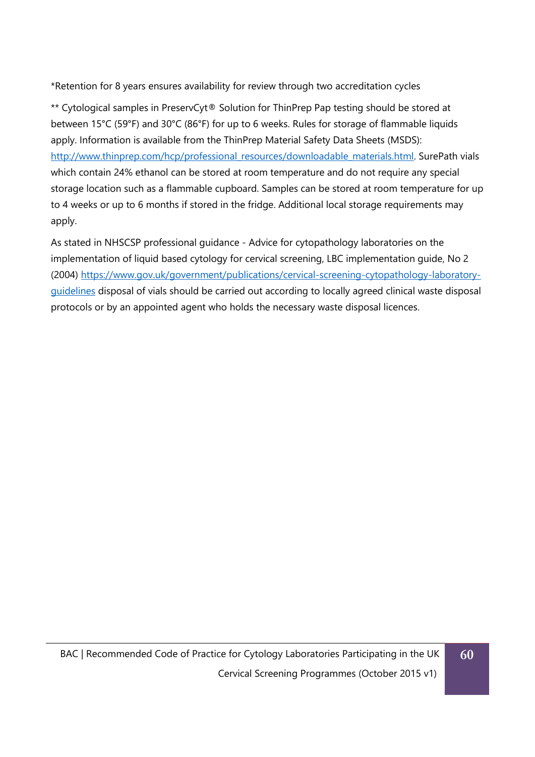*Retention for 8 years ensures availability for review through two accreditation cycles

** Cytological samples in PreservCyt® Solution for ThinPrep Pap testing should be stored at between 15°C (59°F) and 30°C (86°F) for up to 6 weeks. Rules for storage of flammable liquids apply. Information is available from the ThinPrep Material Safety Data Sheets (MSDS): [http://www.thinprep.com/hcp/professional_resources/downloadable_materials.html](http://www.thinprep.com/hcp/professional_resources/downloadable_materials.html). SurePath vials which contain 24% ethanol can be stored at room temperature and do not require any special storage location such as a flammable cupboard. Samples can be stored at room temperature for up to 4 weeks or up to 6 months if stored in the fridge. Additional local storage requirements may apply.

As stated in NHSCSP professional guidance - Advice for cytopathology laboratories on the implementation of liquid based cytology for cervical screening, LBC implementation guide, No 2 (2004) [https://www.gov.uk/government/publications/cervical-screening-cytopathology-laboratory-guidelines](https://www.gov.uk/government/publications/cervical-screening-cytopathology-laboratory-guidelines) disposal of vials should be carried out according to locally agreed clinical waste disposal protocols or by an appointed agent who holds the necessary waste disposal licences.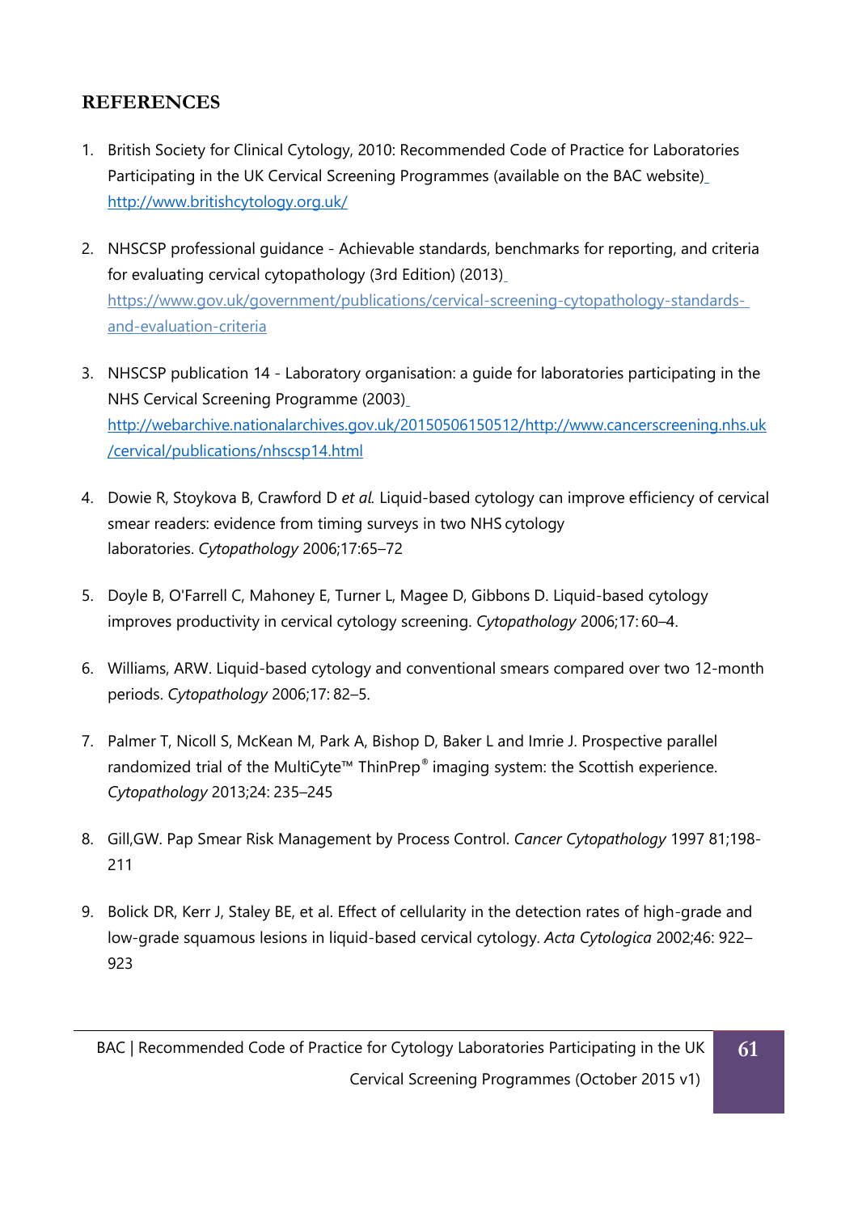## REFERENCES

1. British Society for Clinical Cytology, 2010: Recommended Code of Practice for Laboratories Participating in the UK Cervical Screening Programmes (available on the BAC website) http://www.britishcytology.org.uk/

2. NHSCSP professional guidance - Achievable standards, benchmarks for reporting, and criteria for evaluating cervical cytopathology (3rd Edition) (2013) https://www.gov.uk/government/publications/cervical-screening-cytopathology-standards-and-evaluation-criteria

3. NHSCSP publication 14 - Laboratory organisation: a guide for laboratories participating in the NHS Cervical Screening Programme (2003) http://webarchive.nationalarchives.gov.uk/20150506150512/http://www.cancerscreening.nhs.uk/cervical/publications/nhscsp14.html

4. Dowie R, Stoykova B, Crawford D *et al.* Liquid-based cytology can improve efficiency of cervical smear readers: evidence from timing surveys in two NHS cytology laboratories. *Cytopathology* 2006;17:65–72

5. Doyle B, O'Farrell C, Mahoney E, Turner L, Magee D, Gibbons D. Liquid-based cytology improves productivity in cervical cytology screening. *Cytopathology* 2006;17: 60–4.

6. Williams, ARW. Liquid-based cytology and conventional smears compared over two 12-month periods. *Cytopathology* 2006;17: 82–5.

7. Palmer T, Nicoll S, McKean M, Park A, Bishop D, Baker L and Imrie J. Prospective parallel randomized trial of the MultiCyte™ ThinPrep® imaging system: the Scottish experience. *Cytopathology* 2013;24: 235–245

8. Gill,GW. Pap Smear Risk Management by Process Control. *Cancer Cytopathology* 1997 81;198-211

9. Bolick DR, Kerr J, Staley BE, et al. Effect of cellularity in the detection rates of high-grade and low-grade squamous lesions in liquid-based cervical cytology. *Acta Cytologica* 2002;46: 922–923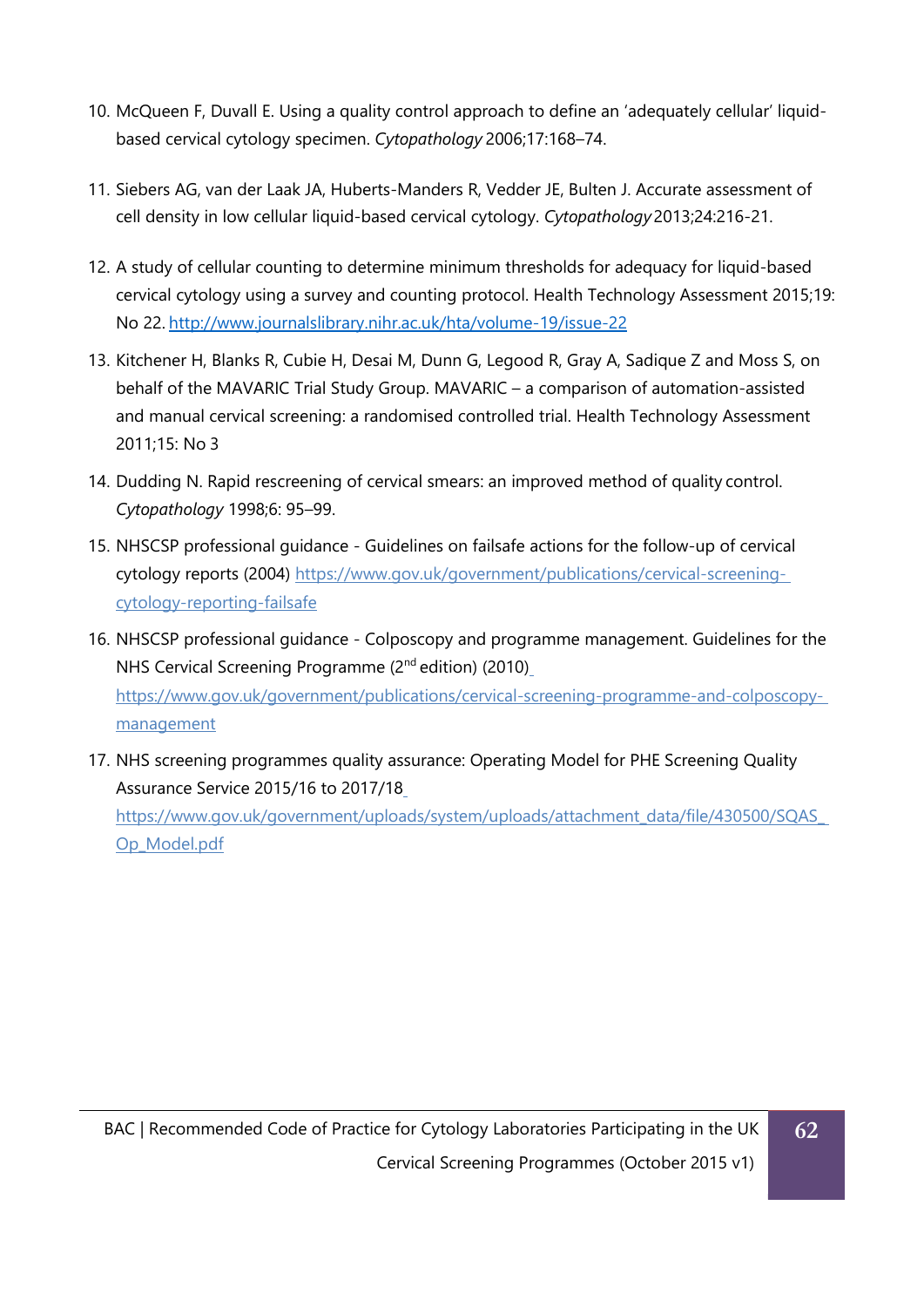10. McQueen F, Duvall E. Using a quality control approach to define an 'adequately cellular' liquid-based cervical cytology specimen. *Cytopathology* 2006;17:168–74.

11. Siebers AG, van der Laak JA, Huberts-Manders R, Vedder JE, Bulten J. Accurate assessment of cell density in low cellular liquid-based cervical cytology. *Cytopathology* 2013;24:216-21.

12. A study of cellular counting to determine minimum thresholds for adequacy for liquid-based cervical cytology using a survey and counting protocol. Health Technology Assessment 2015;19: No 22. http://www.journalslibrary.nihr.ac.uk/hta/volume-19/issue-22

13. Kitchener H, Blanks R, Cubie H, Desai M, Dunn G, Legood R, Gray A, Sadique Z and Moss S, on behalf of the MAVARIC Trial Study Group. MAVARIC – a comparison of automation-assisted and manual cervical screening: a randomised controlled trial. Health Technology Assessment 2011;15: No 3

14. Dudding N. Rapid rescreening of cervical smears: an improved method of quality control. *Cytopathology* 1998;6: 95–99.

15. NHSCSP professional guidance - Guidelines on failsafe actions for the follow-up of cervical cytology reports (2004) https://www.gov.uk/government/publications/cervical-screening-cytology-reporting-failsafe

16. NHSCSP professional guidance - Colposcopy and programme management. Guidelines for the NHS Cervical Screening Programme (2nd edition) (2010) https://www.gov.uk/government/publications/cervical-screening-programme-and-colposcopy-management

17. NHS screening programmes quality assurance: Operating Model for PHE Screening Quality Assurance Service 2015/16 to 2017/18 https://www.gov.uk/government/uploads/system/uploads/attachment_data/file/430500/SQAS_Op_Model.pdf